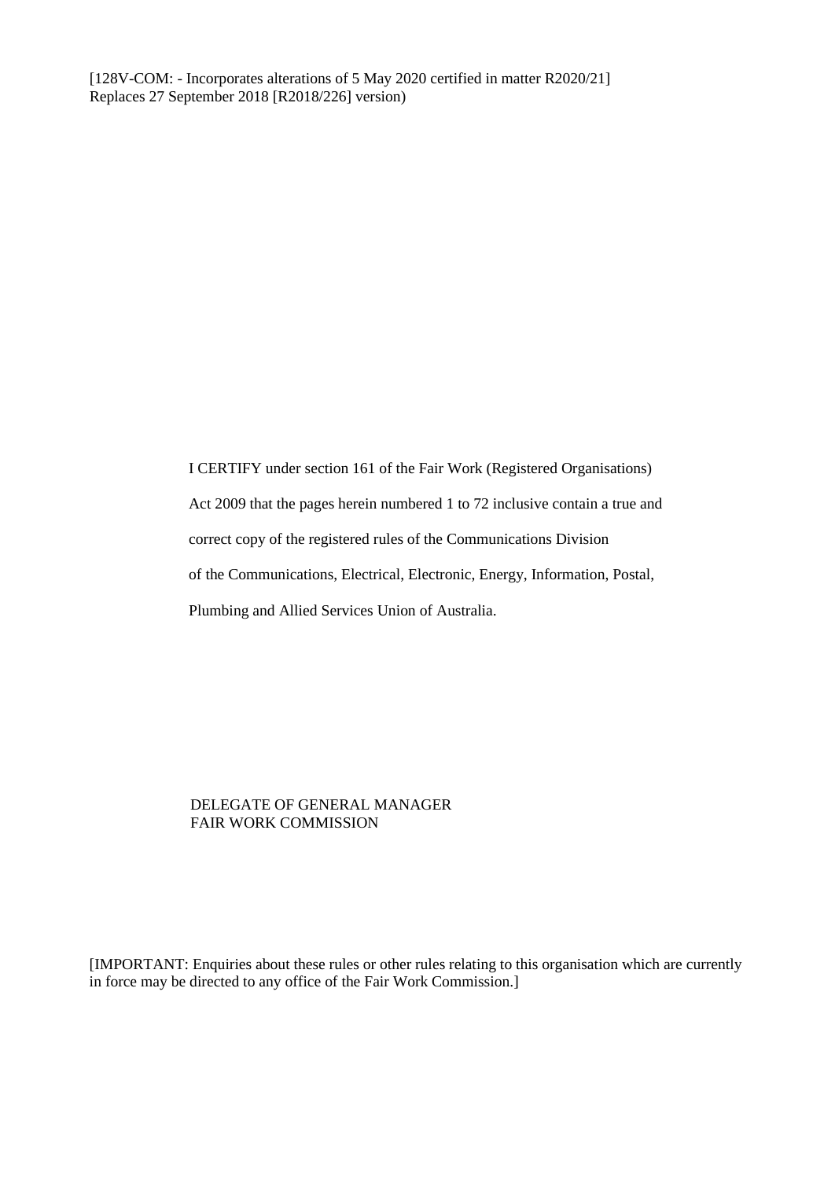[128V-COM: - Incorporates alterations of 5 May 2020 certified in matter R2020/21]
Replaces 27 September 2018 [R2018/226] version)

I CERTIFY under section 161 of the Fair Work (Registered Organisations) Act 2009 that the pages herein numbered 1 to 72 inclusive contain a true and correct copy of the registered rules of the Communications Division of the Communications, Electrical, Electronic, Energy, Information, Postal, Plumbing and Allied Services Union of Australia.

DELEGATE OF GENERAL MANAGER
FAIR WORK COMMISSION

[IMPORTANT: Enquiries about these rules or other rules relating to this organisation which are currently in force may be directed to any office of the Fair Work Commission.]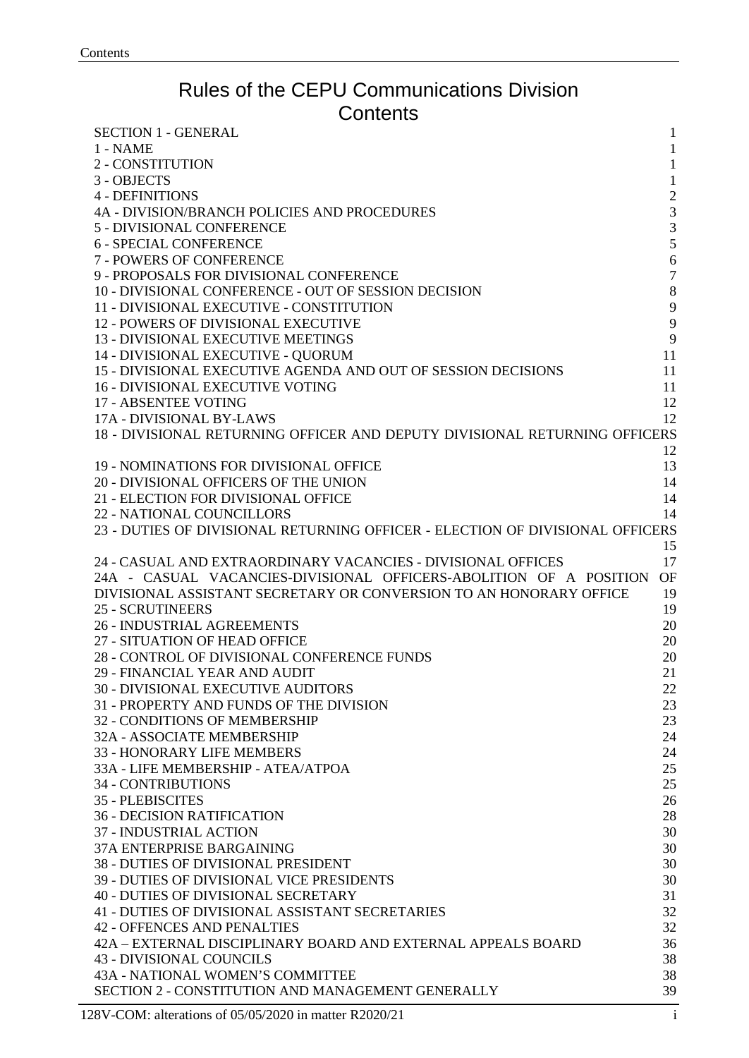# Rules of the CEPU Communications Division
## Contents

| | |
|---|---|
| SECTION 1 - GENERAL | 1 |
| 1 - NAME | 1 |
| 2 - CONSTITUTION | 1 |
| 3 - OBJECTS | 1 |
| 4 - DEFINITIONS | 2 |
| 4A - DIVISION/BRANCH POLICIES AND PROCEDURES | 3 |
| 5 - DIVISIONAL CONFERENCE | 3 |
| 6 - SPECIAL CONFERENCE | 5 |
| 7 - POWERS OF CONFERENCE | 6 |
| 9 - PROPOSALS FOR DIVISIONAL CONFERENCE | 7 |
| 10 - DIVISIONAL CONFERENCE - OUT OF SESSION DECISION | 8 |
| 11 - DIVISIONAL EXECUTIVE - CONSTITUTION | 9 |
| 12 - POWERS OF DIVISIONAL EXECUTIVE | 9 |
| 13 - DIVISIONAL EXECUTIVE MEETINGS | 9 |
| 14 - DIVISIONAL EXECUTIVE - QUORUM | 11 |
| 15 - DIVISIONAL EXECUTIVE AGENDA AND OUT OF SESSION DECISIONS | 11 |
| 16 - DIVISIONAL EXECUTIVE VOTING | 11 |
| 17 - ABSENTEE VOTING | 12 |
| 17A - DIVISIONAL BY-LAWS | 12 |
| 18 - DIVISIONAL RETURNING OFFICER AND DEPUTY DIVISIONAL RETURNING OFFICERS | 12 |
| 19 - NOMINATIONS FOR DIVISIONAL OFFICE | 13 |
| 20 - DIVISIONAL OFFICERS OF THE UNION | 14 |
| 21 - ELECTION FOR DIVISIONAL OFFICE | 14 |
| 22 - NATIONAL COUNCILLORS | 14 |
| 23 - DUTIES OF DIVISIONAL RETURNING OFFICER - ELECTION OF DIVISIONAL OFFICERS | 15 |
| 24 - CASUAL AND EXTRAORDINARY VACANCIES - DIVISIONAL OFFICES | 17 |
| 24A - CASUAL VACANCIES-DIVISIONAL OFFICERS-ABOLITION OF A POSITION OF DIVISIONAL ASSISTANT SECRETARY OR CONVERSION TO AN HONORARY OFFICE | 19 |
| 25 - SCRUTINEERS | 19 |
| 26 - INDUSTRIAL AGREEMENTS | 20 |
| 27 - SITUATION OF HEAD OFFICE | 20 |
| 28 - CONTROL OF DIVISIONAL CONFERENCE FUNDS | 20 |
| 29 - FINANCIAL YEAR AND AUDIT | 21 |
| 30 - DIVISIONAL EXECUTIVE AUDITORS | 22 |
| 31 - PROPERTY AND FUNDS OF THE DIVISION | 23 |
| 32 - CONDITIONS OF MEMBERSHIP | 23 |
| 32A - ASSOCIATE MEMBERSHIP | 24 |
| 33 - HONORARY LIFE MEMBERS | 24 |
| 33A - LIFE MEMBERSHIP - ATEA/ATPOA | 25 |
| 34 - CONTRIBUTIONS | 25 |
| 35 - PLEBISCITES | 26 |
| 36 - DECISION RATIFICATION | 28 |
| 37 - INDUSTRIAL ACTION | 30 |
| 37A ENTERPRISE BARGAINING | 30 |
| 38 - DUTIES OF DIVISIONAL PRESIDENT | 30 |
| 39 - DUTIES OF DIVISIONAL VICE PRESIDENTS | 30 |
| 40 - DUTIES OF DIVISIONAL SECRETARY | 31 |
| 41 - DUTIES OF DIVISIONAL ASSISTANT SECRETARIES | 32 |
| 42 - OFFENCES AND PENALTIES | 32 |
| 42A – EXTERNAL DISCIPLINARY BOARD AND EXTERNAL APPEALS BOARD | 36 |
| 43 - DIVISIONAL COUNCILS | 38 |
| 43A - NATIONAL WOMEN'S COMMITTEE | 38 |
| SECTION 2 - CONSTITUTION AND MANAGEMENT GENERALLY | 39 |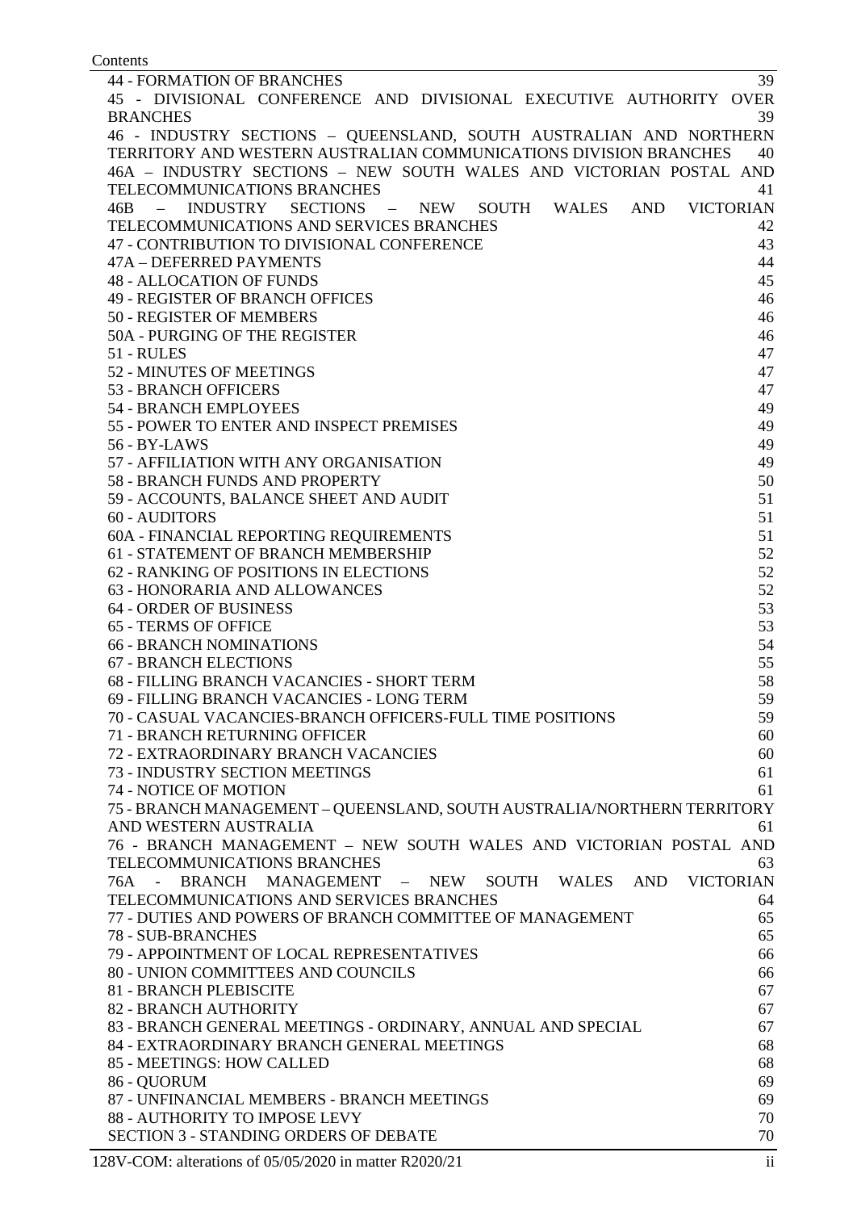44 - FORMATION OF BRANCHES 39
45 - DIVISIONAL CONFERENCE AND DIVISIONAL EXECUTIVE AUTHORITY OVER BRANCHES 39
46 - INDUSTRY SECTIONS – QUEENSLAND, SOUTH AUSTRALIAN AND NORTHERN TERRITORY AND WESTERN AUSTRALIAN COMMUNICATIONS DIVISION BRANCHES 40
46A – INDUSTRY SECTIONS – NEW SOUTH WALES AND VICTORIAN POSTAL AND TELECOMMUNICATIONS BRANCHES 41
46B – INDUSTRY SECTIONS – NEW SOUTH WALES AND VICTORIAN TELECOMMUNICATIONS AND SERVICES BRANCHES 42
47 - CONTRIBUTION TO DIVISIONAL CONFERENCE 43
47A – DEFERRED PAYMENTS 44
48 - ALLOCATION OF FUNDS 45
49 - REGISTER OF BRANCH OFFICES 46
50 - REGISTER OF MEMBERS 46
50A - PURGING OF THE REGISTER 46
51 - RULES 47
52 - MINUTES OF MEETINGS 47
53 - BRANCH OFFICERS 47
54 - BRANCH EMPLOYEES 49
55 - POWER TO ENTER AND INSPECT PREMISES 49
56 - BY-LAWS 49
57 - AFFILIATION WITH ANY ORGANISATION 49
58 - BRANCH FUNDS AND PROPERTY 50
59 - ACCOUNTS, BALANCE SHEET AND AUDIT 51
60 - AUDITORS 51
60A - FINANCIAL REPORTING REQUIREMENTS 51
61 - STATEMENT OF BRANCH MEMBERSHIP 52
62 - RANKING OF POSITIONS IN ELECTIONS 52
63 - HONORARIA AND ALLOWANCES 52
64 - ORDER OF BUSINESS 53
65 - TERMS OF OFFICE 53
66 - BRANCH NOMINATIONS 54
67 - BRANCH ELECTIONS 55
68 - FILLING BRANCH VACANCIES - SHORT TERM 58
69 - FILLING BRANCH VACANCIES - LONG TERM 59
70 - CASUAL VACANCIES-BRANCH OFFICERS-FULL TIME POSITIONS 59
71 - BRANCH RETURNING OFFICER 60
72 - EXTRAORDINARY BRANCH VACANCIES 60
73 - INDUSTRY SECTION MEETINGS 61
74 - NOTICE OF MOTION 61
75 - BRANCH MANAGEMENT – QUEENSLAND, SOUTH AUSTRALIA/NORTHERN TERRITORY AND WESTERN AUSTRALIA 61
76 - BRANCH MANAGEMENT – NEW SOUTH WALES AND VICTORIAN POSTAL AND TELECOMMUNICATIONS BRANCHES 63
76A - BRANCH MANAGEMENT – NEW SOUTH WALES AND VICTORIAN TELECOMMUNICATIONS AND SERVICES BRANCHES 64
77 - DUTIES AND POWERS OF BRANCH COMMITTEE OF MANAGEMENT 65
78 - SUB-BRANCHES 65
79 - APPOINTMENT OF LOCAL REPRESENTATIVES 66
80 - UNION COMMITTEES AND COUNCILS 66
81 - BRANCH PLEBISCITE 67
82 - BRANCH AUTHORITY 67
83 - BRANCH GENERAL MEETINGS - ORDINARY, ANNUAL AND SPECIAL 67
84 - EXTRAORDINARY BRANCH GENERAL MEETINGS 68
85 - MEETINGS: HOW CALLED 68
86 - QUORUM 69
87 - UNFINANCIAL MEMBERS - BRANCH MEETINGS 69
88 - AUTHORITY TO IMPOSE LEVY 70
SECTION 3 - STANDING ORDERS OF DEBATE 70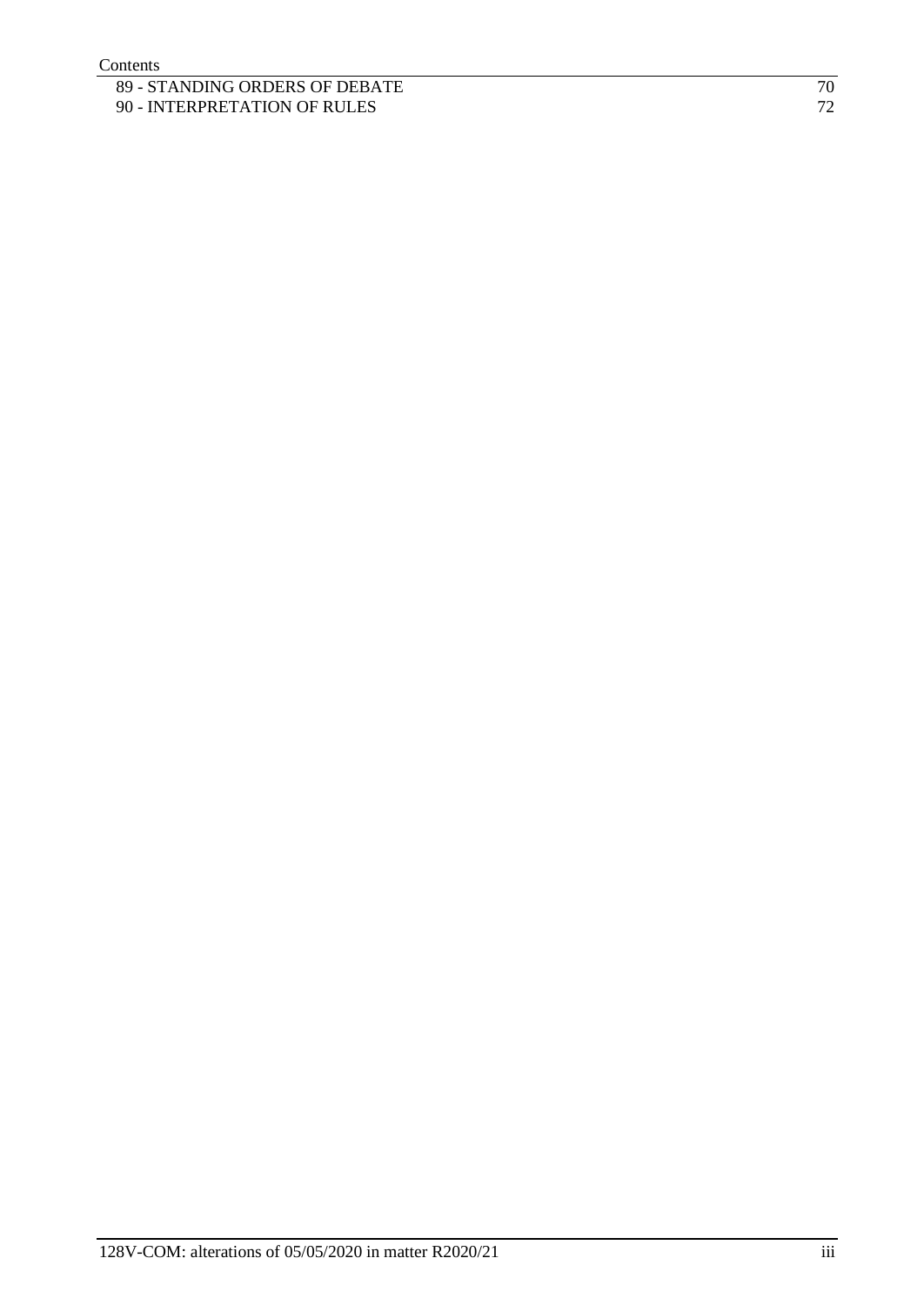89 - STANDING ORDERS OF DEBATE 70
90 - INTERPRETATION OF RULES 72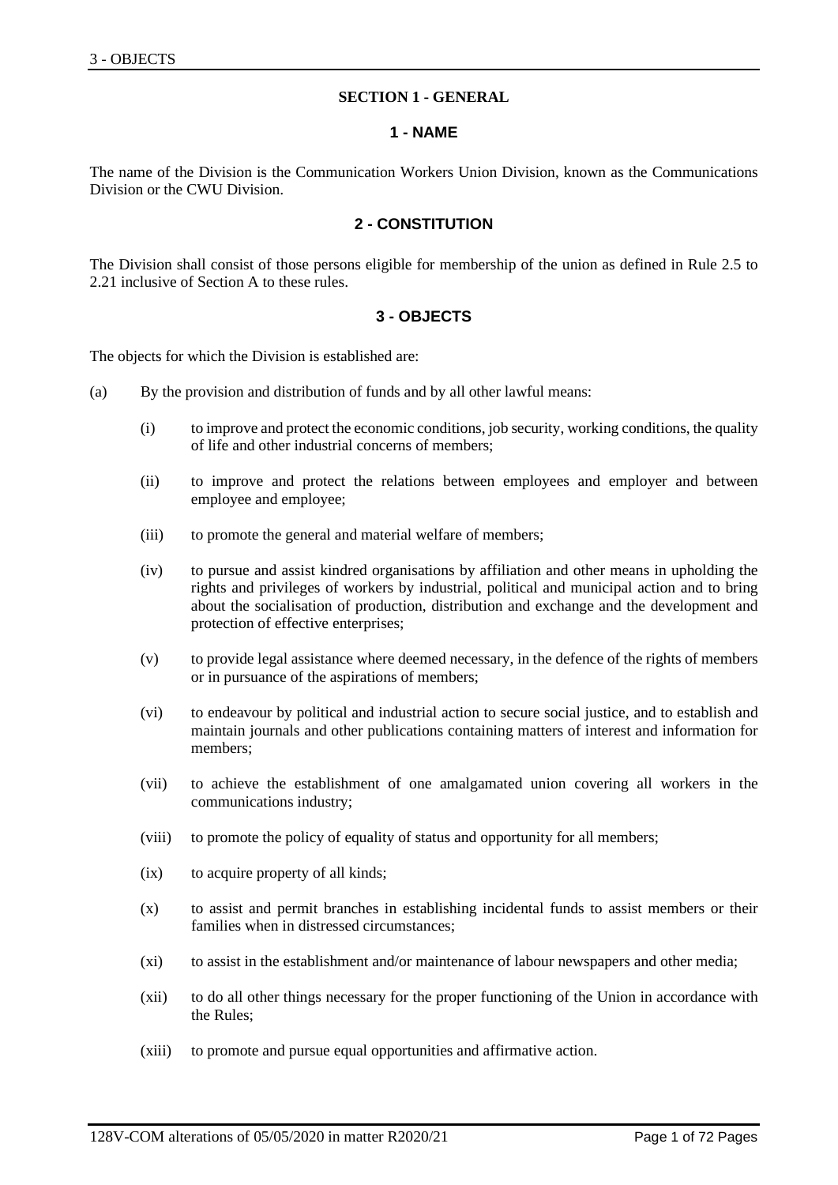## SECTION 1 - GENERAL

### 1 - NAME

The name of the Division is the Communication Workers Union Division, known as the Communications Division or the CWU Division.

### 2 - CONSTITUTION

The Division shall consist of those persons eligible for membership of the union as defined in Rule 2.5 to 2.21 inclusive of Section A to these rules.

### 3 - OBJECTS

The objects for which the Division is established are:

(a) By the provision and distribution of funds and by all other lawful means:

- (i) to improve and protect the economic conditions, job security, working conditions, the quality of life and other industrial concerns of members;
- (ii) to improve and protect the relations between employees and employer and between employee and employee;
- (iii) to promote the general and material welfare of members;
- (iv) to pursue and assist kindred organisations by affiliation and other means in upholding the rights and privileges of workers by industrial, political and municipal action and to bring about the socialisation of production, distribution and exchange and the development and protection of effective enterprises;
- (v) to provide legal assistance where deemed necessary, in the defence of the rights of members or in pursuance of the aspirations of members;
- (vi) to endeavour by political and industrial action to secure social justice, and to establish and maintain journals and other publications containing matters of interest and information for members;
- (vii) to achieve the establishment of one amalgamated union covering all workers in the communications industry;
- (viii) to promote the policy of equality of status and opportunity for all members;
- (ix) to acquire property of all kinds;
- (x) to assist and permit branches in establishing incidental funds to assist members or their families when in distressed circumstances;
- (xi) to assist in the establishment and/or maintenance of labour newspapers and other media;
- (xii) to do all other things necessary for the proper functioning of the Union in accordance with the Rules;
- (xiii) to promote and pursue equal opportunities and affirmative action.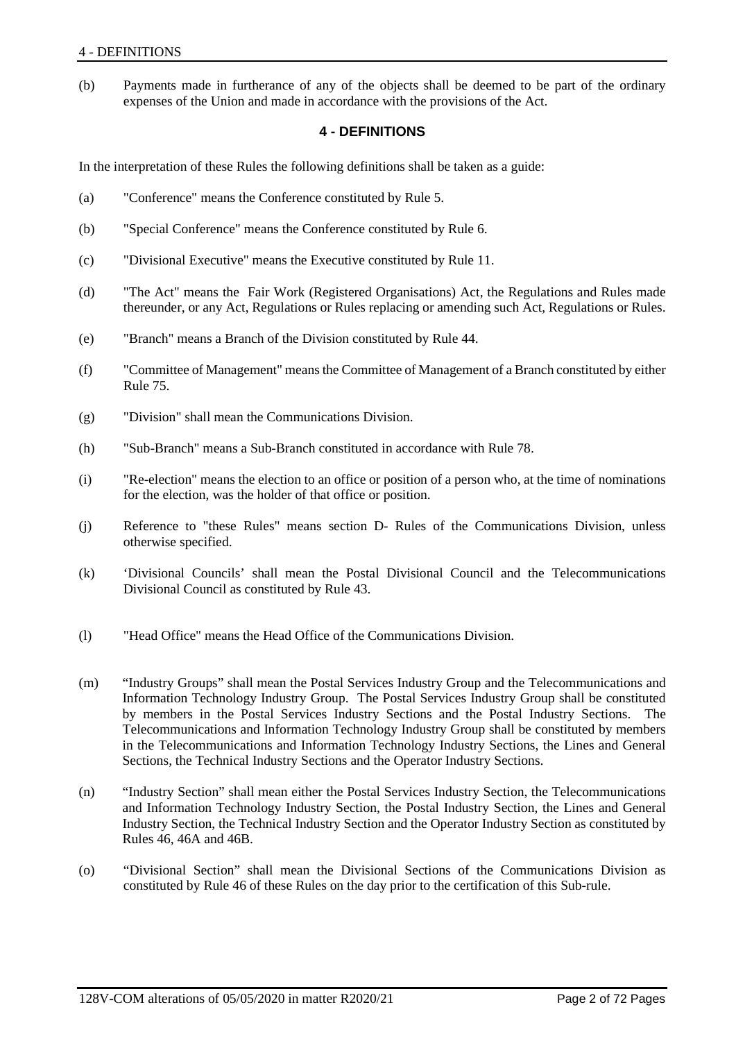(b) Payments made in furtherance of any of the objects shall be deemed to be part of the ordinary expenses of the Union and made in accordance with the provisions of the Act.

## 4 - DEFINITIONS

In the interpretation of these Rules the following definitions shall be taken as a guide:

(a) "Conference" means the Conference constituted by Rule 5.

(b) "Special Conference" means the Conference constituted by Rule 6.

(c) "Divisional Executive" means the Executive constituted by Rule 11.

(d) "The Act" means the Fair Work (Registered Organisations) Act, the Regulations and Rules made thereunder, or any Act, Regulations or Rules replacing or amending such Act, Regulations or Rules.

(e) "Branch" means a Branch of the Division constituted by Rule 44.

(f) "Committee of Management" means the Committee of Management of a Branch constituted by either Rule 75.

(g) "Division" shall mean the Communications Division.

(h) "Sub-Branch" means a Sub-Branch constituted in accordance with Rule 78.

(i) "Re-election" means the election to an office or position of a person who, at the time of nominations for the election, was the holder of that office or position.

(j) Reference to "these Rules" means section D- Rules of the Communications Division, unless otherwise specified.

(k) 'Divisional Councils' shall mean the Postal Divisional Council and the Telecommunications Divisional Council as constituted by Rule 43.

(l) "Head Office" means the Head Office of the Communications Division.

(m) "Industry Groups" shall mean the Postal Services Industry Group and the Telecommunications and Information Technology Industry Group. The Postal Services Industry Group shall be constituted by members in the Postal Services Industry Sections and the Postal Industry Sections. The Telecommunications and Information Technology Industry Group shall be constituted by members in the Telecommunications and Information Technology Industry Sections, the Lines and General Sections, the Technical Industry Sections and the Operator Industry Sections.

(n) "Industry Section" shall mean either the Postal Services Industry Section, the Telecommunications and Information Technology Industry Section, the Postal Industry Section, the Lines and General Industry Section, the Technical Industry Section and the Operator Industry Section as constituted by Rules 46, 46A and 46B.

(o) "Divisional Section" shall mean the Divisional Sections of the Communications Division as constituted by Rule 46 of these Rules on the day prior to the certification of this Sub-rule.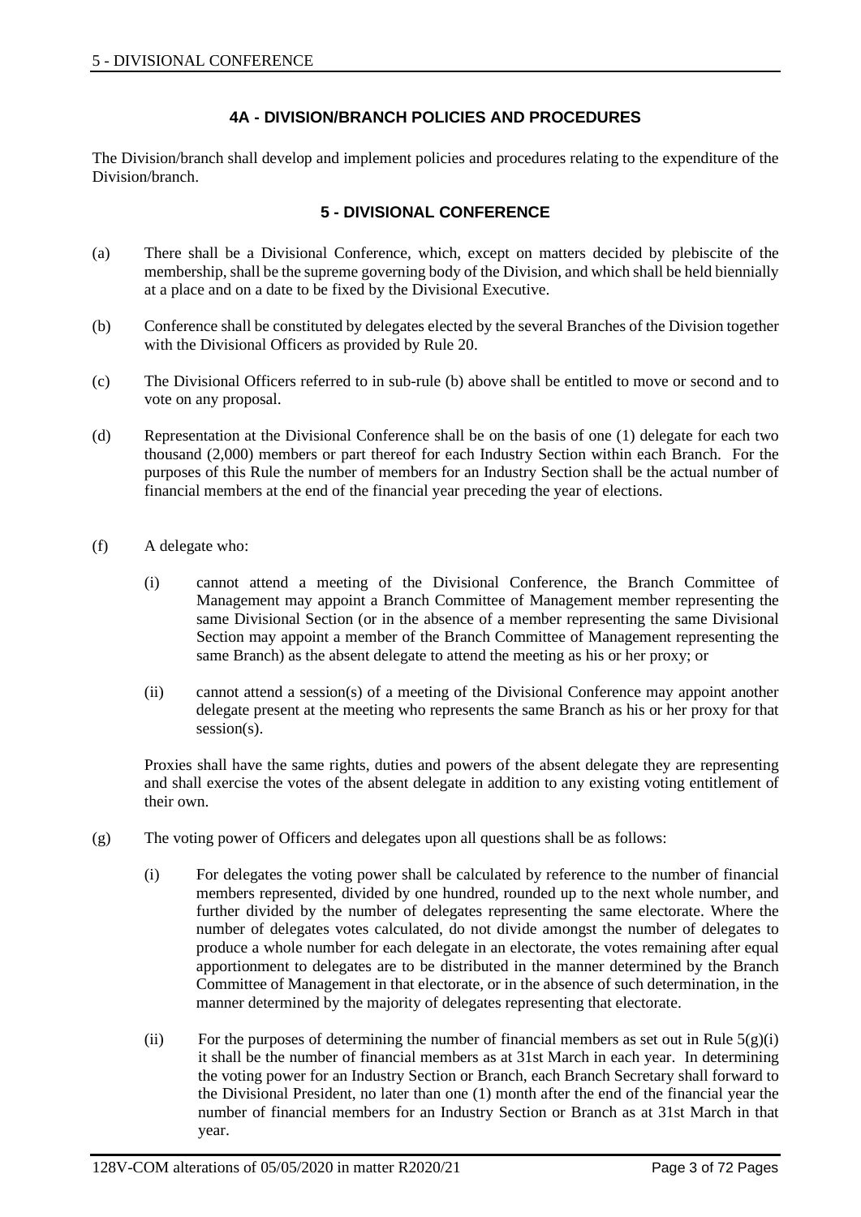## 4A - DIVISION/BRANCH POLICIES AND PROCEDURES

The Division/branch shall develop and implement policies and procedures relating to the expenditure of the Division/branch.

## 5 - DIVISIONAL CONFERENCE

(a) There shall be a Divisional Conference, which, except on matters decided by plebiscite of the membership, shall be the supreme governing body of the Division, and which shall be held biennially at a place and on a date to be fixed by the Divisional Executive.

(b) Conference shall be constituted by delegates elected by the several Branches of the Division together with the Divisional Officers as provided by Rule 20.

(c) The Divisional Officers referred to in sub-rule (b) above shall be entitled to move or second and to vote on any proposal.

(d) Representation at the Divisional Conference shall be on the basis of one (1) delegate for each two thousand (2,000) members or part thereof for each Industry Section within each Branch. For the purposes of this Rule the number of members for an Industry Section shall be the actual number of financial members at the end of the financial year preceding the year of elections.

(f) A delegate who:

(i) cannot attend a meeting of the Divisional Conference, the Branch Committee of Management may appoint a Branch Committee of Management member representing the same Divisional Section (or in the absence of a member representing the same Divisional Section may appoint a member of the Branch Committee of Management representing the same Branch) as the absent delegate to attend the meeting as his or her proxy; or

(ii) cannot attend a session(s) of a meeting of the Divisional Conference may appoint another delegate present at the meeting who represents the same Branch as his or her proxy for that session(s).

Proxies shall have the same rights, duties and powers of the absent delegate they are representing and shall exercise the votes of the absent delegate in addition to any existing voting entitlement of their own.

(g) The voting power of Officers and delegates upon all questions shall be as follows:

(i) For delegates the voting power shall be calculated by reference to the number of financial members represented, divided by one hundred, rounded up to the next whole number, and further divided by the number of delegates representing the same electorate. Where the number of delegates votes calculated, do not divide amongst the number of delegates to produce a whole number for each delegate in an electorate, the votes remaining after equal apportionment to delegates are to be distributed in the manner determined by the Branch Committee of Management in that electorate, or in the absence of such determination, in the manner determined by the majority of delegates representing that electorate.

(ii) For the purposes of determining the number of financial members as set out in Rule 5(g)(i) it shall be the number of financial members as at 31st March in each year. In determining the voting power for an Industry Section or Branch, each Branch Secretary shall forward to the Divisional President, no later than one (1) month after the end of the financial year the number of financial members for an Industry Section or Branch as at 31st March in that year.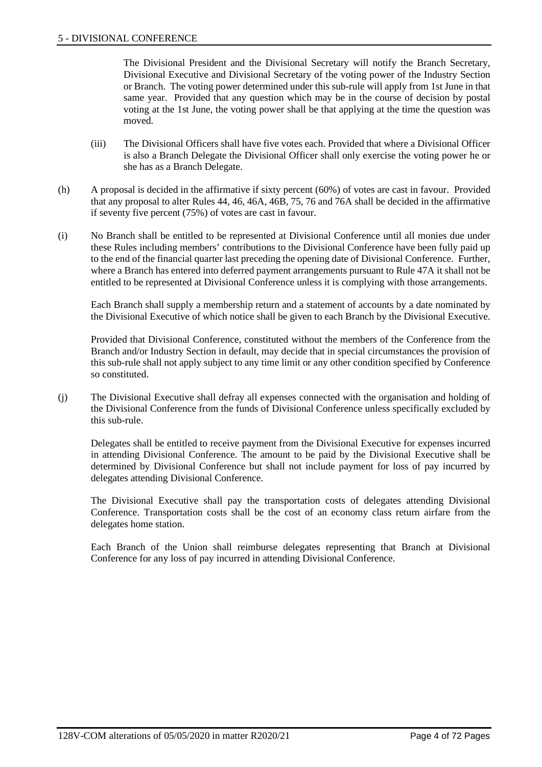The Divisional President and the Divisional Secretary will notify the Branch Secretary, Divisional Executive and Divisional Secretary of the voting power of the Industry Section or Branch. The voting power determined under this sub-rule will apply from 1st June in that same year. Provided that any question which may be in the course of decision by postal voting at the 1st June, the voting power shall be that applying at the time the question was moved.

(iii) The Divisional Officers shall have five votes each. Provided that where a Divisional Officer is also a Branch Delegate the Divisional Officer shall only exercise the voting power he or she has as a Branch Delegate.

(h) A proposal is decided in the affirmative if sixty percent (60%) of votes are cast in favour. Provided that any proposal to alter Rules 44, 46, 46A, 46B, 75, 76 and 76A shall be decided in the affirmative if seventy five percent (75%) of votes are cast in favour.

(i) No Branch shall be entitled to be represented at Divisional Conference until all monies due under these Rules including members' contributions to the Divisional Conference have been fully paid up to the end of the financial quarter last preceding the opening date of Divisional Conference. Further, where a Branch has entered into deferred payment arrangements pursuant to Rule 47A it shall not be entitled to be represented at Divisional Conference unless it is complying with those arrangements.

Each Branch shall supply a membership return and a statement of accounts by a date nominated by the Divisional Executive of which notice shall be given to each Branch by the Divisional Executive.

Provided that Divisional Conference, constituted without the members of the Conference from the Branch and/or Industry Section in default, may decide that in special circumstances the provision of this sub-rule shall not apply subject to any time limit or any other condition specified by Conference so constituted.

(j) The Divisional Executive shall defray all expenses connected with the organisation and holding of the Divisional Conference from the funds of Divisional Conference unless specifically excluded by this sub-rule.

Delegates shall be entitled to receive payment from the Divisional Executive for expenses incurred in attending Divisional Conference. The amount to be paid by the Divisional Executive shall be determined by Divisional Conference but shall not include payment for loss of pay incurred by delegates attending Divisional Conference.

The Divisional Executive shall pay the transportation costs of delegates attending Divisional Conference. Transportation costs shall be the cost of an economy class return airfare from the delegates home station.

Each Branch of the Union shall reimburse delegates representing that Branch at Divisional Conference for any loss of pay incurred in attending Divisional Conference.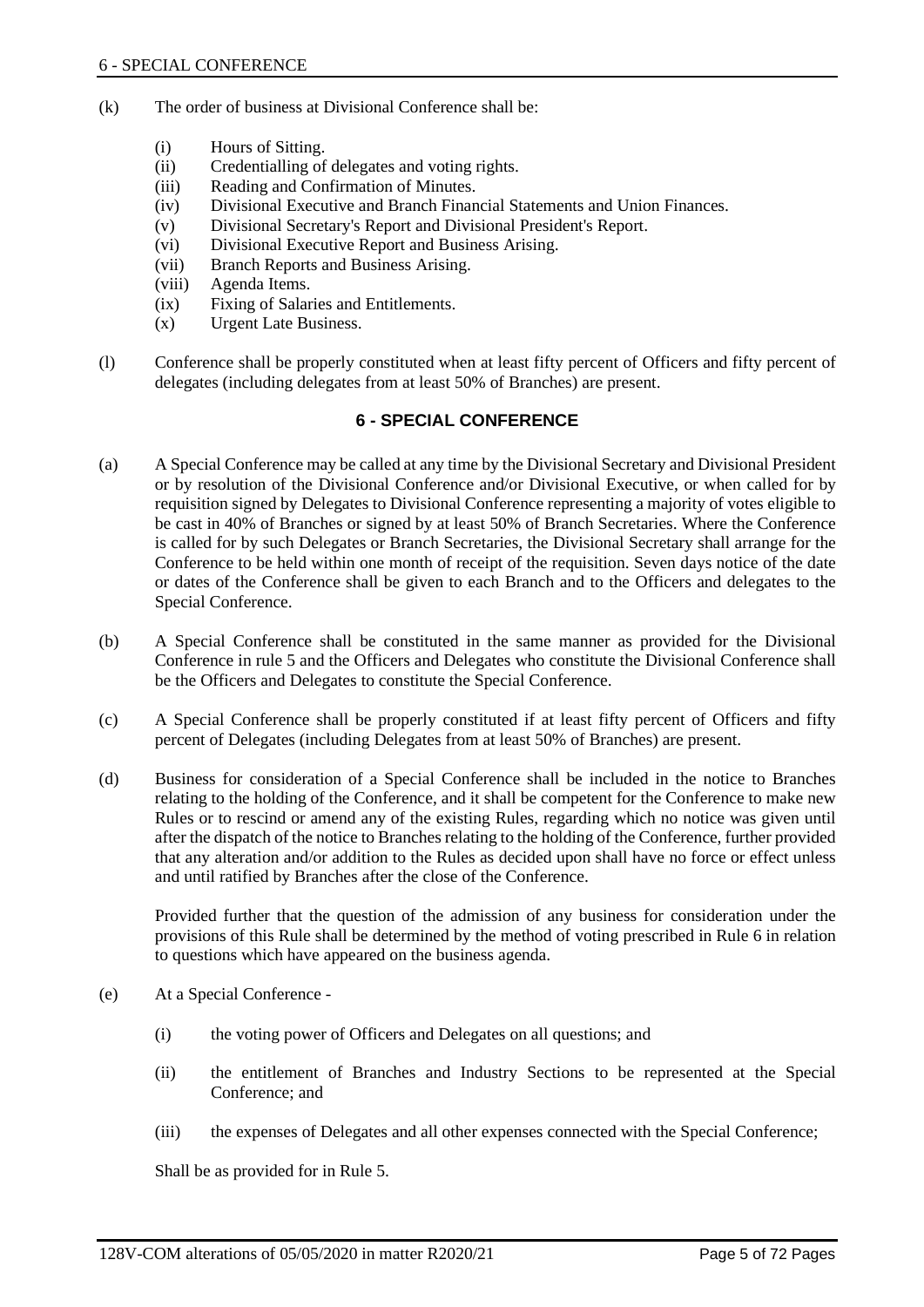(k) The order of business at Divisional Conference shall be:

   (i) Hours of Sitting.
   (ii) Credentialling of delegates and voting rights.
   (iii) Reading and Confirmation of Minutes.
   (iv) Divisional Executive and Branch Financial Statements and Union Finances.
   (v) Divisional Secretary's Report and Divisional President's Report.
   (vi) Divisional Executive Report and Business Arising.
   (vii) Branch Reports and Business Arising.
   (viii) Agenda Items.
   (ix) Fixing of Salaries and Entitlements.
   (x) Urgent Late Business.

(l) Conference shall be properly constituted when at least fifty percent of Officers and fifty percent of delegates (including delegates from at least 50% of Branches) are present.

## 6 - SPECIAL CONFERENCE

(a) A Special Conference may be called at any time by the Divisional Secretary and Divisional President or by resolution of the Divisional Conference and/or Divisional Executive, or when called for by requisition signed by Delegates to Divisional Conference representing a majority of votes eligible to be cast in 40% of Branches or signed by at least 50% of Branch Secretaries. Where the Conference is called for by such Delegates or Branch Secretaries, the Divisional Secretary shall arrange for the Conference to be held within one month of receipt of the requisition. Seven days notice of the date or dates of the Conference shall be given to each Branch and to the Officers and delegates to the Special Conference.

(b) A Special Conference shall be constituted in the same manner as provided for the Divisional Conference in rule 5 and the Officers and Delegates who constitute the Divisional Conference shall be the Officers and Delegates to constitute the Special Conference.

(c) A Special Conference shall be properly constituted if at least fifty percent of Officers and fifty percent of Delegates (including Delegates from at least 50% of Branches) are present.

(d) Business for consideration of a Special Conference shall be included in the notice to Branches relating to the holding of the Conference, and it shall be competent for the Conference to make new Rules or to rescind or amend any of the existing Rules, regarding which no notice was given until after the dispatch of the notice to Branches relating to the holding of the Conference, further provided that any alteration and/or addition to the Rules as decided upon shall have no force or effect unless and until ratified by Branches after the close of the Conference.

   Provided further that the question of the admission of any business for consideration under the provisions of this Rule shall be determined by the method of voting prescribed in Rule 6 in relation to questions which have appeared on the business agenda.

(e) At a Special Conference -

   (i) the voting power of Officers and Delegates on all questions; and

   (ii) the entitlement of Branches and Industry Sections to be represented at the Special Conference; and

   (iii) the expenses of Delegates and all other expenses connected with the Special Conference;

   Shall be as provided for in Rule 5.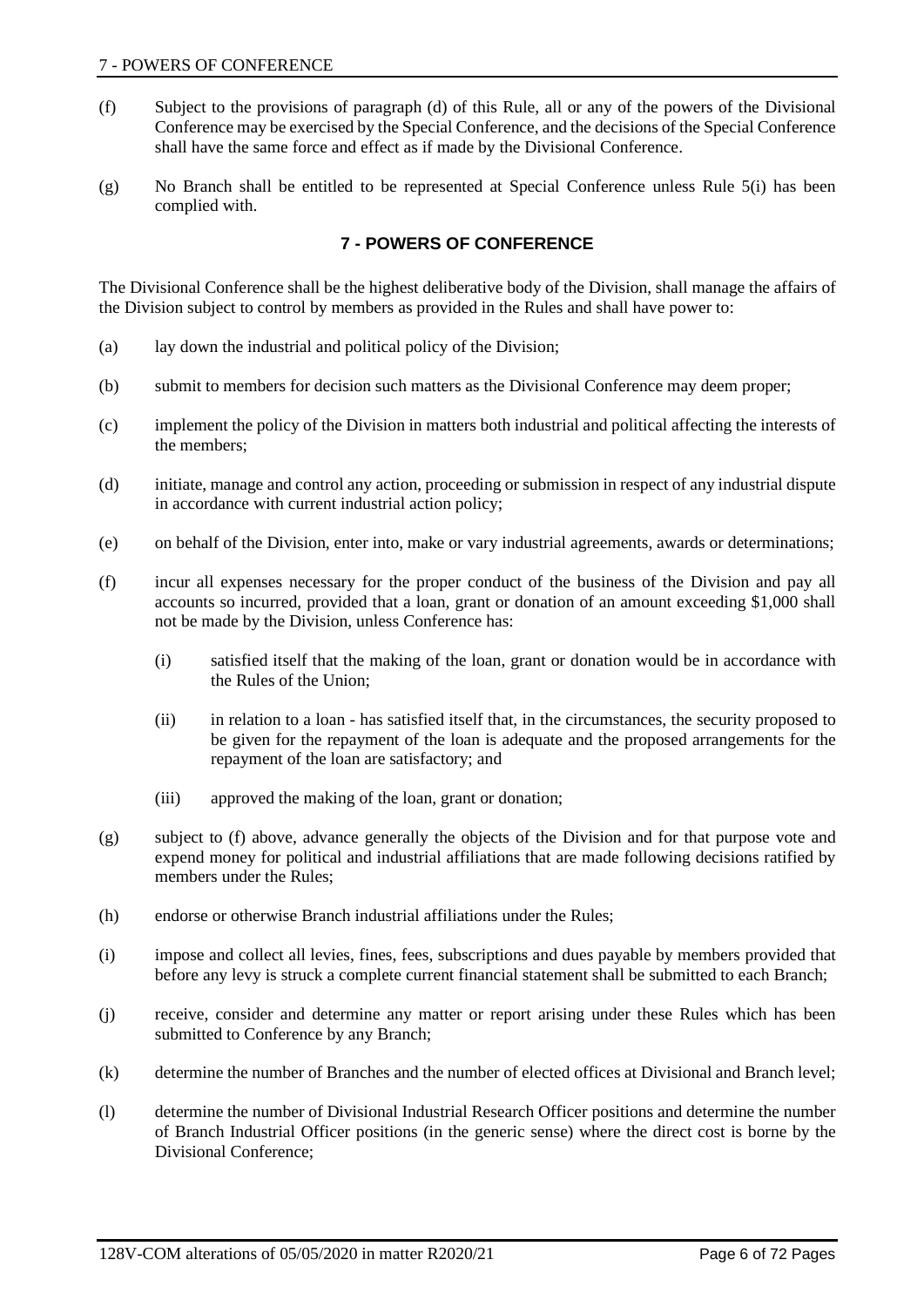(f) Subject to the provisions of paragraph (d) of this Rule, all or any of the powers of the Divisional Conference may be exercised by the Special Conference, and the decisions of the Special Conference shall have the same force and effect as if made by the Divisional Conference.

(g) No Branch shall be entitled to be represented at Special Conference unless Rule 5(i) has been complied with.

## 7 - POWERS OF CONFERENCE

The Divisional Conference shall be the highest deliberative body of the Division, shall manage the affairs of the Division subject to control by members as provided in the Rules and shall have power to:

(a) lay down the industrial and political policy of the Division;

(b) submit to members for decision such matters as the Divisional Conference may deem proper;

(c) implement the policy of the Division in matters both industrial and political affecting the interests of the members;

(d) initiate, manage and control any action, proceeding or submission in respect of any industrial dispute in accordance with current industrial action policy;

(e) on behalf of the Division, enter into, make or vary industrial agreements, awards or determinations;

(f) incur all expenses necessary for the proper conduct of the business of the Division and pay all accounts so incurred, provided that a loan, grant or donation of an amount exceeding $1,000 shall not be made by the Division, unless Conference has:

    (i) satisfied itself that the making of the loan, grant or donation would be in accordance with the Rules of the Union;

    (ii) in relation to a loan - has satisfied itself that, in the circumstances, the security proposed to be given for the repayment of the loan is adequate and the proposed arrangements for the repayment of the loan are satisfactory; and

    (iii) approved the making of the loan, grant or donation;

(g) subject to (f) above, advance generally the objects of the Division and for that purpose vote and expend money for political and industrial affiliations that are made following decisions ratified by members under the Rules;

(h) endorse or otherwise Branch industrial affiliations under the Rules;

(i) impose and collect all levies, fines, fees, subscriptions and dues payable by members provided that before any levy is struck a complete current financial statement shall be submitted to each Branch;

(j) receive, consider and determine any matter or report arising under these Rules which has been submitted to Conference by any Branch;

(k) determine the number of Branches and the number of elected offices at Divisional and Branch level;

(l) determine the number of Divisional Industrial Research Officer positions and determine the number of Branch Industrial Officer positions (in the generic sense) where the direct cost is borne by the Divisional Conference;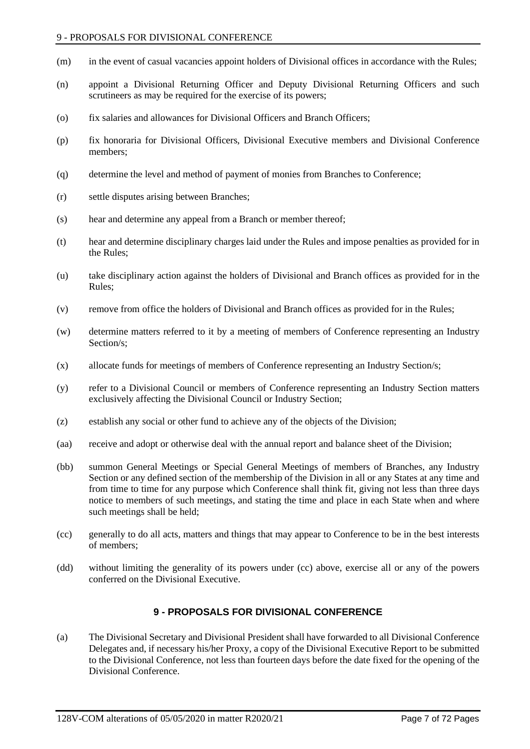(m) in the event of casual vacancies appoint holders of Divisional offices in accordance with the Rules;

(n) appoint a Divisional Returning Officer and Deputy Divisional Returning Officers and such scrutineers as may be required for the exercise of its powers;

(o) fix salaries and allowances for Divisional Officers and Branch Officers;

(p) fix honoraria for Divisional Officers, Divisional Executive members and Divisional Conference members;

(q) determine the level and method of payment of monies from Branches to Conference;

(r) settle disputes arising between Branches;

(s) hear and determine any appeal from a Branch or member thereof;

(t) hear and determine disciplinary charges laid under the Rules and impose penalties as provided for in the Rules;

(u) take disciplinary action against the holders of Divisional and Branch offices as provided for in the Rules;

(v) remove from office the holders of Divisional and Branch offices as provided for in the Rules;

(w) determine matters referred to it by a meeting of members of Conference representing an Industry Section/s;

(x) allocate funds for meetings of members of Conference representing an Industry Section/s;

(y) refer to a Divisional Council or members of Conference representing an Industry Section matters exclusively affecting the Divisional Council or Industry Section;

(z) establish any social or other fund to achieve any of the objects of the Division;

(aa) receive and adopt or otherwise deal with the annual report and balance sheet of the Division;

(bb) summon General Meetings or Special General Meetings of members of Branches, any Industry Section or any defined section of the membership of the Division in all or any States at any time and from time to time for any purpose which Conference shall think fit, giving not less than three days notice to members of such meetings, and stating the time and place in each State when and where such meetings shall be held;

(cc) generally to do all acts, matters and things that may appear to Conference to be in the best interests of members;

(dd) without limiting the generality of its powers under (cc) above, exercise all or any of the powers conferred on the Divisional Executive.

## 9 - PROPOSALS FOR DIVISIONAL CONFERENCE

(a) The Divisional Secretary and Divisional President shall have forwarded to all Divisional Conference Delegates and, if necessary his/her Proxy, a copy of the Divisional Executive Report to be submitted to the Divisional Conference, not less than fourteen days before the date fixed for the opening of the Divisional Conference.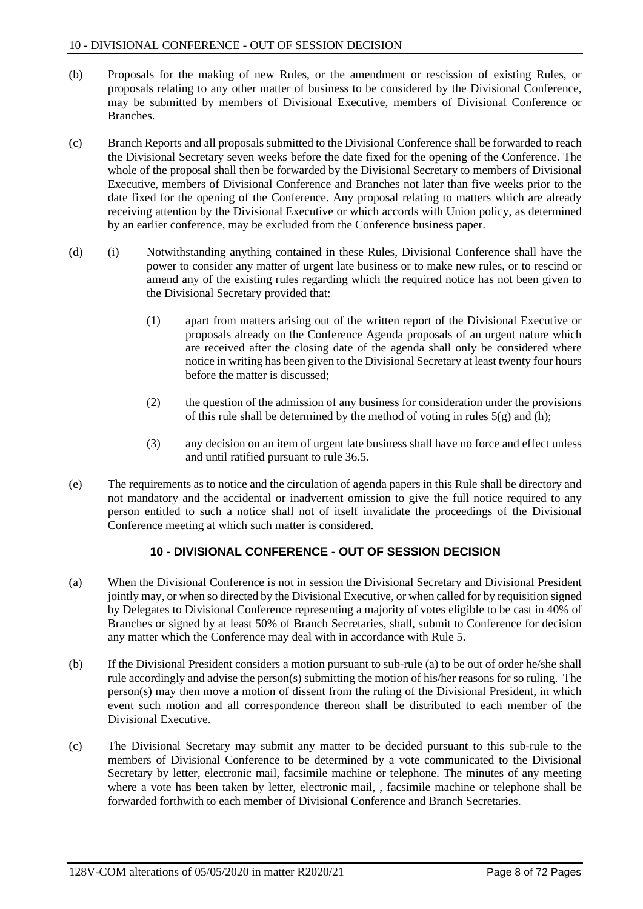(b) Proposals for the making of new Rules, or the amendment or rescission of existing Rules, or proposals relating to any other matter of business to be considered by the Divisional Conference, may be submitted by members of Divisional Executive, members of Divisional Conference or Branches.

(c) Branch Reports and all proposals submitted to the Divisional Conference shall be forwarded to reach the Divisional Secretary seven weeks before the date fixed for the opening of the Conference. The whole of the proposal shall then be forwarded by the Divisional Secretary to members of Divisional Executive, members of Divisional Conference and Branches not later than five weeks prior to the date fixed for the opening of the Conference. Any proposal relating to matters which are already receiving attention by the Divisional Executive or which accords with Union policy, as determined by an earlier conference, may be excluded from the Conference business paper.

(d) (i) Notwithstanding anything contained in these Rules, Divisional Conference shall have the power to consider any matter of urgent late business or to make new rules, or to rescind or amend any of the existing rules regarding which the required notice has not been given to the Divisional Secretary provided that:

(1) apart from matters arising out of the written report of the Divisional Executive or proposals already on the Conference Agenda proposals of an urgent nature which are received after the closing date of the agenda shall only be considered where notice in writing has been given to the Divisional Secretary at least twenty four hours before the matter is discussed;

(2) the question of the admission of any business for consideration under the provisions of this rule shall be determined by the method of voting in rules 5(g) and (h);

(3) any decision on an item of urgent late business shall have no force and effect unless and until ratified pursuant to rule 36.5.

(e) The requirements as to notice and the circulation of agenda papers in this Rule shall be directory and not mandatory and the accidental or inadvertent omission to give the full notice required to any person entitled to such a notice shall not of itself invalidate the proceedings of the Divisional Conference meeting at which such matter is considered.

## 10 - DIVISIONAL CONFERENCE - OUT OF SESSION DECISION

(a) When the Divisional Conference is not in session the Divisional Secretary and Divisional President jointly may, or when so directed by the Divisional Executive, or when called for by requisition signed by Delegates to Divisional Conference representing a majority of votes eligible to be cast in 40% of Branches or signed by at least 50% of Branch Secretaries, shall, submit to Conference for decision any matter which the Conference may deal with in accordance with Rule 5.

(b) If the Divisional President considers a motion pursuant to sub-rule (a) to be out of order he/she shall rule accordingly and advise the person(s) submitting the motion of his/her reasons for so ruling. The person(s) may then move a motion of dissent from the ruling of the Divisional President, in which event such motion and all correspondence thereon shall be distributed to each member of the Divisional Executive.

(c) The Divisional Secretary may submit any matter to be decided pursuant to this sub-rule to the members of Divisional Conference to be determined by a vote communicated to the Divisional Secretary by letter, electronic mail, facsimile machine or telephone. The minutes of any meeting where a vote has been taken by letter, electronic mail, , facsimile machine or telephone shall be forwarded forthwith to each member of Divisional Conference and Branch Secretaries.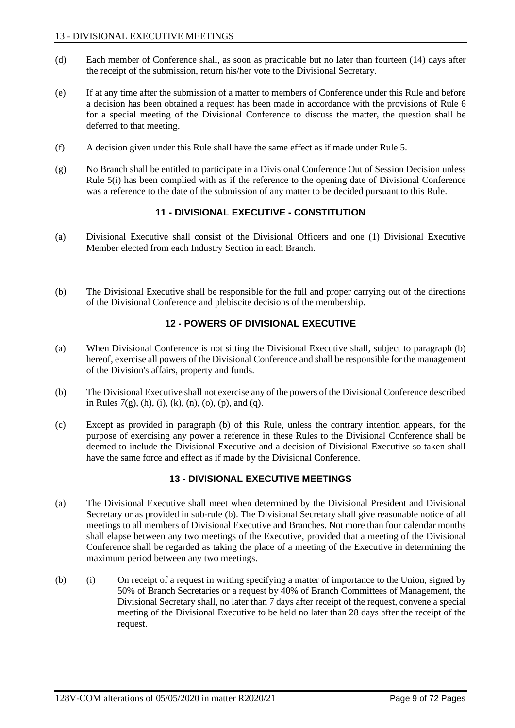(d) Each member of Conference shall, as soon as practicable but no later than fourteen (14) days after the receipt of the submission, return his/her vote to the Divisional Secretary.

(e) If at any time after the submission of a matter to members of Conference under this Rule and before a decision has been obtained a request has been made in accordance with the provisions of Rule 6 for a special meeting of the Divisional Conference to discuss the matter, the question shall be deferred to that meeting.

(f) A decision given under this Rule shall have the same effect as if made under Rule 5.

(g) No Branch shall be entitled to participate in a Divisional Conference Out of Session Decision unless Rule 5(i) has been complied with as if the reference to the opening date of Divisional Conference was a reference to the date of the submission of any matter to be decided pursuant to this Rule.

## 11 - DIVISIONAL EXECUTIVE - CONSTITUTION

(a) Divisional Executive shall consist of the Divisional Officers and one (1) Divisional Executive Member elected from each Industry Section in each Branch.

(b) The Divisional Executive shall be responsible for the full and proper carrying out of the directions of the Divisional Conference and plebiscite decisions of the membership.

## 12 - POWERS OF DIVISIONAL EXECUTIVE

(a) When Divisional Conference is not sitting the Divisional Executive shall, subject to paragraph (b) hereof, exercise all powers of the Divisional Conference and shall be responsible for the management of the Division's affairs, property and funds.

(b) The Divisional Executive shall not exercise any of the powers of the Divisional Conference described in Rules 7(g), (h), (i), (k), (n), (o), (p), and (q).

(c) Except as provided in paragraph (b) of this Rule, unless the contrary intention appears, for the purpose of exercising any power a reference in these Rules to the Divisional Conference shall be deemed to include the Divisional Executive and a decision of Divisional Executive so taken shall have the same force and effect as if made by the Divisional Conference.

## 13 - DIVISIONAL EXECUTIVE MEETINGS

(a) The Divisional Executive shall meet when determined by the Divisional President and Divisional Secretary or as provided in sub-rule (b). The Divisional Secretary shall give reasonable notice of all meetings to all members of Divisional Executive and Branches. Not more than four calendar months shall elapse between any two meetings of the Executive, provided that a meeting of the Divisional Conference shall be regarded as taking the place of a meeting of the Executive in determining the maximum period between any two meetings.

(b) (i) On receipt of a request in writing specifying a matter of importance to the Union, signed by 50% of Branch Secretaries or a request by 40% of Branch Committees of Management, the Divisional Secretary shall, no later than 7 days after receipt of the request, convene a special meeting of the Divisional Executive to be held no later than 28 days after the receipt of the request.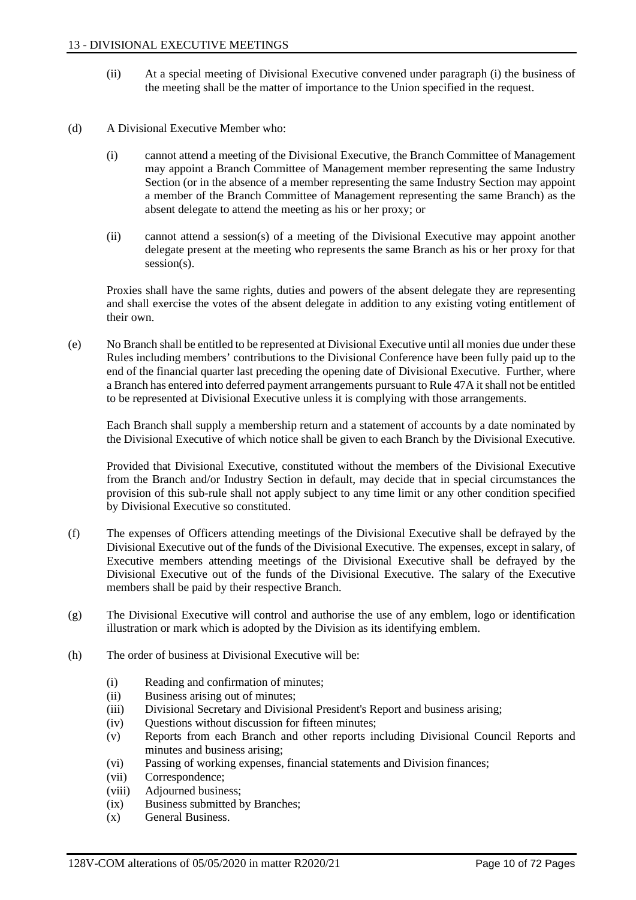(ii) At a special meeting of Divisional Executive convened under paragraph (i) the business of the meeting shall be the matter of importance to the Union specified in the request.

(d) A Divisional Executive Member who:

(i) cannot attend a meeting of the Divisional Executive, the Branch Committee of Management may appoint a Branch Committee of Management member representing the same Industry Section (or in the absence of a member representing the same Industry Section may appoint a member of the Branch Committee of Management representing the same Branch) as the absent delegate to attend the meeting as his or her proxy; or

(ii) cannot attend a session(s) of a meeting of the Divisional Executive may appoint another delegate present at the meeting who represents the same Branch as his or her proxy for that session(s).

Proxies shall have the same rights, duties and powers of the absent delegate they are representing and shall exercise the votes of the absent delegate in addition to any existing voting entitlement of their own.

(e) No Branch shall be entitled to be represented at Divisional Executive until all monies due under these Rules including members' contributions to the Divisional Conference have been fully paid up to the end of the financial quarter last preceding the opening date of Divisional Executive. Further, where a Branch has entered into deferred payment arrangements pursuant to Rule 47A it shall not be entitled to be represented at Divisional Executive unless it is complying with those arrangements.

Each Branch shall supply a membership return and a statement of accounts by a date nominated by the Divisional Executive of which notice shall be given to each Branch by the Divisional Executive.

Provided that Divisional Executive, constituted without the members of the Divisional Executive from the Branch and/or Industry Section in default, may decide that in special circumstances the provision of this sub-rule shall not apply subject to any time limit or any other condition specified by Divisional Executive so constituted.

(f) The expenses of Officers attending meetings of the Divisional Executive shall be defrayed by the Divisional Executive out of the funds of the Divisional Executive. The expenses, except in salary, of Executive members attending meetings of the Divisional Executive shall be defrayed by the Divisional Executive out of the funds of the Divisional Executive. The salary of the Executive members shall be paid by their respective Branch.

(g) The Divisional Executive will control and authorise the use of any emblem, logo or identification illustration or mark which is adopted by the Division as its identifying emblem.

(h) The order of business at Divisional Executive will be:

(i) Reading and confirmation of minutes;
(ii) Business arising out of minutes;
(iii) Divisional Secretary and Divisional President's Report and business arising;
(iv) Questions without discussion for fifteen minutes;
(v) Reports from each Branch and other reports including Divisional Council Reports and minutes and business arising;
(vi) Passing of working expenses, financial statements and Division finances;
(vii) Correspondence;
(viii) Adjourned business;
(ix) Business submitted by Branches;
(x) General Business.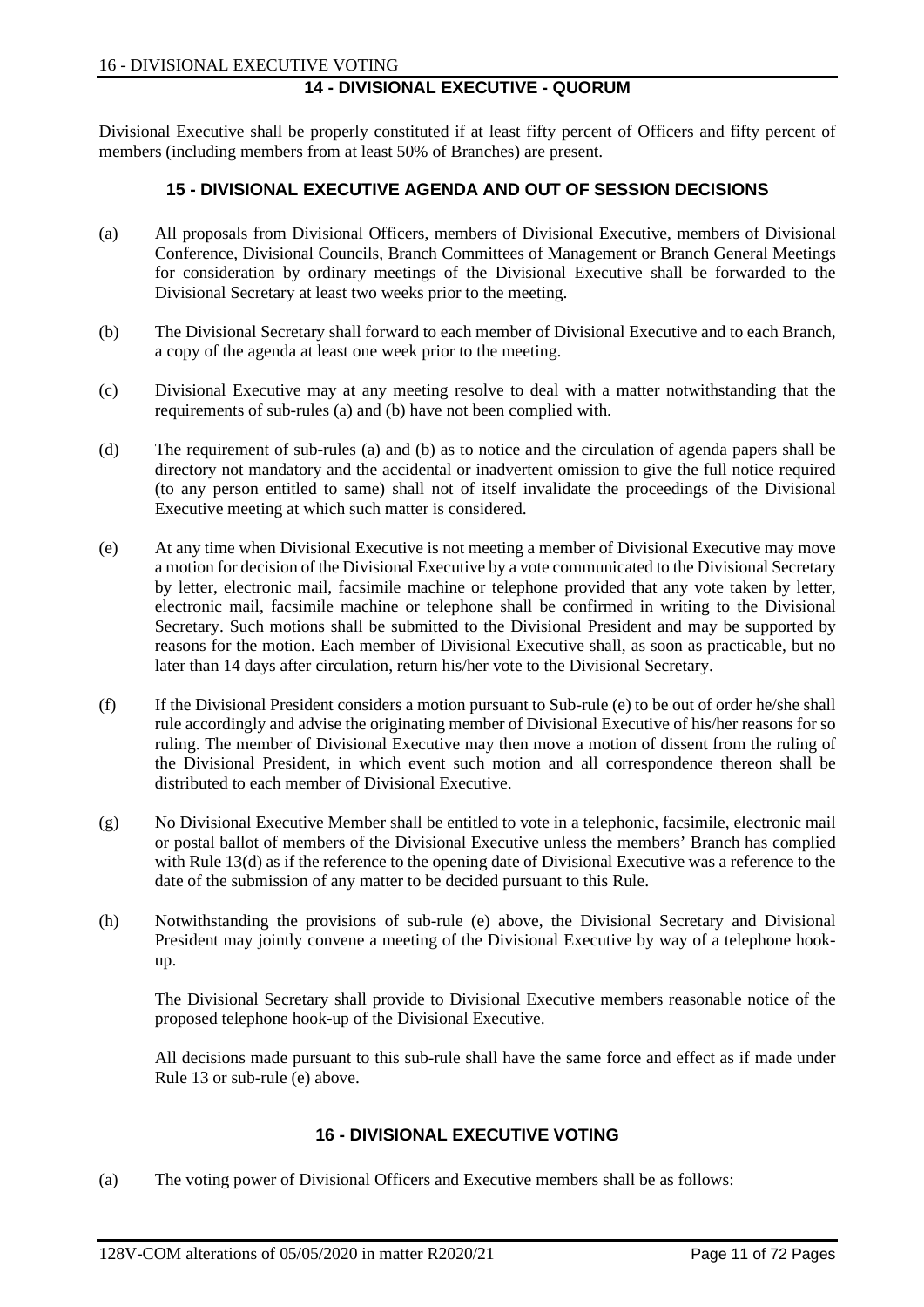## 14 - DIVISIONAL EXECUTIVE - QUORUM

Divisional Executive shall be properly constituted if at least fifty percent of Officers and fifty percent of members (including members from at least 50% of Branches) are present.

## 15 - DIVISIONAL EXECUTIVE AGENDA AND OUT OF SESSION DECISIONS

(a) All proposals from Divisional Officers, members of Divisional Executive, members of Divisional Conference, Divisional Councils, Branch Committees of Management or Branch General Meetings for consideration by ordinary meetings of the Divisional Executive shall be forwarded to the Divisional Secretary at least two weeks prior to the meeting.

(b) The Divisional Secretary shall forward to each member of Divisional Executive and to each Branch, a copy of the agenda at least one week prior to the meeting.

(c) Divisional Executive may at any meeting resolve to deal with a matter notwithstanding that the requirements of sub-rules (a) and (b) have not been complied with.

(d) The requirement of sub-rules (a) and (b) as to notice and the circulation of agenda papers shall be directory not mandatory and the accidental or inadvertent omission to give the full notice required (to any person entitled to same) shall not of itself invalidate the proceedings of the Divisional Executive meeting at which such matter is considered.

(e) At any time when Divisional Executive is not meeting a member of Divisional Executive may move a motion for decision of the Divisional Executive by a vote communicated to the Divisional Secretary by letter, electronic mail, facsimile machine or telephone provided that any vote taken by letter, electronic mail, facsimile machine or telephone shall be confirmed in writing to the Divisional Secretary. Such motions shall be submitted to the Divisional President and may be supported by reasons for the motion. Each member of Divisional Executive shall, as soon as practicable, but no later than 14 days after circulation, return his/her vote to the Divisional Secretary.

(f) If the Divisional President considers a motion pursuant to Sub-rule (e) to be out of order he/she shall rule accordingly and advise the originating member of Divisional Executive of his/her reasons for so ruling. The member of Divisional Executive may then move a motion of dissent from the ruling of the Divisional President, in which event such motion and all correspondence thereon shall be distributed to each member of Divisional Executive.

(g) No Divisional Executive Member shall be entitled to vote in a telephonic, facsimile, electronic mail or postal ballot of members of the Divisional Executive unless the members' Branch has complied with Rule 13(d) as if the reference to the opening date of Divisional Executive was a reference to the date of the submission of any matter to be decided pursuant to this Rule.

(h) Notwithstanding the provisions of sub-rule (e) above, the Divisional Secretary and Divisional President may jointly convene a meeting of the Divisional Executive by way of a telephone hook-up.

The Divisional Secretary shall provide to Divisional Executive members reasonable notice of the proposed telephone hook-up of the Divisional Executive.

All decisions made pursuant to this sub-rule shall have the same force and effect as if made under Rule 13 or sub-rule (e) above.

## 16 - DIVISIONAL EXECUTIVE VOTING

(a) The voting power of Divisional Officers and Executive members shall be as follows: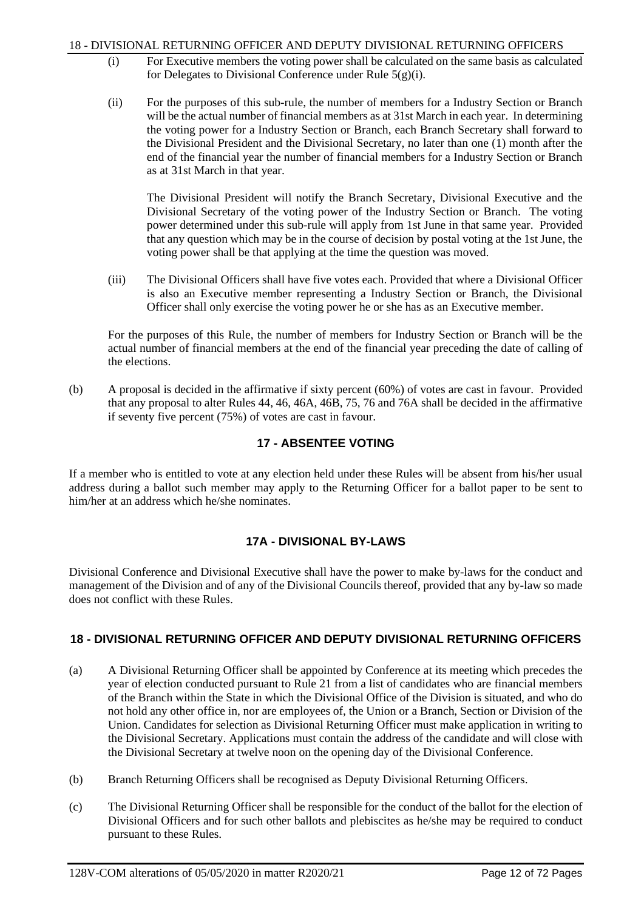(i) For Executive members the voting power shall be calculated on the same basis as calculated for Delegates to Divisional Conference under Rule 5(g)(i).

(ii) For the purposes of this sub-rule, the number of members for a Industry Section or Branch will be the actual number of financial members as at 31st March in each year. In determining the voting power for a Industry Section or Branch, each Branch Secretary shall forward to the Divisional President and the Divisional Secretary, no later than one (1) month after the end of the financial year the number of financial members for a Industry Section or Branch as at 31st March in that year.

The Divisional President will notify the Branch Secretary, Divisional Executive and the Divisional Secretary of the voting power of the Industry Section or Branch. The voting power determined under this sub-rule will apply from 1st June in that same year. Provided that any question which may be in the course of decision by postal voting at the 1st June, the voting power shall be that applying at the time the question was moved.

(iii) The Divisional Officers shall have five votes each. Provided that where a Divisional Officer is also an Executive member representing a Industry Section or Branch, the Divisional Officer shall only exercise the voting power he or she has as an Executive member.

For the purposes of this Rule, the number of members for Industry Section or Branch will be the actual number of financial members at the end of the financial year preceding the date of calling of the elections.

(b) A proposal is decided in the affirmative if sixty percent (60%) of votes are cast in favour. Provided that any proposal to alter Rules 44, 46, 46A, 46B, 75, 76 and 76A shall be decided in the affirmative if seventy five percent (75%) of votes are cast in favour.

## 17 - ABSENTEE VOTING

If a member who is entitled to vote at any election held under these Rules will be absent from his/her usual address during a ballot such member may apply to the Returning Officer for a ballot paper to be sent to him/her at an address which he/she nominates.

## 17A - DIVISIONAL BY-LAWS

Divisional Conference and Divisional Executive shall have the power to make by-laws for the conduct and management of the Division and of any of the Divisional Councils thereof, provided that any by-law so made does not conflict with these Rules.

## 18 - DIVISIONAL RETURNING OFFICER AND DEPUTY DIVISIONAL RETURNING OFFICERS

(a) A Divisional Returning Officer shall be appointed by Conference at its meeting which precedes the year of election conducted pursuant to Rule 21 from a list of candidates who are financial members of the Branch within the State in which the Divisional Office of the Division is situated, and who do not hold any other office in, nor are employees of, the Union or a Branch, Section or Division of the Union. Candidates for selection as Divisional Returning Officer must make application in writing to the Divisional Secretary. Applications must contain the address of the candidate and will close with the Divisional Secretary at twelve noon on the opening day of the Divisional Conference.

(b) Branch Returning Officers shall be recognised as Deputy Divisional Returning Officers.

(c) The Divisional Returning Officer shall be responsible for the conduct of the ballot for the election of Divisional Officers and for such other ballots and plebiscites as he/she may be required to conduct pursuant to these Rules.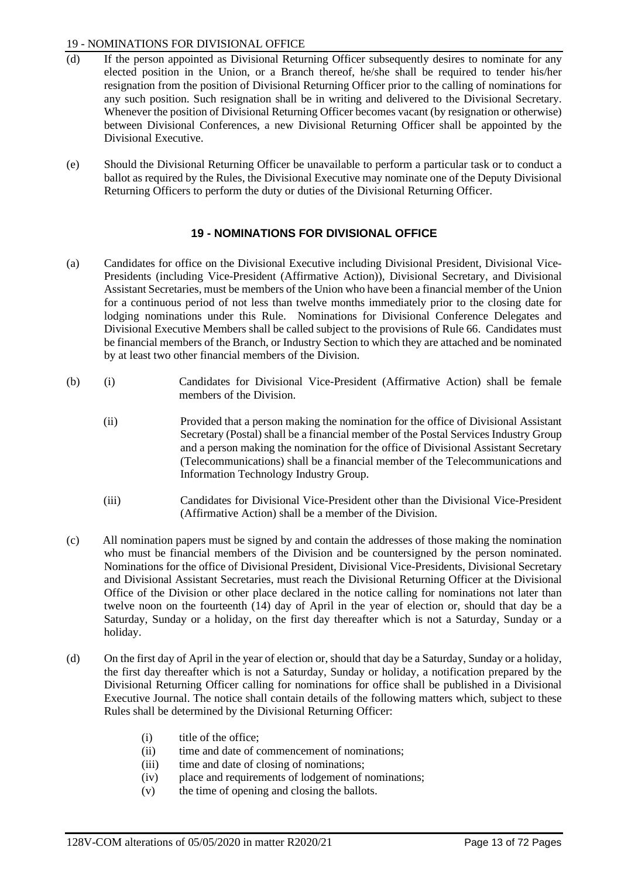(d) If the person appointed as Divisional Returning Officer subsequently desires to nominate for any elected position in the Union, or a Branch thereof, he/she shall be required to tender his/her resignation from the position of Divisional Returning Officer prior to the calling of nominations for any such position. Such resignation shall be in writing and delivered to the Divisional Secretary. Whenever the position of Divisional Returning Officer becomes vacant (by resignation or otherwise) between Divisional Conferences, a new Divisional Returning Officer shall be appointed by the Divisional Executive.

(e) Should the Divisional Returning Officer be unavailable to perform a particular task or to conduct a ballot as required by the Rules, the Divisional Executive may nominate one of the Deputy Divisional Returning Officers to perform the duty or duties of the Divisional Returning Officer.

## 19 - NOMINATIONS FOR DIVISIONAL OFFICE

(a) Candidates for office on the Divisional Executive including Divisional President, Divisional Vice-Presidents (including Vice-President (Affirmative Action)), Divisional Secretary, and Divisional Assistant Secretaries, must be members of the Union who have been a financial member of the Union for a continuous period of not less than twelve months immediately prior to the closing date for lodging nominations under this Rule. Nominations for Divisional Conference Delegates and Divisional Executive Members shall be called subject to the provisions of Rule 66. Candidates must be financial members of the Branch, or Industry Section to which they are attached and be nominated by at least two other financial members of the Division.

(b) (i) Candidates for Divisional Vice-President (Affirmative Action) shall be female members of the Division.

(ii) Provided that a person making the nomination for the office of Divisional Assistant Secretary (Postal) shall be a financial member of the Postal Services Industry Group and a person making the nomination for the office of Divisional Assistant Secretary (Telecommunications) shall be a financial member of the Telecommunications and Information Technology Industry Group.

(iii) Candidates for Divisional Vice-President other than the Divisional Vice-President (Affirmative Action) shall be a member of the Division.

(c) All nomination papers must be signed by and contain the addresses of those making the nomination who must be financial members of the Division and be countersigned by the person nominated. Nominations for the office of Divisional President, Divisional Vice-Presidents, Divisional Secretary and Divisional Assistant Secretaries, must reach the Divisional Returning Officer at the Divisional Office of the Division or other place declared in the notice calling for nominations not later than twelve noon on the fourteenth (14) day of April in the year of election or, should that day be a Saturday, Sunday or a holiday, on the first day thereafter which is not a Saturday, Sunday or a holiday.

(d) On the first day of April in the year of election or, should that day be a Saturday, Sunday or a holiday, the first day thereafter which is not a Saturday, Sunday or holiday, a notification prepared by the Divisional Returning Officer calling for nominations for office shall be published in a Divisional Executive Journal. The notice shall contain details of the following matters which, subject to these Rules shall be determined by the Divisional Returning Officer:

(i) title of the office;
(ii) time and date of commencement of nominations;
(iii) time and date of closing of nominations;
(iv) place and requirements of lodgement of nominations;
(v) the time of opening and closing the ballots.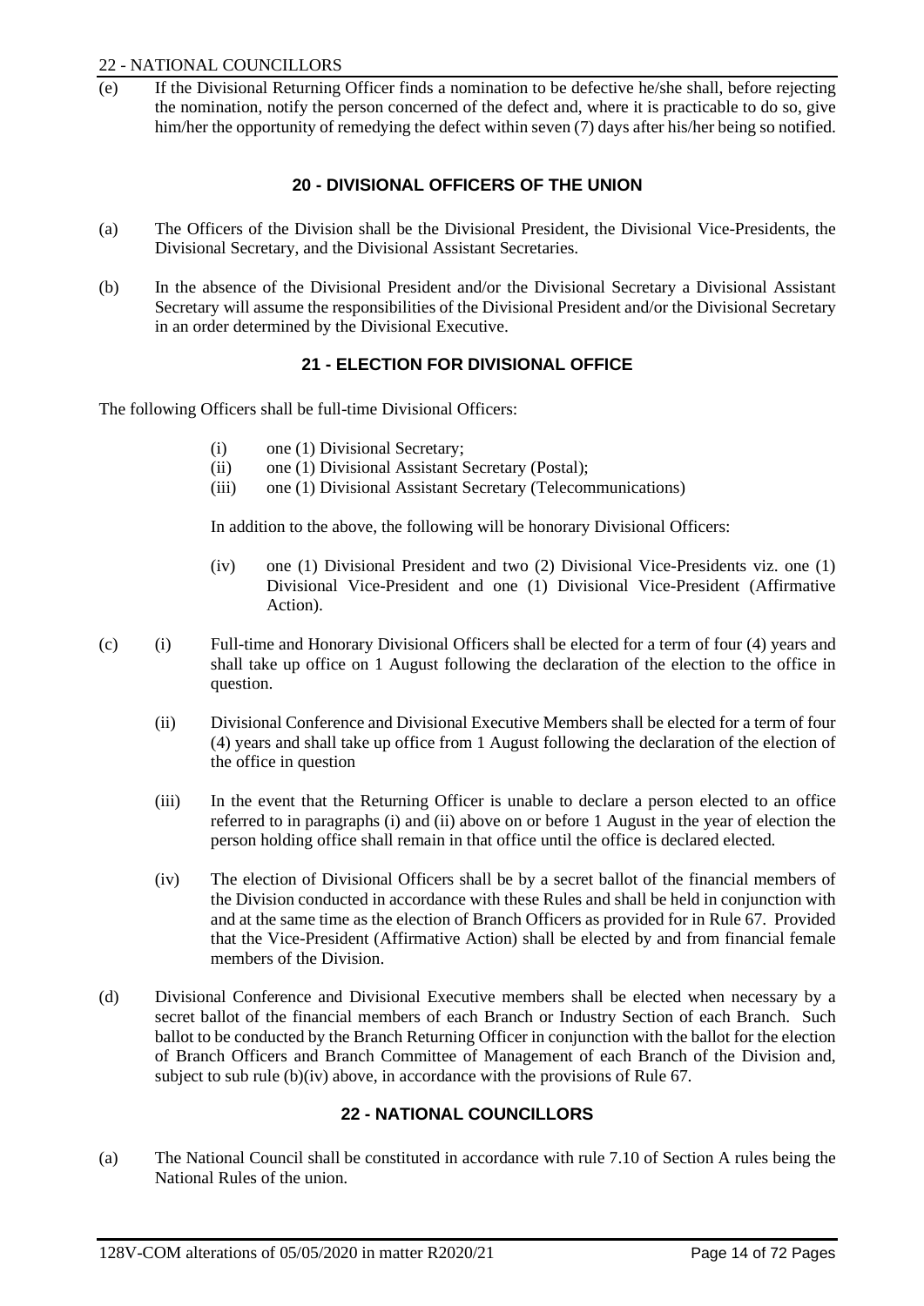(e) If the Divisional Returning Officer finds a nomination to be defective he/she shall, before rejecting the nomination, notify the person concerned of the defect and, where it is practicable to do so, give him/her the opportunity of remedying the defect within seven (7) days after his/her being so notified.

## 20 - DIVISIONAL OFFICERS OF THE UNION

(a) The Officers of the Division shall be the Divisional President, the Divisional Vice-Presidents, the Divisional Secretary, and the Divisional Assistant Secretaries.

(b) In the absence of the Divisional President and/or the Divisional Secretary a Divisional Assistant Secretary will assume the responsibilities of the Divisional President and/or the Divisional Secretary in an order determined by the Divisional Executive.

## 21 - ELECTION FOR DIVISIONAL OFFICE

The following Officers shall be full-time Divisional Officers:

- (i) one (1) Divisional Secretary;
- (ii) one (1) Divisional Assistant Secretary (Postal);
- (iii) one (1) Divisional Assistant Secretary (Telecommunications)

In addition to the above, the following will be honorary Divisional Officers:

- (iv) one (1) Divisional President and two (2) Divisional Vice-Presidents viz. one (1) Divisional Vice-President and one (1) Divisional Vice-President (Affirmative Action).

(c) (i) Full-time and Honorary Divisional Officers shall be elected for a term of four (4) years and shall take up office on 1 August following the declaration of the election to the office in question.

(ii) Divisional Conference and Divisional Executive Members shall be elected for a term of four (4) years and shall take up office from 1 August following the declaration of the election of the office in question

(iii) In the event that the Returning Officer is unable to declare a person elected to an office referred to in paragraphs (i) and (ii) above on or before 1 August in the year of election the person holding office shall remain in that office until the office is declared elected.

(iv) The election of Divisional Officers shall be by a secret ballot of the financial members of the Division conducted in accordance with these Rules and shall be held in conjunction with and at the same time as the election of Branch Officers as provided for in Rule 67. Provided that the Vice-President (Affirmative Action) shall be elected by and from financial female members of the Division.

(d) Divisional Conference and Divisional Executive members shall be elected when necessary by a secret ballot of the financial members of each Branch or Industry Section of each Branch. Such ballot to be conducted by the Branch Returning Officer in conjunction with the ballot for the election of Branch Officers and Branch Committee of Management of each Branch of the Division and, subject to sub rule (b)(iv) above, in accordance with the provisions of Rule 67.

## 22 - NATIONAL COUNCILLORS

(a) The National Council shall be constituted in accordance with rule 7.10 of Section A rules being the National Rules of the union.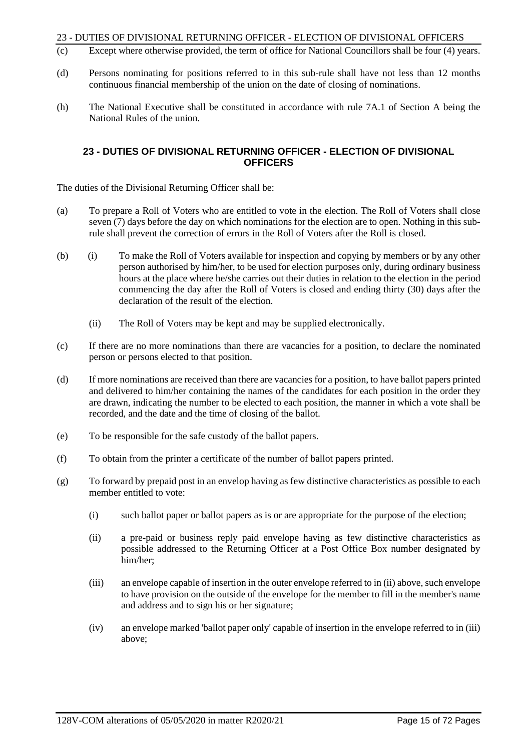(c) Except where otherwise provided, the term of office for National Councillors shall be four (4) years.

(d) Persons nominating for positions referred to in this sub-rule shall have not less than 12 months continuous financial membership of the union on the date of closing of nominations.

(h) The National Executive shall be constituted in accordance with rule 7A.1 of Section A being the National Rules of the union.

## 23 - DUTIES OF DIVISIONAL RETURNING OFFICER - ELECTION OF DIVISIONAL OFFICERS

The duties of the Divisional Returning Officer shall be:

(a) To prepare a Roll of Voters who are entitled to vote in the election. The Roll of Voters shall close seven (7) days before the day on which nominations for the election are to open. Nothing in this sub-rule shall prevent the correction of errors in the Roll of Voters after the Roll is closed.

(b) (i) To make the Roll of Voters available for inspection and copying by members or by any other person authorised by him/her, to be used for election purposes only, during ordinary business hours at the place where he/she carries out their duties in relation to the election in the period commencing the day after the Roll of Voters is closed and ending thirty (30) days after the declaration of the result of the election.

(ii) The Roll of Voters may be kept and may be supplied electronically.

(c) If there are no more nominations than there are vacancies for a position, to declare the nominated person or persons elected to that position.

(d) If more nominations are received than there are vacancies for a position, to have ballot papers printed and delivered to him/her containing the names of the candidates for each position in the order they are drawn, indicating the number to be elected to each position, the manner in which a vote shall be recorded, and the date and the time of closing of the ballot.

(e) To be responsible for the safe custody of the ballot papers.

(f) To obtain from the printer a certificate of the number of ballot papers printed.

(g) To forward by prepaid post in an envelop having as few distinctive characteristics as possible to each member entitled to vote:

(i) such ballot paper or ballot papers as is or are appropriate for the purpose of the election;

(ii) a pre-paid or business reply paid envelope having as few distinctive characteristics as possible addressed to the Returning Officer at a Post Office Box number designated by him/her;

(iii) an envelope capable of insertion in the outer envelope referred to in (ii) above, such envelope to have provision on the outside of the envelope for the member to fill in the member's name and address and to sign his or her signature;

(iv) an envelope marked 'ballot paper only' capable of insertion in the envelope referred to in (iii) above;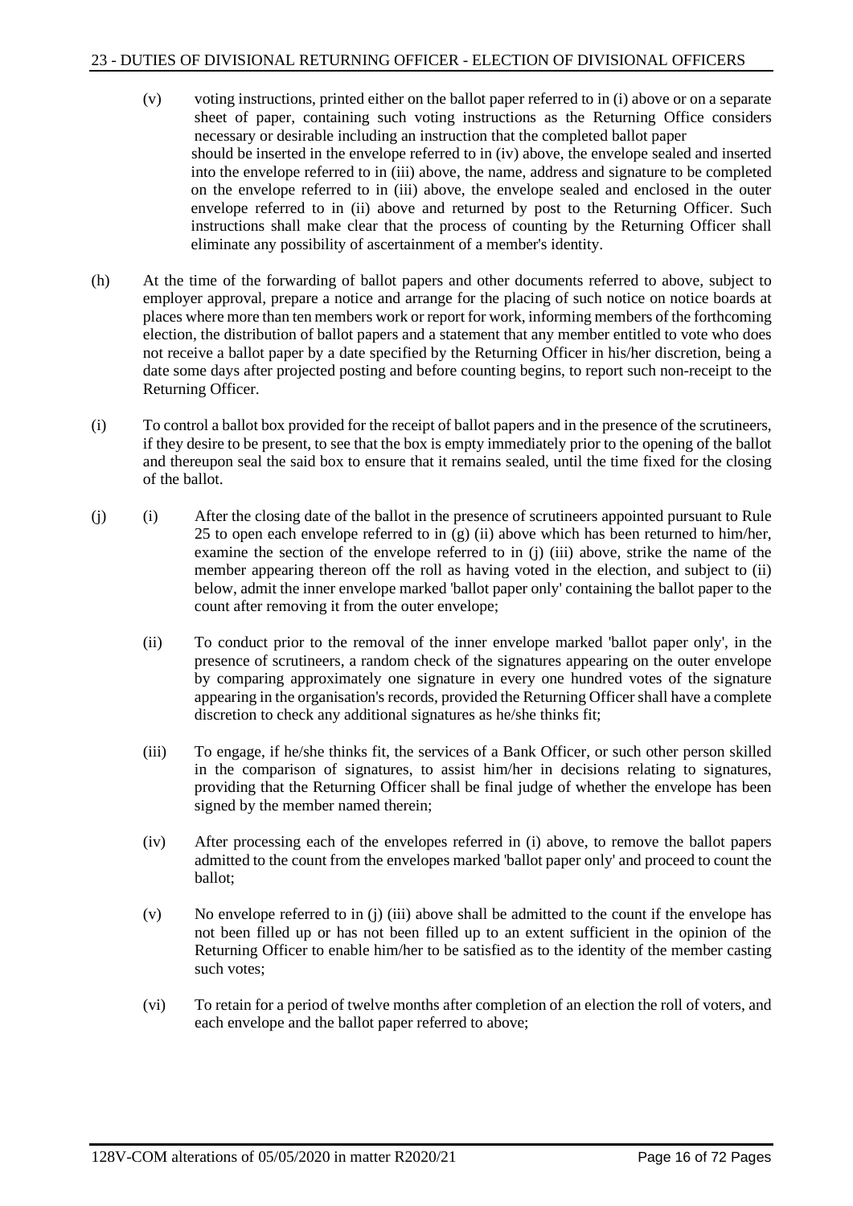(v) voting instructions, printed either on the ballot paper referred to in (i) above or on a separate sheet of paper, containing such voting instructions as the Returning Office considers necessary or desirable including an instruction that the completed ballot paper should be inserted in the envelope referred to in (iv) above, the envelope sealed and inserted into the envelope referred to in (iii) above, the name, address and signature to be completed on the envelope referred to in (iii) above, the envelope sealed and enclosed in the outer envelope referred to in (ii) above and returned by post to the Returning Officer. Such instructions shall make clear that the process of counting by the Returning Officer shall eliminate any possibility of ascertainment of a member's identity.

(h) At the time of the forwarding of ballot papers and other documents referred to above, subject to employer approval, prepare a notice and arrange for the placing of such notice on notice boards at places where more than ten members work or report for work, informing members of the forthcoming election, the distribution of ballot papers and a statement that any member entitled to vote who does not receive a ballot paper by a date specified by the Returning Officer in his/her discretion, being a date some days after projected posting and before counting begins, to report such non-receipt to the Returning Officer.

(i) To control a ballot box provided for the receipt of ballot papers and in the presence of the scrutineers, if they desire to be present, to see that the box is empty immediately prior to the opening of the ballot and thereupon seal the said box to ensure that it remains sealed, until the time fixed for the closing of the ballot.

(j) (i) After the closing date of the ballot in the presence of scrutineers appointed pursuant to Rule 25 to open each envelope referred to in (g) (ii) above which has been returned to him/her, examine the section of the envelope referred to in (j) (iii) above, strike the name of the member appearing thereon off the roll as having voted in the election, and subject to (ii) below, admit the inner envelope marked 'ballot paper only' containing the ballot paper to the count after removing it from the outer envelope;

(ii) To conduct prior to the removal of the inner envelope marked 'ballot paper only', in the presence of scrutineers, a random check of the signatures appearing on the outer envelope by comparing approximately one signature in every one hundred votes of the signature appearing in the organisation's records, provided the Returning Officer shall have a complete discretion to check any additional signatures as he/she thinks fit;

(iii) To engage, if he/she thinks fit, the services of a Bank Officer, or such other person skilled in the comparison of signatures, to assist him/her in decisions relating to signatures, providing that the Returning Officer shall be final judge of whether the envelope has been signed by the member named therein;

(iv) After processing each of the envelopes referred in (i) above, to remove the ballot papers admitted to the count from the envelopes marked 'ballot paper only' and proceed to count the ballot;

(v) No envelope referred to in (j) (iii) above shall be admitted to the count if the envelope has not been filled up or has not been filled up to an extent sufficient in the opinion of the Returning Officer to enable him/her to be satisfied as to the identity of the member casting such votes;

(vi) To retain for a period of twelve months after completion of an election the roll of voters, and each envelope and the ballot paper referred to above;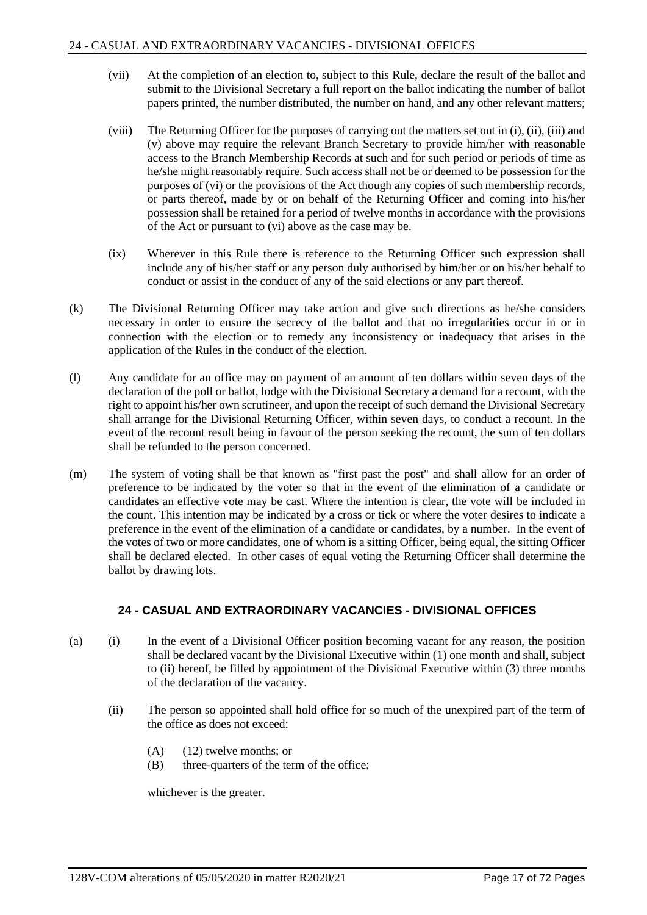(vii) At the completion of an election to, subject to this Rule, declare the result of the ballot and submit to the Divisional Secretary a full report on the ballot indicating the number of ballot papers printed, the number distributed, the number on hand, and any other relevant matters;

(viii) The Returning Officer for the purposes of carrying out the matters set out in (i), (ii), (iii) and (v) above may require the relevant Branch Secretary to provide him/her with reasonable access to the Branch Membership Records at such and for such period or periods of time as he/she might reasonably require. Such access shall not be or deemed to be possession for the purposes of (vi) or the provisions of the Act though any copies of such membership records, or parts thereof, made by or on behalf of the Returning Officer and coming into his/her possession shall be retained for a period of twelve months in accordance with the provisions of the Act or pursuant to (vi) above as the case may be.

(ix) Wherever in this Rule there is reference to the Returning Officer such expression shall include any of his/her staff or any person duly authorised by him/her or on his/her behalf to conduct or assist in the conduct of any of the said elections or any part thereof.

(k) The Divisional Returning Officer may take action and give such directions as he/she considers necessary in order to ensure the secrecy of the ballot and that no irregularities occur in or in connection with the election or to remedy any inconsistency or inadequacy that arises in the application of the Rules in the conduct of the election.

(l) Any candidate for an office may on payment of an amount of ten dollars within seven days of the declaration of the poll or ballot, lodge with the Divisional Secretary a demand for a recount, with the right to appoint his/her own scrutineer, and upon the receipt of such demand the Divisional Secretary shall arrange for the Divisional Returning Officer, within seven days, to conduct a recount. In the event of the recount result being in favour of the person seeking the recount, the sum of ten dollars shall be refunded to the person concerned.

(m) The system of voting shall be that known as "first past the post" and shall allow for an order of preference to be indicated by the voter so that in the event of the elimination of a candidate or candidates an effective vote may be cast. Where the intention is clear, the vote will be included in the count. This intention may be indicated by a cross or tick or where the voter desires to indicate a preference in the event of the elimination of a candidate or candidates, by a number. In the event of the votes of two or more candidates, one of whom is a sitting Officer, being equal, the sitting Officer shall be declared elected. In other cases of equal voting the Returning Officer shall determine the ballot by drawing lots.

## 24 - CASUAL AND EXTRAORDINARY VACANCIES - DIVISIONAL OFFICES

(a) (i) In the event of a Divisional Officer position becoming vacant for any reason, the position shall be declared vacant by the Divisional Executive within (1) one month and shall, subject to (ii) hereof, be filled by appointment of the Divisional Executive within (3) three months of the declaration of the vacancy.

(ii) The person so appointed shall hold office for so much of the unexpired part of the term of the office as does not exceed:

(A) (12) twelve months; or
(B) three-quarters of the term of the office;

whichever is the greater.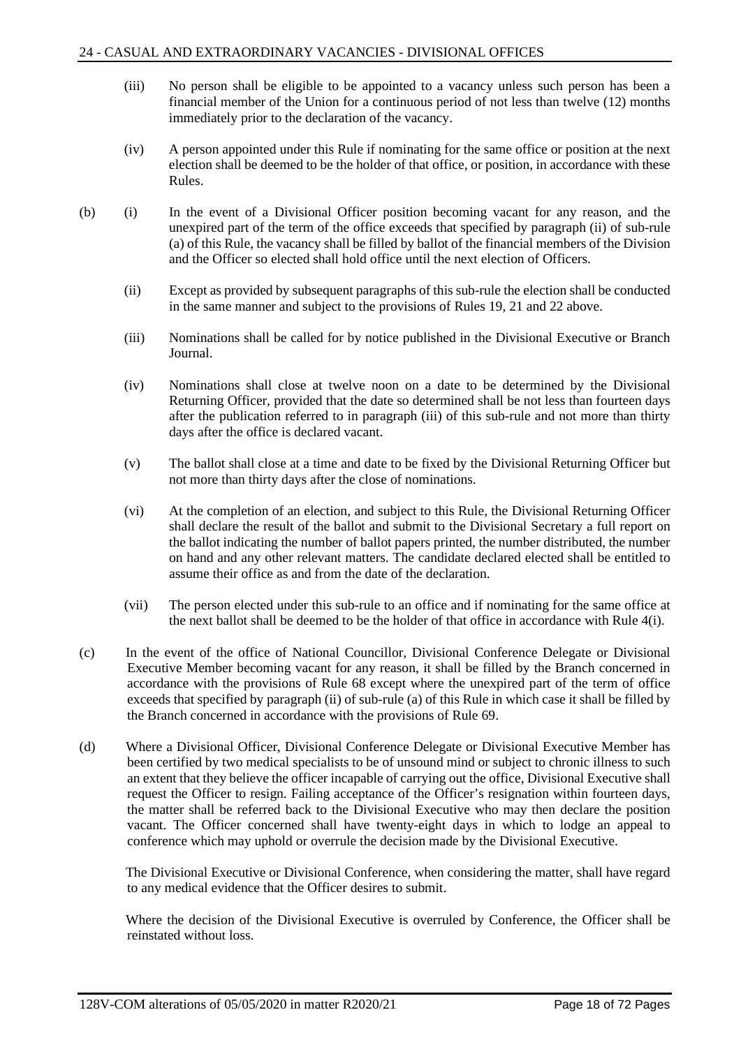(iii) No person shall be eligible to be appointed to a vacancy unless such person has been a financial member of the Union for a continuous period of not less than twelve (12) months immediately prior to the declaration of the vacancy.

(iv) A person appointed under this Rule if nominating for the same office or position at the next election shall be deemed to be the holder of that office, or position, in accordance with these Rules.

(b) (i) In the event of a Divisional Officer position becoming vacant for any reason, and the unexpired part of the term of the office exceeds that specified by paragraph (ii) of sub-rule (a) of this Rule, the vacancy shall be filled by ballot of the financial members of the Division and the Officer so elected shall hold office until the next election of Officers.

(ii) Except as provided by subsequent paragraphs of this sub-rule the election shall be conducted in the same manner and subject to the provisions of Rules 19, 21 and 22 above.

(iii) Nominations shall be called for by notice published in the Divisional Executive or Branch Journal.

(iv) Nominations shall close at twelve noon on a date to be determined by the Divisional Returning Officer, provided that the date so determined shall be not less than fourteen days after the publication referred to in paragraph (iii) of this sub-rule and not more than thirty days after the office is declared vacant.

(v) The ballot shall close at a time and date to be fixed by the Divisional Returning Officer but not more than thirty days after the close of nominations.

(vi) At the completion of an election, and subject to this Rule, the Divisional Returning Officer shall declare the result of the ballot and submit to the Divisional Secretary a full report on the ballot indicating the number of ballot papers printed, the number distributed, the number on hand and any other relevant matters. The candidate declared elected shall be entitled to assume their office as and from the date of the declaration.

(vii) The person elected under this sub-rule to an office and if nominating for the same office at the next ballot shall be deemed to be the holder of that office in accordance with Rule 4(i).

(c) In the event of the office of National Councillor, Divisional Conference Delegate or Divisional Executive Member becoming vacant for any reason, it shall be filled by the Branch concerned in accordance with the provisions of Rule 68 except where the unexpired part of the term of office exceeds that specified by paragraph (ii) of sub-rule (a) of this Rule in which case it shall be filled by the Branch concerned in accordance with the provisions of Rule 69.

(d) Where a Divisional Officer, Divisional Conference Delegate or Divisional Executive Member has been certified by two medical specialists to be of unsound mind or subject to chronic illness to such an extent that they believe the officer incapable of carrying out the office, Divisional Executive shall request the Officer to resign. Failing acceptance of the Officer's resignation within fourteen days, the matter shall be referred back to the Divisional Executive who may then declare the position vacant. The Officer concerned shall have twenty-eight days in which to lodge an appeal to conference which may uphold or overrule the decision made by the Divisional Executive.

The Divisional Executive or Divisional Conference, when considering the matter, shall have regard to any medical evidence that the Officer desires to submit.

Where the decision of the Divisional Executive is overruled by Conference, the Officer shall be reinstated without loss.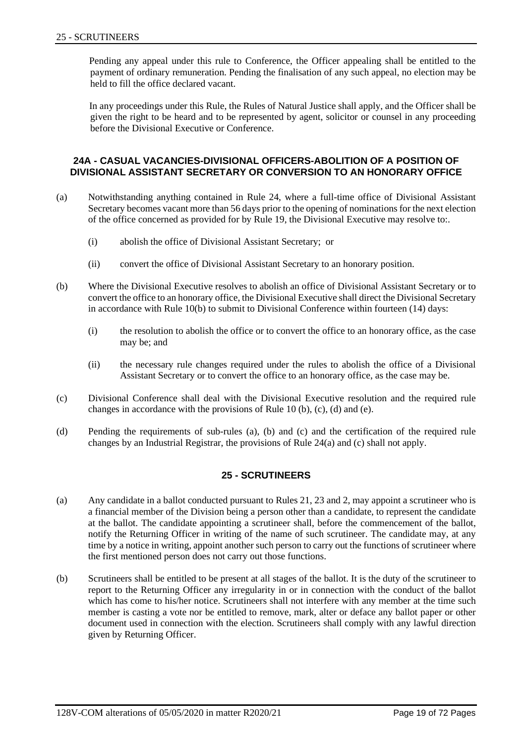Pending any appeal under this rule to Conference, the Officer appealing shall be entitled to the payment of ordinary remuneration. Pending the finalisation of any such appeal, no election may be held to fill the office declared vacant.

In any proceedings under this Rule, the Rules of Natural Justice shall apply, and the Officer shall be given the right to be heard and to be represented by agent, solicitor or counsel in any proceeding before the Divisional Executive or Conference.

### 24A - CASUAL VACANCIES-DIVISIONAL OFFICERS-ABOLITION OF A POSITION OF DIVISIONAL ASSISTANT SECRETARY OR CONVERSION TO AN HONORARY OFFICE

(a) Notwithstanding anything contained in Rule 24, where a full-time office of Divisional Assistant Secretary becomes vacant more than 56 days prior to the opening of nominations for the next election of the office concerned as provided for by Rule 19, the Divisional Executive may resolve to:.

   (i) abolish the office of Divisional Assistant Secretary; or

   (ii) convert the office of Divisional Assistant Secretary to an honorary position.

(b) Where the Divisional Executive resolves to abolish an office of Divisional Assistant Secretary or to convert the office to an honorary office, the Divisional Executive shall direct the Divisional Secretary in accordance with Rule 10(b) to submit to Divisional Conference within fourteen (14) days:

   (i) the resolution to abolish the office or to convert the office to an honorary office, as the case may be; and

   (ii) the necessary rule changes required under the rules to abolish the office of a Divisional Assistant Secretary or to convert the office to an honorary office, as the case may be.

(c) Divisional Conference shall deal with the Divisional Executive resolution and the required rule changes in accordance with the provisions of Rule 10 (b), (c), (d) and (e).

(d) Pending the requirements of sub-rules (a), (b) and (c) and the certification of the required rule changes by an Industrial Registrar, the provisions of Rule 24(a) and (c) shall not apply.

### 25 - SCRUTINEERS

(a) Any candidate in a ballot conducted pursuant to Rules 21, 23 and 2, may appoint a scrutineer who is a financial member of the Division being a person other than a candidate, to represent the candidate at the ballot. The candidate appointing a scrutineer shall, before the commencement of the ballot, notify the Returning Officer in writing of the name of such scrutineer. The candidate may, at any time by a notice in writing, appoint another such person to carry out the functions of scrutineer where the first mentioned person does not carry out those functions.

(b) Scrutineers shall be entitled to be present at all stages of the ballot. It is the duty of the scrutineer to report to the Returning Officer any irregularity in or in connection with the conduct of the ballot which has come to his/her notice. Scrutineers shall not interfere with any member at the time such member is casting a vote nor be entitled to remove, mark, alter or deface any ballot paper or other document used in connection with the election. Scrutineers shall comply with any lawful direction given by Returning Officer.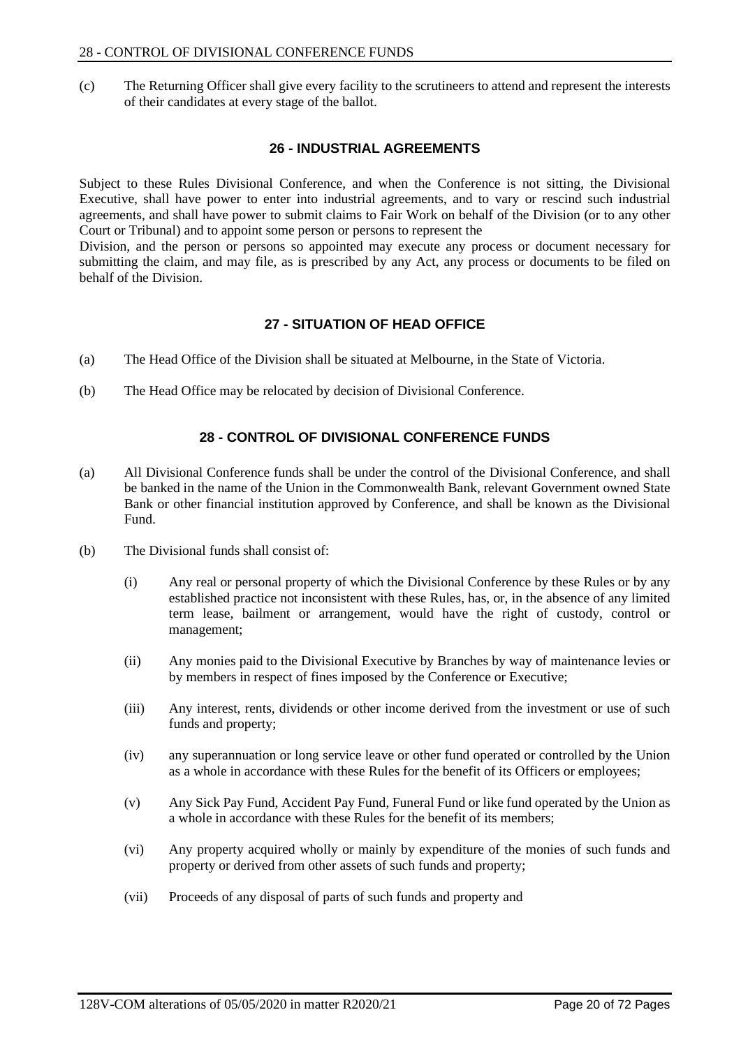(c) The Returning Officer shall give every facility to the scrutineers to attend and represent the interests of their candidates at every stage of the ballot.

## 26 - INDUSTRIAL AGREEMENTS

Subject to these Rules Divisional Conference, and when the Conference is not sitting, the Divisional Executive, shall have power to enter into industrial agreements, and to vary or rescind such industrial agreements, and shall have power to submit claims to Fair Work on behalf of the Division (or to any other Court or Tribunal) and to appoint some person or persons to represent the

Division, and the person or persons so appointed may execute any process or document necessary for submitting the claim, and may file, as is prescribed by any Act, any process or documents to be filed on behalf of the Division.

## 27 - SITUATION OF HEAD OFFICE

(a) The Head Office of the Division shall be situated at Melbourne, in the State of Victoria.

(b) The Head Office may be relocated by decision of Divisional Conference.

## 28 - CONTROL OF DIVISIONAL CONFERENCE FUNDS

(a) All Divisional Conference funds shall be under the control of the Divisional Conference, and shall be banked in the name of the Union in the Commonwealth Bank, relevant Government owned State Bank or other financial institution approved by Conference, and shall be known as the Divisional Fund.

(b) The Divisional funds shall consist of:

(i) Any real or personal property of which the Divisional Conference by these Rules or by any established practice not inconsistent with these Rules, has, or, in the absence of any limited term lease, bailment or arrangement, would have the right of custody, control or management;

(ii) Any monies paid to the Divisional Executive by Branches by way of maintenance levies or by members in respect of fines imposed by the Conference or Executive;

(iii) Any interest, rents, dividends or other income derived from the investment or use of such funds and property;

(iv) any superannuation or long service leave or other fund operated or controlled by the Union as a whole in accordance with these Rules for the benefit of its Officers or employees;

(v) Any Sick Pay Fund, Accident Pay Fund, Funeral Fund or like fund operated by the Union as a whole in accordance with these Rules for the benefit of its members;

(vi) Any property acquired wholly or mainly by expenditure of the monies of such funds and property or derived from other assets of such funds and property;

(vii) Proceeds of any disposal of parts of such funds and property and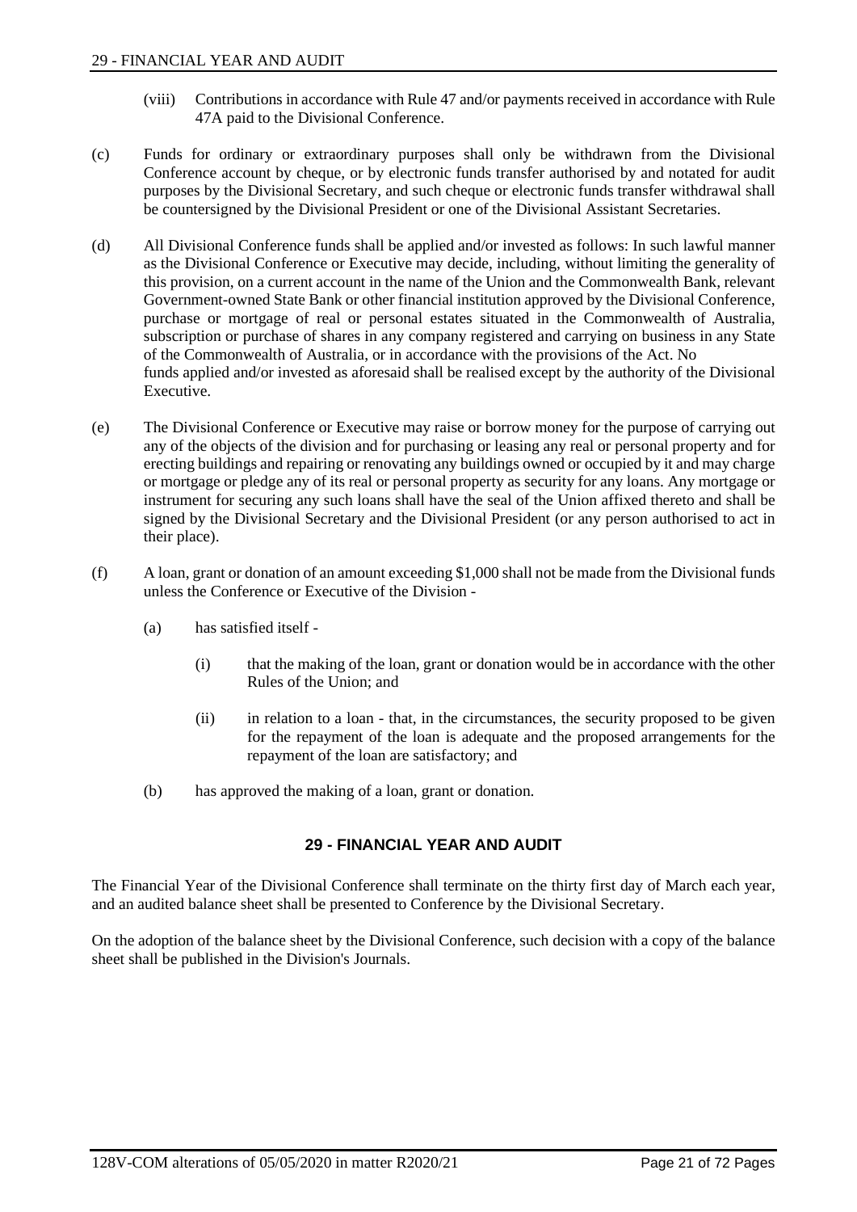(viii) Contributions in accordance with Rule 47 and/or payments received in accordance with Rule 47A paid to the Divisional Conference.

(c) Funds for ordinary or extraordinary purposes shall only be withdrawn from the Divisional Conference account by cheque, or by electronic funds transfer authorised by and notated for audit purposes by the Divisional Secretary, and such cheque or electronic funds transfer withdrawal shall be countersigned by the Divisional President or one of the Divisional Assistant Secretaries.

(d) All Divisional Conference funds shall be applied and/or invested as follows: In such lawful manner as the Divisional Conference or Executive may decide, including, without limiting the generality of this provision, on a current account in the name of the Union and the Commonwealth Bank, relevant Government-owned State Bank or other financial institution approved by the Divisional Conference, purchase or mortgage of real or personal estates situated in the Commonwealth of Australia, subscription or purchase of shares in any company registered and carrying on business in any State of the Commonwealth of Australia, or in accordance with the provisions of the Act. No funds applied and/or invested as aforesaid shall be realised except by the authority of the Divisional Executive.

(e) The Divisional Conference or Executive may raise or borrow money for the purpose of carrying out any of the objects of the division and for purchasing or leasing any real or personal property and for erecting buildings and repairing or renovating any buildings owned or occupied by it and may charge or mortgage or pledge any of its real or personal property as security for any loans. Any mortgage or instrument for securing any such loans shall have the seal of the Union affixed thereto and shall be signed by the Divisional Secretary and the Divisional President (or any person authorised to act in their place).

(f) A loan, grant or donation of an amount exceeding $1,000 shall not be made from the Divisional funds unless the Conference or Executive of the Division -

 (a) has satisfied itself -

  (i) that the making of the loan, grant or donation would be in accordance with the other Rules of the Union; and

  (ii) in relation to a loan - that, in the circumstances, the security proposed to be given for the repayment of the loan is adequate and the proposed arrangements for the repayment of the loan are satisfactory; and

 (b) has approved the making of a loan, grant or donation.

## 29 - FINANCIAL YEAR AND AUDIT

The Financial Year of the Divisional Conference shall terminate on the thirty first day of March each year, and an audited balance sheet shall be presented to Conference by the Divisional Secretary.

On the adoption of the balance sheet by the Divisional Conference, such decision with a copy of the balance sheet shall be published in the Division's Journals.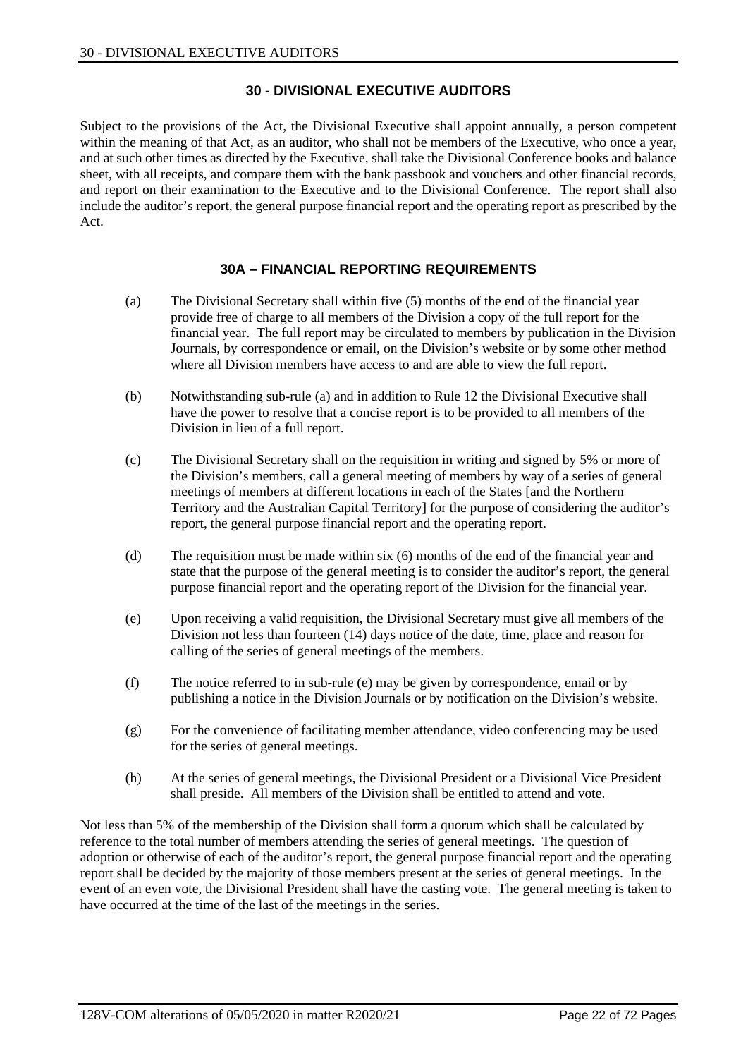## 30 - DIVISIONAL EXECUTIVE AUDITORS

Subject to the provisions of the Act, the Divisional Executive shall appoint annually, a person competent within the meaning of that Act, as an auditor, who shall not be members of the Executive, who once a year, and at such other times as directed by the Executive, shall take the Divisional Conference books and balance sheet, with all receipts, and compare them with the bank passbook and vouchers and other financial records, and report on their examination to the Executive and to the Divisional Conference. The report shall also include the auditor's report, the general purpose financial report and the operating report as prescribed by the Act.

## 30A – FINANCIAL REPORTING REQUIREMENTS

(a) The Divisional Secretary shall within five (5) months of the end of the financial year provide free of charge to all members of the Division a copy of the full report for the financial year. The full report may be circulated to members by publication in the Division Journals, by correspondence or email, on the Division's website or by some other method where all Division members have access to and are able to view the full report.

(b) Notwithstanding sub-rule (a) and in addition to Rule 12 the Divisional Executive shall have the power to resolve that a concise report is to be provided to all members of the Division in lieu of a full report.

(c) The Divisional Secretary shall on the requisition in writing and signed by 5% or more of the Division's members, call a general meeting of members by way of a series of general meetings of members at different locations in each of the States [and the Northern Territory and the Australian Capital Territory] for the purpose of considering the auditor's report, the general purpose financial report and the operating report.

(d) The requisition must be made within six (6) months of the end of the financial year and state that the purpose of the general meeting is to consider the auditor's report, the general purpose financial report and the operating report of the Division for the financial year.

(e) Upon receiving a valid requisition, the Divisional Secretary must give all members of the Division not less than fourteen (14) days notice of the date, time, place and reason for calling of the series of general meetings of the members.

(f) The notice referred to in sub-rule (e) may be given by correspondence, email or by publishing a notice in the Division Journals or by notification on the Division's website.

(g) For the convenience of facilitating member attendance, video conferencing may be used for the series of general meetings.

(h) At the series of general meetings, the Divisional President or a Divisional Vice President shall preside. All members of the Division shall be entitled to attend and vote.

Not less than 5% of the membership of the Division shall form a quorum which shall be calculated by reference to the total number of members attending the series of general meetings. The question of adoption or otherwise of each of the auditor's report, the general purpose financial report and the operating report shall be decided by the majority of those members present at the series of general meetings. In the event of an even vote, the Divisional President shall have the casting vote. The general meeting is taken to have occurred at the time of the last of the meetings in the series.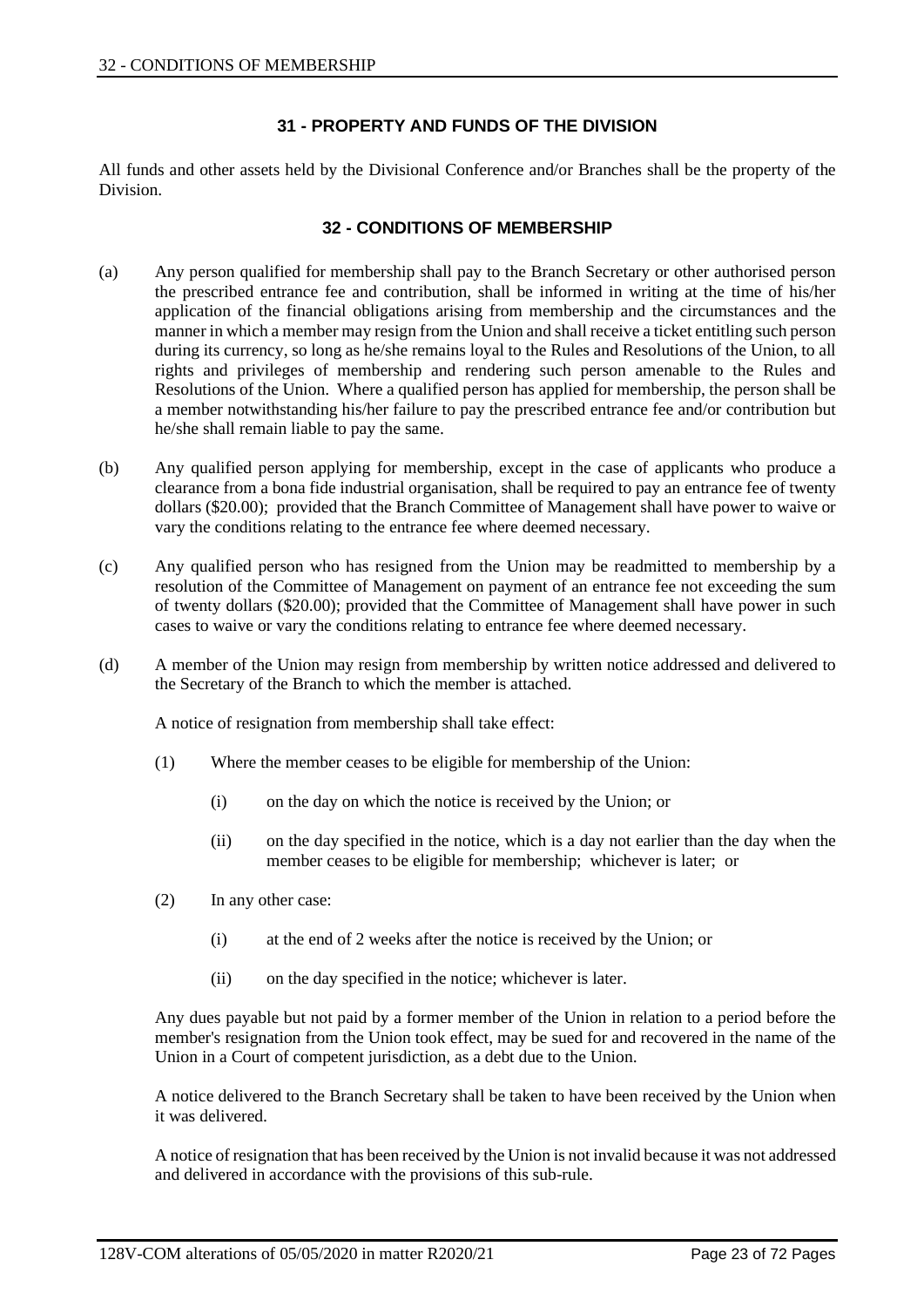## 31 - PROPERTY AND FUNDS OF THE DIVISION

All funds and other assets held by the Divisional Conference and/or Branches shall be the property of the Division.

## 32 - CONDITIONS OF MEMBERSHIP

(a) Any person qualified for membership shall pay to the Branch Secretary or other authorised person the prescribed entrance fee and contribution, shall be informed in writing at the time of his/her application of the financial obligations arising from membership and the circumstances and the manner in which a member may resign from the Union and shall receive a ticket entitling such person during its currency, so long as he/she remains loyal to the Rules and Resolutions of the Union, to all rights and privileges of membership and rendering such person amenable to the Rules and Resolutions of the Union. Where a qualified person has applied for membership, the person shall be a member notwithstanding his/her failure to pay the prescribed entrance fee and/or contribution but he/she shall remain liable to pay the same.

(b) Any qualified person applying for membership, except in the case of applicants who produce a clearance from a bona fide industrial organisation, shall be required to pay an entrance fee of twenty dollars ($20.00); provided that the Branch Committee of Management shall have power to waive or vary the conditions relating to the entrance fee where deemed necessary.

(c) Any qualified person who has resigned from the Union may be readmitted to membership by a resolution of the Committee of Management on payment of an entrance fee not exceeding the sum of twenty dollars ($20.00); provided that the Committee of Management shall have power in such cases to waive or vary the conditions relating to entrance fee where deemed necessary.

(d) A member of the Union may resign from membership by written notice addressed and delivered to the Secretary of the Branch to which the member is attached.

A notice of resignation from membership shall take effect:

(1) Where the member ceases to be eligible for membership of the Union:

(i) on the day on which the notice is received by the Union; or

(ii) on the day specified in the notice, which is a day not earlier than the day when the member ceases to be eligible for membership; whichever is later; or

(2) In any other case:

(i) at the end of 2 weeks after the notice is received by the Union; or

(ii) on the day specified in the notice; whichever is later.

Any dues payable but not paid by a former member of the Union in relation to a period before the member's resignation from the Union took effect, may be sued for and recovered in the name of the Union in a Court of competent jurisdiction, as a debt due to the Union.

A notice delivered to the Branch Secretary shall be taken to have been received by the Union when it was delivered.

A notice of resignation that has been received by the Union is not invalid because it was not addressed and delivered in accordance with the provisions of this sub-rule.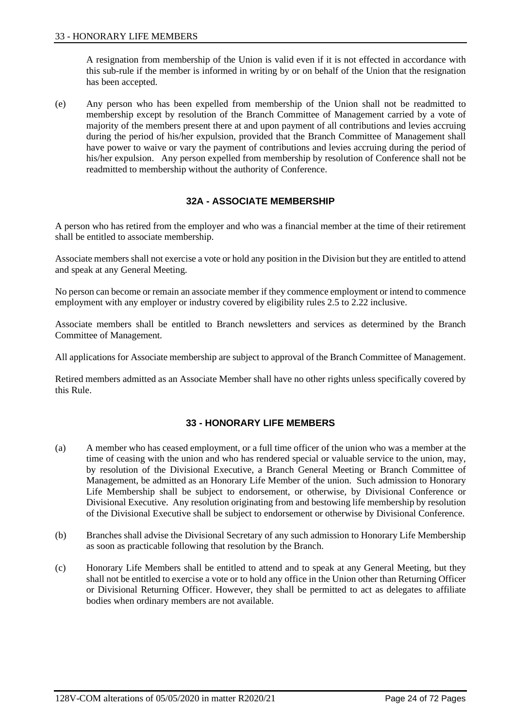A resignation from membership of the Union is valid even if it is not effected in accordance with this sub-rule if the member is informed in writing by or on behalf of the Union that the resignation has been accepted.

(e) Any person who has been expelled from membership of the Union shall not be readmitted to membership except by resolution of the Branch Committee of Management carried by a vote of majority of the members present there at and upon payment of all contributions and levies accruing during the period of his/her expulsion, provided that the Branch Committee of Management shall have power to waive or vary the payment of contributions and levies accruing during the period of his/her expulsion. Any person expelled from membership by resolution of Conference shall not be readmitted to membership without the authority of Conference.

## 32A - ASSOCIATE MEMBERSHIP

A person who has retired from the employer and who was a financial member at the time of their retirement shall be entitled to associate membership.

Associate members shall not exercise a vote or hold any position in the Division but they are entitled to attend and speak at any General Meeting.

No person can become or remain an associate member if they commence employment or intend to commence employment with any employer or industry covered by eligibility rules 2.5 to 2.22 inclusive.

Associate members shall be entitled to Branch newsletters and services as determined by the Branch Committee of Management.

All applications for Associate membership are subject to approval of the Branch Committee of Management.

Retired members admitted as an Associate Member shall have no other rights unless specifically covered by this Rule.

## 33 - HONORARY LIFE MEMBERS

(a) A member who has ceased employment, or a full time officer of the union who was a member at the time of ceasing with the union and who has rendered special or valuable service to the union, may, by resolution of the Divisional Executive, a Branch General Meeting or Branch Committee of Management, be admitted as an Honorary Life Member of the union. Such admission to Honorary Life Membership shall be subject to endorsement, or otherwise, by Divisional Conference or Divisional Executive. Any resolution originating from and bestowing life membership by resolution of the Divisional Executive shall be subject to endorsement or otherwise by Divisional Conference.

(b) Branches shall advise the Divisional Secretary of any such admission to Honorary Life Membership as soon as practicable following that resolution by the Branch.

(c) Honorary Life Members shall be entitled to attend and to speak at any General Meeting, but they shall not be entitled to exercise a vote or to hold any office in the Union other than Returning Officer or Divisional Returning Officer. However, they shall be permitted to act as delegates to affiliate bodies when ordinary members are not available.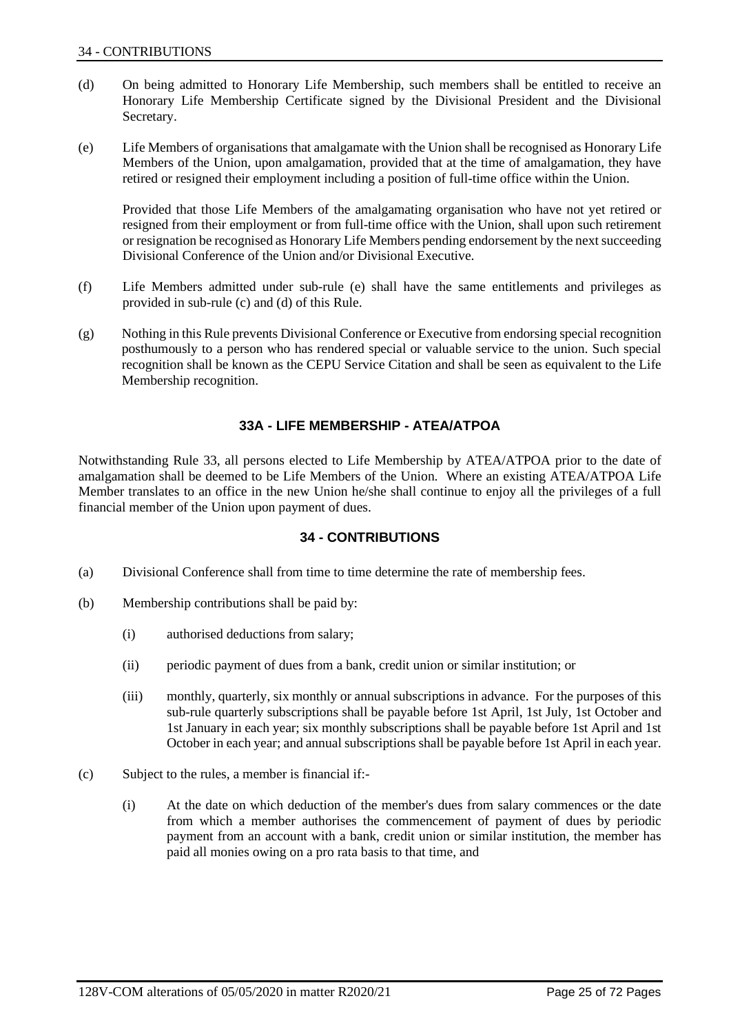(d) On being admitted to Honorary Life Membership, such members shall be entitled to receive an Honorary Life Membership Certificate signed by the Divisional President and the Divisional Secretary.

(e) Life Members of organisations that amalgamate with the Union shall be recognised as Honorary Life Members of the Union, upon amalgamation, provided that at the time of amalgamation, they have retired or resigned their employment including a position of full-time office within the Union.

Provided that those Life Members of the amalgamating organisation who have not yet retired or resigned from their employment or from full-time office with the Union, shall upon such retirement or resignation be recognised as Honorary Life Members pending endorsement by the next succeeding Divisional Conference of the Union and/or Divisional Executive.

(f) Life Members admitted under sub-rule (e) shall have the same entitlements and privileges as provided in sub-rule (c) and (d) of this Rule.

(g) Nothing in this Rule prevents Divisional Conference or Executive from endorsing special recognition posthumously to a person who has rendered special or valuable service to the union. Such special recognition shall be known as the CEPU Service Citation and shall be seen as equivalent to the Life Membership recognition.

## 33A - LIFE MEMBERSHIP - ATEA/ATPOA

Notwithstanding Rule 33, all persons elected to Life Membership by ATEA/ATPOA prior to the date of amalgamation shall be deemed to be Life Members of the Union. Where an existing ATEA/ATPOA Life Member translates to an office in the new Union he/she shall continue to enjoy all the privileges of a full financial member of the Union upon payment of dues.

## 34 - CONTRIBUTIONS

(a) Divisional Conference shall from time to time determine the rate of membership fees.

(b) Membership contributions shall be paid by:

  (i) authorised deductions from salary;

  (ii) periodic payment of dues from a bank, credit union or similar institution; or

  (iii) monthly, quarterly, six monthly or annual subscriptions in advance. For the purposes of this sub-rule quarterly subscriptions shall be payable before 1st April, 1st July, 1st October and 1st January in each year; six monthly subscriptions shall be payable before 1st April and 1st October in each year; and annual subscriptions shall be payable before 1st April in each year.

(c) Subject to the rules, a member is financial if:-

  (i) At the date on which deduction of the member's dues from salary commences or the date from which a member authorises the commencement of payment of dues by periodic payment from an account with a bank, credit union or similar institution, the member has paid all monies owing on a pro rata basis to that time, and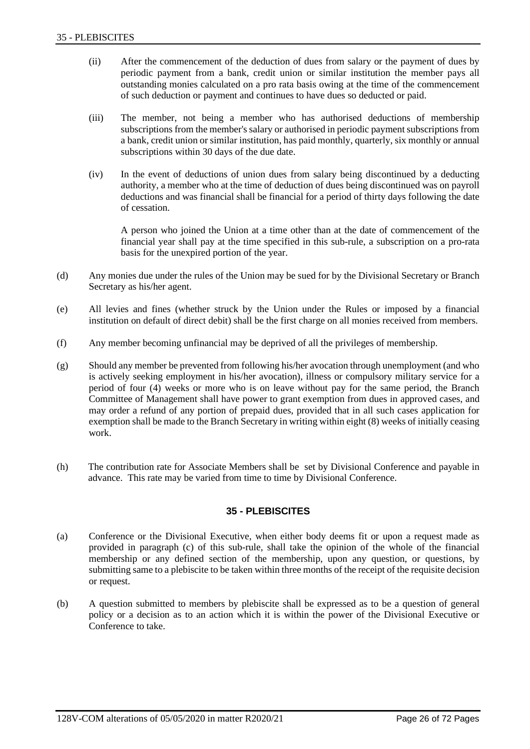(ii) After the commencement of the deduction of dues from salary or the payment of dues by periodic payment from a bank, credit union or similar institution the member pays all outstanding monies calculated on a pro rata basis owing at the time of the commencement of such deduction or payment and continues to have dues so deducted or paid.

(iii) The member, not being a member who has authorised deductions of membership subscriptions from the member's salary or authorised in periodic payment subscriptions from a bank, credit union or similar institution, has paid monthly, quarterly, six monthly or annual subscriptions within 30 days of the due date.

(iv) In the event of deductions of union dues from salary being discontinued by a deducting authority, a member who at the time of deduction of dues being discontinued was on payroll deductions and was financial shall be financial for a period of thirty days following the date of cessation.

A person who joined the Union at a time other than at the date of commencement of the financial year shall pay at the time specified in this sub-rule, a subscription on a pro-rata basis for the unexpired portion of the year.

(d) Any monies due under the rules of the Union may be sued for by the Divisional Secretary or Branch Secretary as his/her agent.

(e) All levies and fines (whether struck by the Union under the Rules or imposed by a financial institution on default of direct debit) shall be the first charge on all monies received from members.

(f) Any member becoming unfinancial may be deprived of all the privileges of membership.

(g) Should any member be prevented from following his/her avocation through unemployment (and who is actively seeking employment in his/her avocation), illness or compulsory military service for a period of four (4) weeks or more who is on leave without pay for the same period, the Branch Committee of Management shall have power to grant exemption from dues in approved cases, and may order a refund of any portion of prepaid dues, provided that in all such cases application for exemption shall be made to the Branch Secretary in writing within eight (8) weeks of initially ceasing work.

(h) The contribution rate for Associate Members shall be set by Divisional Conference and payable in advance. This rate may be varied from time to time by Divisional Conference.

## 35 - PLEBISCITES

(a) Conference or the Divisional Executive, when either body deems fit or upon a request made as provided in paragraph (c) of this sub-rule, shall take the opinion of the whole of the financial membership or any defined section of the membership, upon any question, or questions, by submitting same to a plebiscite to be taken within three months of the receipt of the requisite decision or request.

(b) A question submitted to members by plebiscite shall be expressed as to be a question of general policy or a decision as to an action which it is within the power of the Divisional Executive or Conference to take.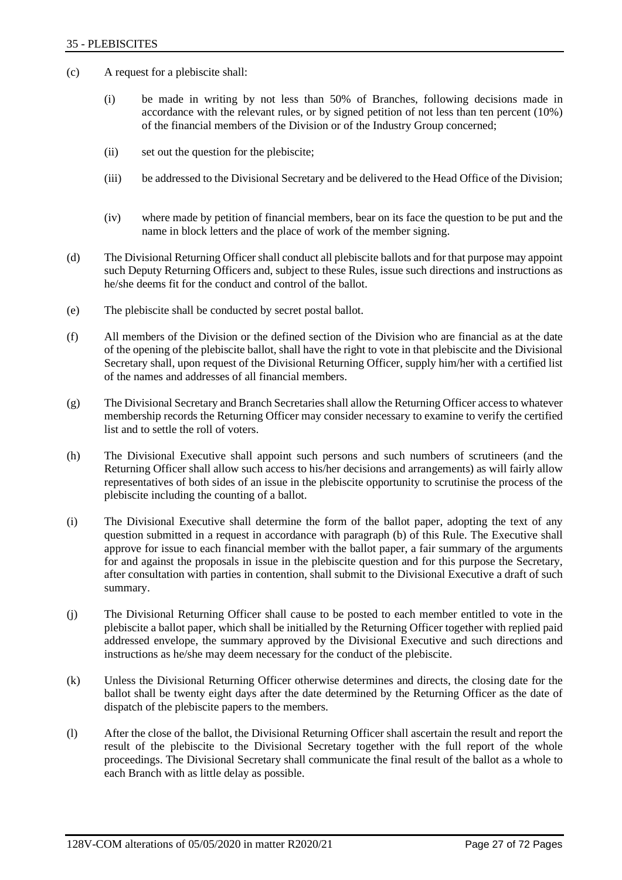(c) A request for a plebiscite shall:

  (i) be made in writing by not less than 50% of Branches, following decisions made in accordance with the relevant rules, or by signed petition of not less than ten percent (10%) of the financial members of the Division or of the Industry Group concerned;

  (ii) set out the question for the plebiscite;

  (iii) be addressed to the Divisional Secretary and be delivered to the Head Office of the Division;

  (iv) where made by petition of financial members, bear on its face the question to be put and the name in block letters and the place of work of the member signing.

(d) The Divisional Returning Officer shall conduct all plebiscite ballots and for that purpose may appoint such Deputy Returning Officers and, subject to these Rules, issue such directions and instructions as he/she deems fit for the conduct and control of the ballot.

(e) The plebiscite shall be conducted by secret postal ballot.

(f) All members of the Division or the defined section of the Division who are financial as at the date of the opening of the plebiscite ballot, shall have the right to vote in that plebiscite and the Divisional Secretary shall, upon request of the Divisional Returning Officer, supply him/her with a certified list of the names and addresses of all financial members.

(g) The Divisional Secretary and Branch Secretaries shall allow the Returning Officer access to whatever membership records the Returning Officer may consider necessary to examine to verify the certified list and to settle the roll of voters.

(h) The Divisional Executive shall appoint such persons and such numbers of scrutineers (and the Returning Officer shall allow such access to his/her decisions and arrangements) as will fairly allow representatives of both sides of an issue in the plebiscite opportunity to scrutinise the process of the plebiscite including the counting of a ballot.

(i) The Divisional Executive shall determine the form of the ballot paper, adopting the text of any question submitted in a request in accordance with paragraph (b) of this Rule. The Executive shall approve for issue to each financial member with the ballot paper, a fair summary of the arguments for and against the proposals in issue in the plebiscite question and for this purpose the Secretary, after consultation with parties in contention, shall submit to the Divisional Executive a draft of such summary.

(j) The Divisional Returning Officer shall cause to be posted to each member entitled to vote in the plebiscite a ballot paper, which shall be initialled by the Returning Officer together with replied paid addressed envelope, the summary approved by the Divisional Executive and such directions and instructions as he/she may deem necessary for the conduct of the plebiscite.

(k) Unless the Divisional Returning Officer otherwise determines and directs, the closing date for the ballot shall be twenty eight days after the date determined by the Returning Officer as the date of dispatch of the plebiscite papers to the members.

(l) After the close of the ballot, the Divisional Returning Officer shall ascertain the result and report the result of the plebiscite to the Divisional Secretary together with the full report of the whole proceedings. The Divisional Secretary shall communicate the final result of the ballot as a whole to each Branch with as little delay as possible.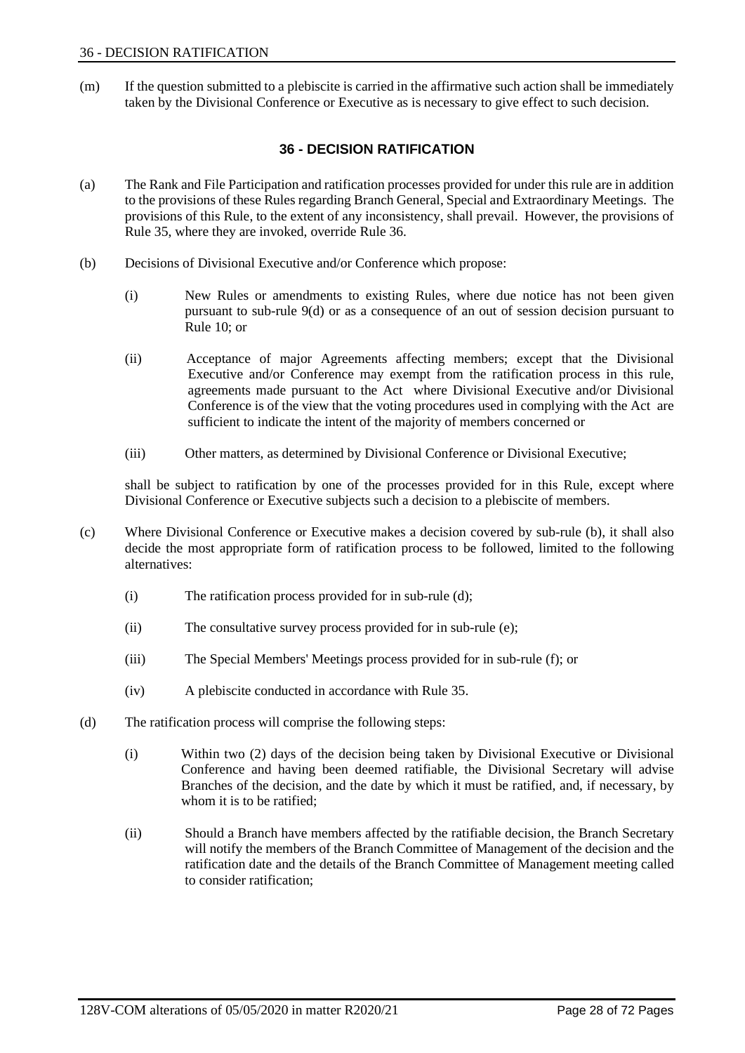(m) If the question submitted to a plebiscite is carried in the affirmative such action shall be immediately taken by the Divisional Conference or Executive as is necessary to give effect to such decision.

## 36 - DECISION RATIFICATION

(a) The Rank and File Participation and ratification processes provided for under this rule are in addition to the provisions of these Rules regarding Branch General, Special and Extraordinary Meetings. The provisions of this Rule, to the extent of any inconsistency, shall prevail. However, the provisions of Rule 35, where they are invoked, override Rule 36.

(b) Decisions of Divisional Executive and/or Conference which propose:

  (i) New Rules or amendments to existing Rules, where due notice has not been given pursuant to sub-rule 9(d) or as a consequence of an out of session decision pursuant to Rule 10; or

  (ii) Acceptance of major Agreements affecting members; except that the Divisional Executive and/or Conference may exempt from the ratification process in this rule, agreements made pursuant to the Act where Divisional Executive and/or Divisional Conference is of the view that the voting procedures used in complying with the Act are sufficient to indicate the intent of the majority of members concerned or

  (iii) Other matters, as determined by Divisional Conference or Divisional Executive;

shall be subject to ratification by one of the processes provided for in this Rule, except where Divisional Conference or Executive subjects such a decision to a plebiscite of members.

(c) Where Divisional Conference or Executive makes a decision covered by sub-rule (b), it shall also decide the most appropriate form of ratification process to be followed, limited to the following alternatives:

  (i) The ratification process provided for in sub-rule (d);

  (ii) The consultative survey process provided for in sub-rule (e);

  (iii) The Special Members' Meetings process provided for in sub-rule (f); or

  (iv) A plebiscite conducted in accordance with Rule 35.

(d) The ratification process will comprise the following steps:

  (i) Within two (2) days of the decision being taken by Divisional Executive or Divisional Conference and having been deemed ratifiable, the Divisional Secretary will advise Branches of the decision, and the date by which it must be ratified, and, if necessary, by whom it is to be ratified;

  (ii) Should a Branch have members affected by the ratifiable decision, the Branch Secretary will notify the members of the Branch Committee of Management of the decision and the ratification date and the details of the Branch Committee of Management meeting called to consider ratification;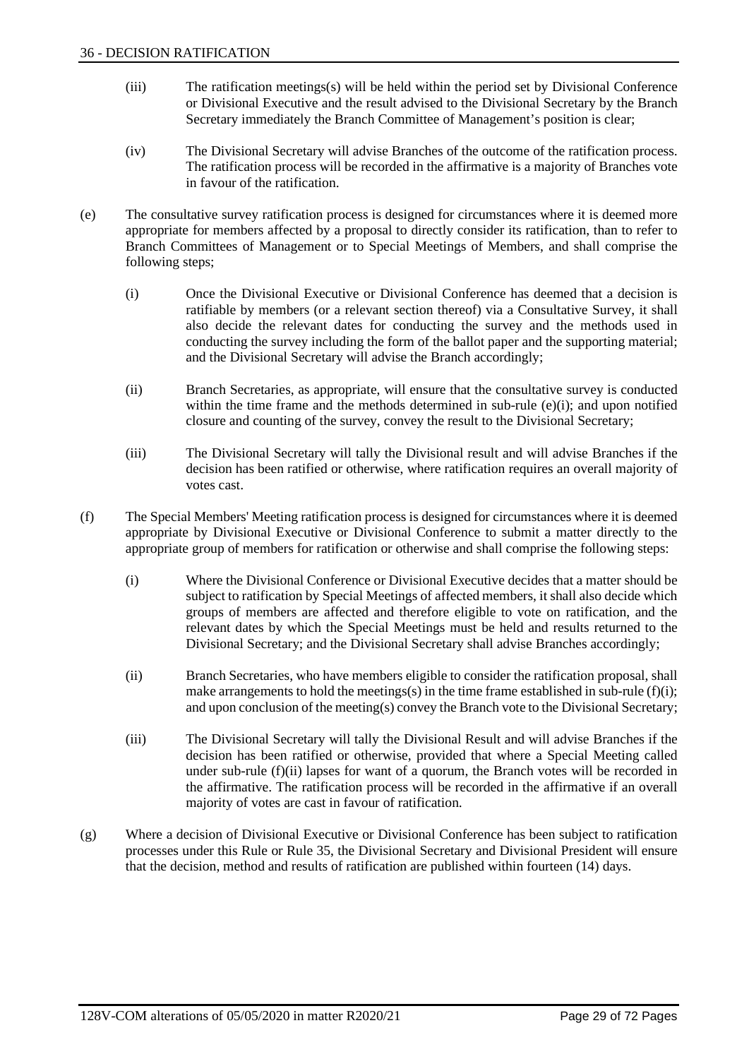(iii) The ratification meetings(s) will be held within the period set by Divisional Conference or Divisional Executive and the result advised to the Divisional Secretary by the Branch Secretary immediately the Branch Committee of Management's position is clear;

(iv) The Divisional Secretary will advise Branches of the outcome of the ratification process. The ratification process will be recorded in the affirmative is a majority of Branches vote in favour of the ratification.

(e) The consultative survey ratification process is designed for circumstances where it is deemed more appropriate for members affected by a proposal to directly consider its ratification, than to refer to Branch Committees of Management or to Special Meetings of Members, and shall comprise the following steps;

(i) Once the Divisional Executive or Divisional Conference has deemed that a decision is ratifiable by members (or a relevant section thereof) via a Consultative Survey, it shall also decide the relevant dates for conducting the survey and the methods used in conducting the survey including the form of the ballot paper and the supporting material; and the Divisional Secretary will advise the Branch accordingly;

(ii) Branch Secretaries, as appropriate, will ensure that the consultative survey is conducted within the time frame and the methods determined in sub-rule (e)(i); and upon notified closure and counting of the survey, convey the result to the Divisional Secretary;

(iii) The Divisional Secretary will tally the Divisional result and will advise Branches if the decision has been ratified or otherwise, where ratification requires an overall majority of votes cast.

(f) The Special Members' Meeting ratification process is designed for circumstances where it is deemed appropriate by Divisional Executive or Divisional Conference to submit a matter directly to the appropriate group of members for ratification or otherwise and shall comprise the following steps:

(i) Where the Divisional Conference or Divisional Executive decides that a matter should be subject to ratification by Special Meetings of affected members, it shall also decide which groups of members are affected and therefore eligible to vote on ratification, and the relevant dates by which the Special Meetings must be held and results returned to the Divisional Secretary; and the Divisional Secretary shall advise Branches accordingly;

(ii) Branch Secretaries, who have members eligible to consider the ratification proposal, shall make arrangements to hold the meetings(s) in the time frame established in sub-rule (f)(i); and upon conclusion of the meeting(s) convey the Branch vote to the Divisional Secretary;

(iii) The Divisional Secretary will tally the Divisional Result and will advise Branches if the decision has been ratified or otherwise, provided that where a Special Meeting called under sub-rule (f)(ii) lapses for want of a quorum, the Branch votes will be recorded in the affirmative. The ratification process will be recorded in the affirmative if an overall majority of votes are cast in favour of ratification.

(g) Where a decision of Divisional Executive or Divisional Conference has been subject to ratification processes under this Rule or Rule 35, the Divisional Secretary and Divisional President will ensure that the decision, method and results of ratification are published within fourteen (14) days.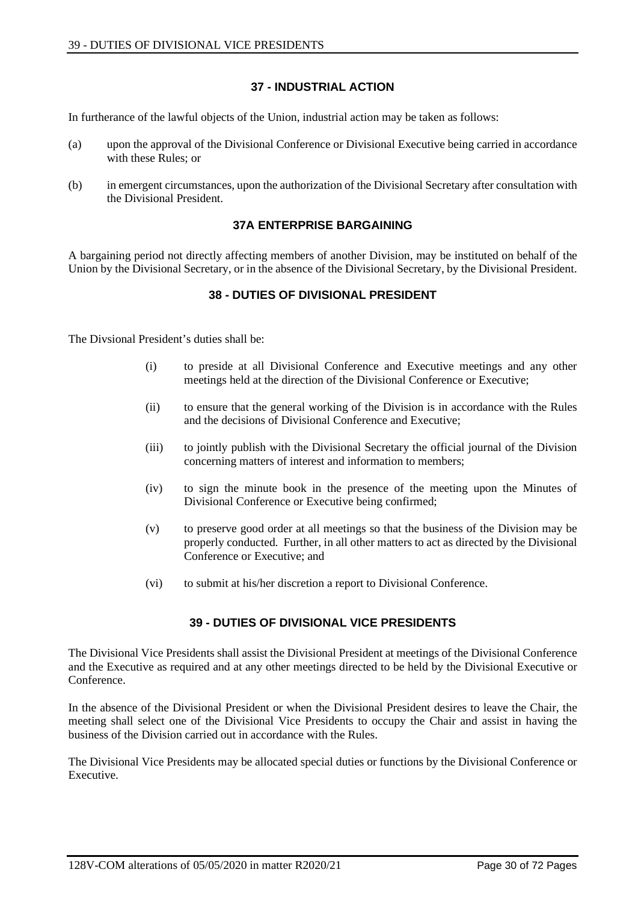## 37 - INDUSTRIAL ACTION

In furtherance of the lawful objects of the Union, industrial action may be taken as follows:

(a) upon the approval of the Divisional Conference or Divisional Executive being carried in accordance with these Rules; or

(b) in emergent circumstances, upon the authorization of the Divisional Secretary after consultation with the Divisional President.

## 37A ENTERPRISE BARGAINING

A bargaining period not directly affecting members of another Division, may be instituted on behalf of the Union by the Divisional Secretary, or in the absence of the Divisional Secretary, by the Divisional President.

## 38 - DUTIES OF DIVISIONAL PRESIDENT

The Divsional President's duties shall be:

(i) to preside at all Divisional Conference and Executive meetings and any other meetings held at the direction of the Divisional Conference or Executive;

(ii) to ensure that the general working of the Division is in accordance with the Rules and the decisions of Divisional Conference and Executive;

(iii) to jointly publish with the Divisional Secretary the official journal of the Division concerning matters of interest and information to members;

(iv) to sign the minute book in the presence of the meeting upon the Minutes of Divisional Conference or Executive being confirmed;

(v) to preserve good order at all meetings so that the business of the Division may be properly conducted. Further, in all other matters to act as directed by the Divisional Conference or Executive; and

(vi) to submit at his/her discretion a report to Divisional Conference.

## 39 - DUTIES OF DIVISIONAL VICE PRESIDENTS

The Divisional Vice Presidents shall assist the Divisional President at meetings of the Divisional Conference and the Executive as required and at any other meetings directed to be held by the Divisional Executive or Conference.

In the absence of the Divisional President or when the Divisional President desires to leave the Chair, the meeting shall select one of the Divisional Vice Presidents to occupy the Chair and assist in having the business of the Division carried out in accordance with the Rules.

The Divisional Vice Presidents may be allocated special duties or functions by the Divisional Conference or Executive.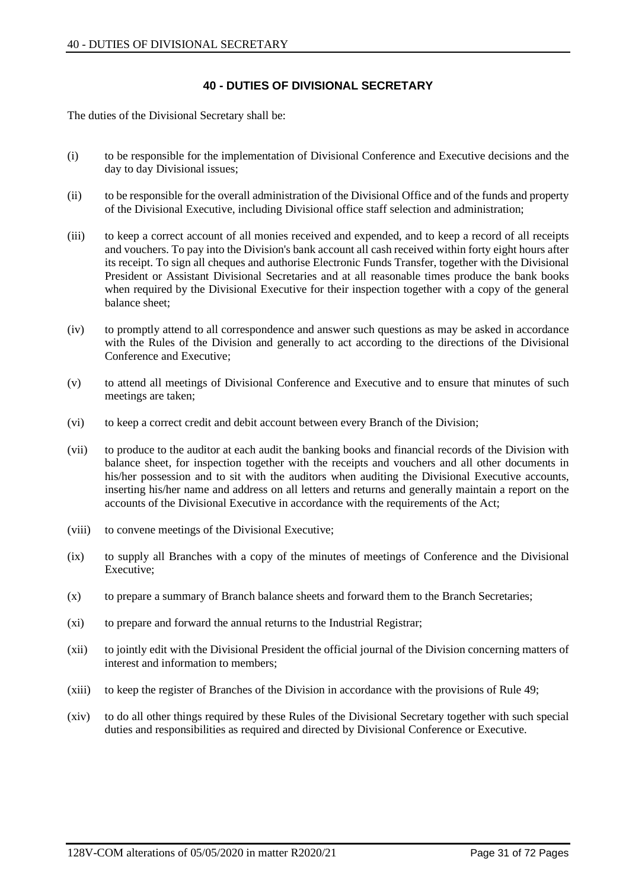## 40 - DUTIES OF DIVISIONAL SECRETARY

The duties of the Divisional Secretary shall be:

(i) to be responsible for the implementation of Divisional Conference and Executive decisions and the day to day Divisional issues;

(ii) to be responsible for the overall administration of the Divisional Office and of the funds and property of the Divisional Executive, including Divisional office staff selection and administration;

(iii) to keep a correct account of all monies received and expended, and to keep a record of all receipts and vouchers. To pay into the Division's bank account all cash received within forty eight hours after its receipt. To sign all cheques and authorise Electronic Funds Transfer, together with the Divisional President or Assistant Divisional Secretaries and at all reasonable times produce the bank books when required by the Divisional Executive for their inspection together with a copy of the general balance sheet;

(iv) to promptly attend to all correspondence and answer such questions as may be asked in accordance with the Rules of the Division and generally to act according to the directions of the Divisional Conference and Executive;

(v) to attend all meetings of Divisional Conference and Executive and to ensure that minutes of such meetings are taken;

(vi) to keep a correct credit and debit account between every Branch of the Division;

(vii) to produce to the auditor at each audit the banking books and financial records of the Division with balance sheet, for inspection together with the receipts and vouchers and all other documents in his/her possession and to sit with the auditors when auditing the Divisional Executive accounts, inserting his/her name and address on all letters and returns and generally maintain a report on the accounts of the Divisional Executive in accordance with the requirements of the Act;

(viii) to convene meetings of the Divisional Executive;

(ix) to supply all Branches with a copy of the minutes of meetings of Conference and the Divisional Executive;

(x) to prepare a summary of Branch balance sheets and forward them to the Branch Secretaries;

(xi) to prepare and forward the annual returns to the Industrial Registrar;

(xii) to jointly edit with the Divisional President the official journal of the Division concerning matters of interest and information to members;

(xiii) to keep the register of Branches of the Division in accordance with the provisions of Rule 49;

(xiv) to do all other things required by these Rules of the Divisional Secretary together with such special duties and responsibilities as required and directed by Divisional Conference or Executive.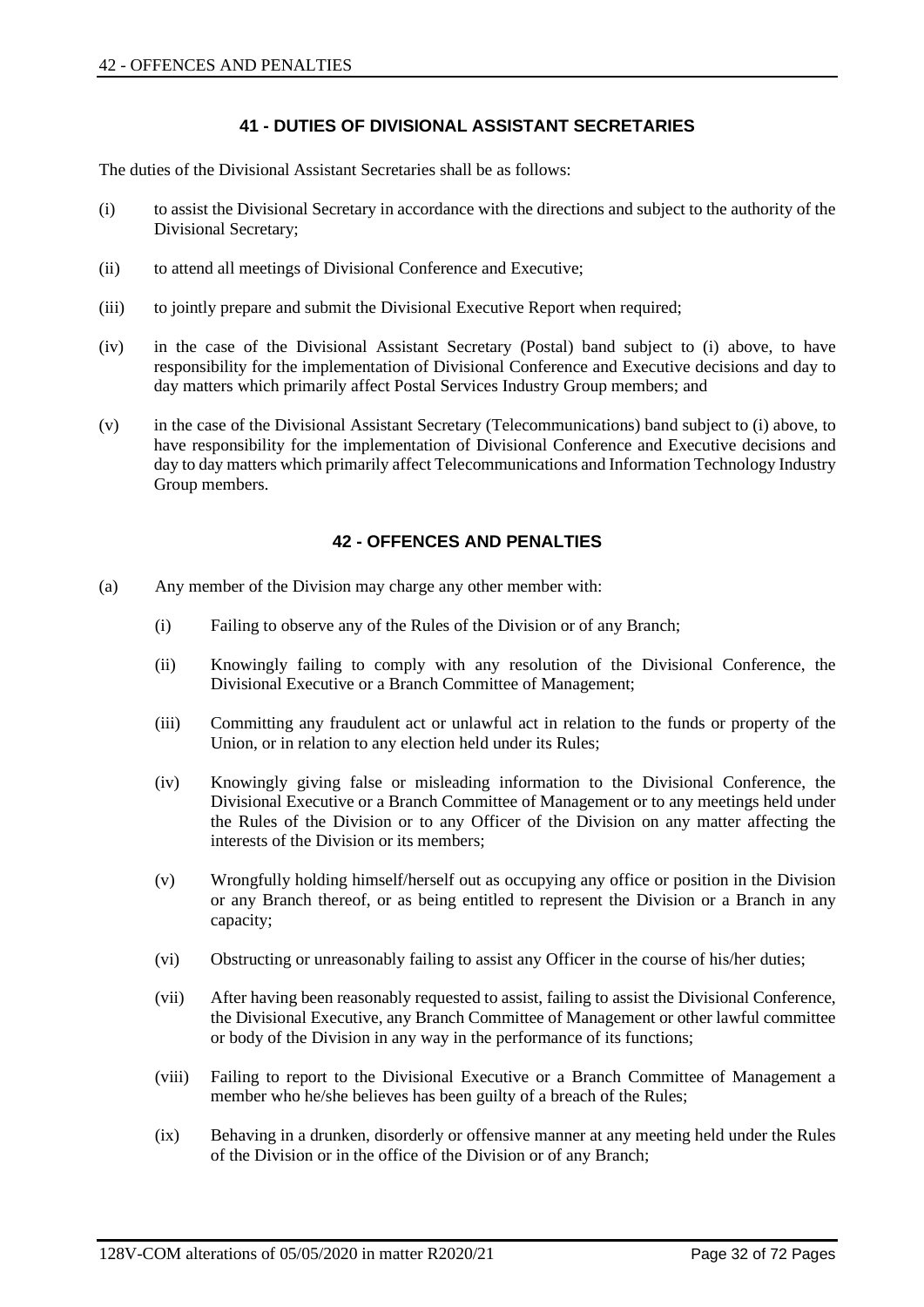## 41 - DUTIES OF DIVISIONAL ASSISTANT SECRETARIES

The duties of the Divisional Assistant Secretaries shall be as follows:

(i) to assist the Divisional Secretary in accordance with the directions and subject to the authority of the Divisional Secretary;

(ii) to attend all meetings of Divisional Conference and Executive;

(iii) to jointly prepare and submit the Divisional Executive Report when required;

(iv) in the case of the Divisional Assistant Secretary (Postal) band subject to (i) above, to have responsibility for the implementation of Divisional Conference and Executive decisions and day to day matters which primarily affect Postal Services Industry Group members; and

(v) in the case of the Divisional Assistant Secretary (Telecommunications) band subject to (i) above, to have responsibility for the implementation of Divisional Conference and Executive decisions and day to day matters which primarily affect Telecommunications and Information Technology Industry Group members.

## 42 - OFFENCES AND PENALTIES

(a) Any member of the Division may charge any other member with:

(i) Failing to observe any of the Rules of the Division or of any Branch;

(ii) Knowingly failing to comply with any resolution of the Divisional Conference, the Divisional Executive or a Branch Committee of Management;

(iii) Committing any fraudulent act or unlawful act in relation to the funds or property of the Union, or in relation to any election held under its Rules;

(iv) Knowingly giving false or misleading information to the Divisional Conference, the Divisional Executive or a Branch Committee of Management or to any meetings held under the Rules of the Division or to any Officer of the Division on any matter affecting the interests of the Division or its members;

(v) Wrongfully holding himself/herself out as occupying any office or position in the Division or any Branch thereof, or as being entitled to represent the Division or a Branch in any capacity;

(vi) Obstructing or unreasonably failing to assist any Officer in the course of his/her duties;

(vii) After having been reasonably requested to assist, failing to assist the Divisional Conference, the Divisional Executive, any Branch Committee of Management or other lawful committee or body of the Division in any way in the performance of its functions;

(viii) Failing to report to the Divisional Executive or a Branch Committee of Management a member who he/she believes has been guilty of a breach of the Rules;

(ix) Behaving in a drunken, disorderly or offensive manner at any meeting held under the Rules of the Division or in the office of the Division or of any Branch;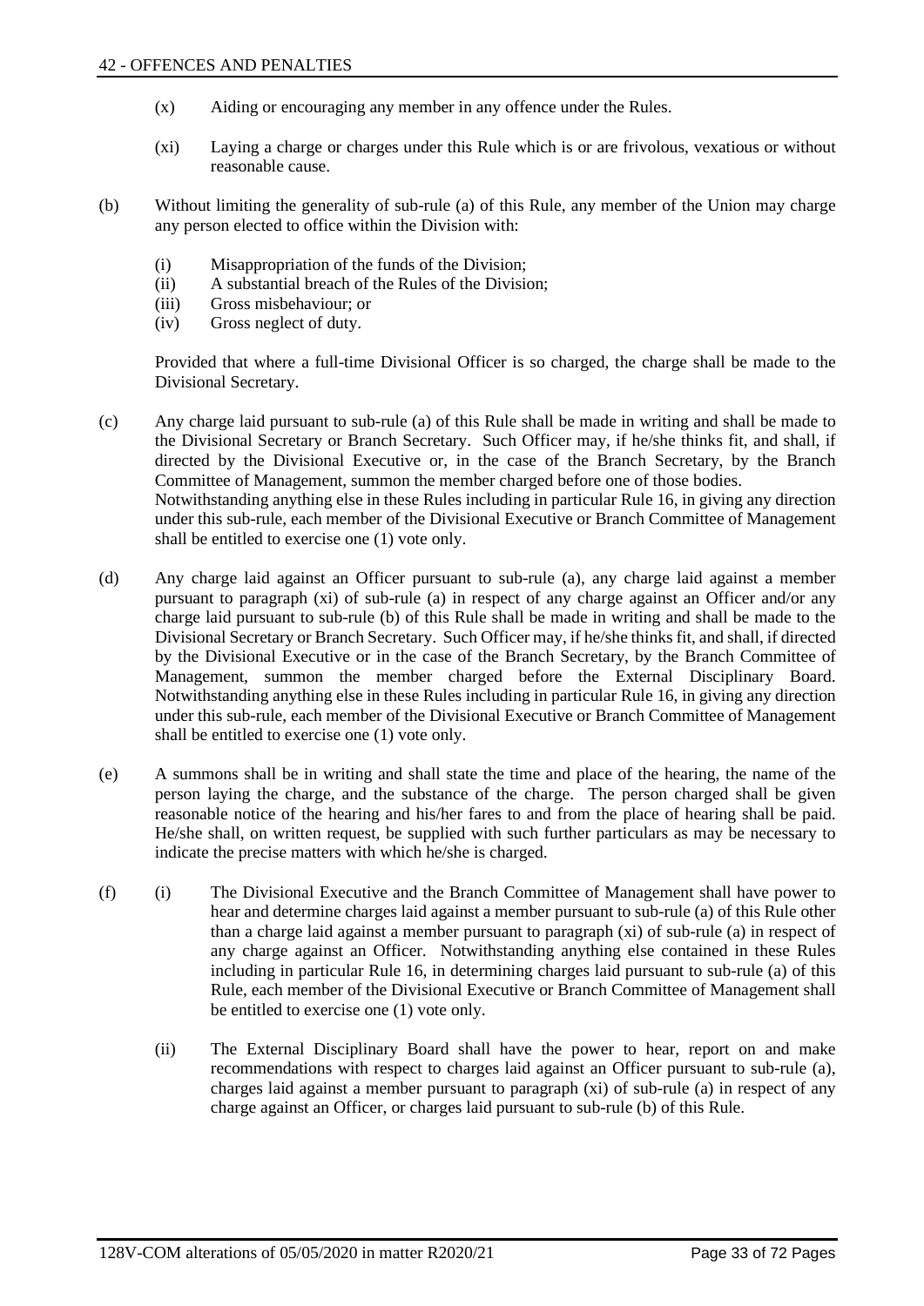(x) Aiding or encouraging any member in any offence under the Rules.

(xi) Laying a charge or charges under this Rule which is or are frivolous, vexatious or without reasonable cause.

(b) Without limiting the generality of sub-rule (a) of this Rule, any member of the Union may charge any person elected to office within the Division with:

(i) Misappropriation of the funds of the Division;
(ii) A substantial breach of the Rules of the Division;
(iii) Gross misbehaviour; or
(iv) Gross neglect of duty.

Provided that where a full-time Divisional Officer is so charged, the charge shall be made to the Divisional Secretary.

(c) Any charge laid pursuant to sub-rule (a) of this Rule shall be made in writing and shall be made to the Divisional Secretary or Branch Secretary. Such Officer may, if he/she thinks fit, and shall, if directed by the Divisional Executive or, in the case of the Branch Secretary, by the Branch Committee of Management, summon the member charged before one of those bodies. Notwithstanding anything else in these Rules including in particular Rule 16, in giving any direction under this sub-rule, each member of the Divisional Executive or Branch Committee of Management shall be entitled to exercise one (1) vote only.

(d) Any charge laid against an Officer pursuant to sub-rule (a), any charge laid against a member pursuant to paragraph (xi) of sub-rule (a) in respect of any charge against an Officer and/or any charge laid pursuant to sub-rule (b) of this Rule shall be made in writing and shall be made to the Divisional Secretary or Branch Secretary. Such Officer may, if he/she thinks fit, and shall, if directed by the Divisional Executive or in the case of the Branch Secretary, by the Branch Committee of Management, summon the member charged before the External Disciplinary Board. Notwithstanding anything else in these Rules including in particular Rule 16, in giving any direction under this sub-rule, each member of the Divisional Executive or Branch Committee of Management shall be entitled to exercise one (1) vote only.

(e) A summons shall be in writing and shall state the time and place of the hearing, the name of the person laying the charge, and the substance of the charge. The person charged shall be given reasonable notice of the hearing and his/her fares to and from the place of hearing shall be paid. He/she shall, on written request, be supplied with such further particulars as may be necessary to indicate the precise matters with which he/she is charged.

(f) (i) The Divisional Executive and the Branch Committee of Management shall have power to hear and determine charges laid against a member pursuant to sub-rule (a) of this Rule other than a charge laid against a member pursuant to paragraph (xi) of sub-rule (a) in respect of any charge against an Officer. Notwithstanding anything else contained in these Rules including in particular Rule 16, in determining charges laid pursuant to sub-rule (a) of this Rule, each member of the Divisional Executive or Branch Committee of Management shall be entitled to exercise one (1) vote only.

(ii) The External Disciplinary Board shall have the power to hear, report on and make recommendations with respect to charges laid against an Officer pursuant to sub-rule (a), charges laid against a member pursuant to paragraph (xi) of sub-rule (a) in respect of any charge against an Officer, or charges laid pursuant to sub-rule (b) of this Rule.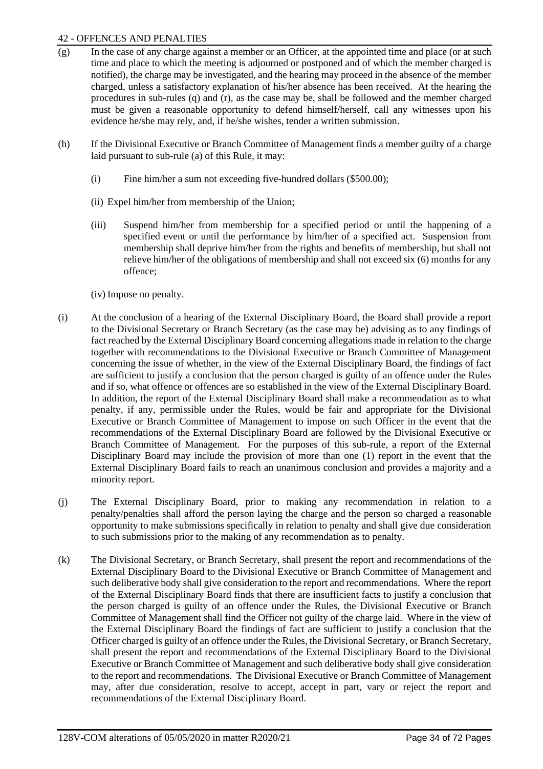(g) In the case of any charge against a member or an Officer, at the appointed time and place (or at such time and place to which the meeting is adjourned or postponed and of which the member charged is notified), the charge may be investigated, and the hearing may proceed in the absence of the member charged, unless a satisfactory explanation of his/her absence has been received. At the hearing the procedures in sub-rules (q) and (r), as the case may be, shall be followed and the member charged must be given a reasonable opportunity to defend himself/herself, call any witnesses upon his evidence he/she may rely, and, if he/she wishes, tender a written submission.

(h) If the Divisional Executive or Branch Committee of Management finds a member guilty of a charge laid pursuant to sub-rule (a) of this Rule, it may:

   (i) Fine him/her a sum not exceeding five-hundred dollars ($500.00);

   (ii) Expel him/her from membership of the Union;

   (iii) Suspend him/her from membership for a specified period or until the happening of a specified event or until the performance by him/her of a specified act. Suspension from membership shall deprive him/her from the rights and benefits of membership, but shall not relieve him/her of the obligations of membership and shall not exceed six (6) months for any offence;

   (iv) Impose no penalty.

(i) At the conclusion of a hearing of the External Disciplinary Board, the Board shall provide a report to the Divisional Secretary or Branch Secretary (as the case may be) advising as to any findings of fact reached by the External Disciplinary Board concerning allegations made in relation to the charge together with recommendations to the Divisional Executive or Branch Committee of Management concerning the issue of whether, in the view of the External Disciplinary Board, the findings of fact are sufficient to justify a conclusion that the person charged is guilty of an offence under the Rules and if so, what offence or offences are so established in the view of the External Disciplinary Board. In addition, the report of the External Disciplinary Board shall make a recommendation as to what penalty, if any, permissible under the Rules, would be fair and appropriate for the Divisional Executive or Branch Committee of Management to impose on such Officer in the event that the recommendations of the External Disciplinary Board are followed by the Divisional Executive or Branch Committee of Management. For the purposes of this sub-rule, a report of the External Disciplinary Board may include the provision of more than one (1) report in the event that the External Disciplinary Board fails to reach an unanimous conclusion and provides a majority and a minority report.

(j) The External Disciplinary Board, prior to making any recommendation in relation to a penalty/penalties shall afford the person laying the charge and the person so charged a reasonable opportunity to make submissions specifically in relation to penalty and shall give due consideration to such submissions prior to the making of any recommendation as to penalty.

(k) The Divisional Secretary, or Branch Secretary, shall present the report and recommendations of the External Disciplinary Board to the Divisional Executive or Branch Committee of Management and such deliberative body shall give consideration to the report and recommendations. Where the report of the External Disciplinary Board finds that there are insufficient facts to justify a conclusion that the person charged is guilty of an offence under the Rules, the Divisional Executive or Branch Committee of Management shall find the Officer not guilty of the charge laid. Where in the view of the External Disciplinary Board the findings of fact are sufficient to justify a conclusion that the Officer charged is guilty of an offence under the Rules, the Divisional Secretary, or Branch Secretary, shall present the report and recommendations of the External Disciplinary Board to the Divisional Executive or Branch Committee of Management and such deliberative body shall give consideration to the report and recommendations. The Divisional Executive or Branch Committee of Management may, after due consideration, resolve to accept, accept in part, vary or reject the report and recommendations of the External Disciplinary Board.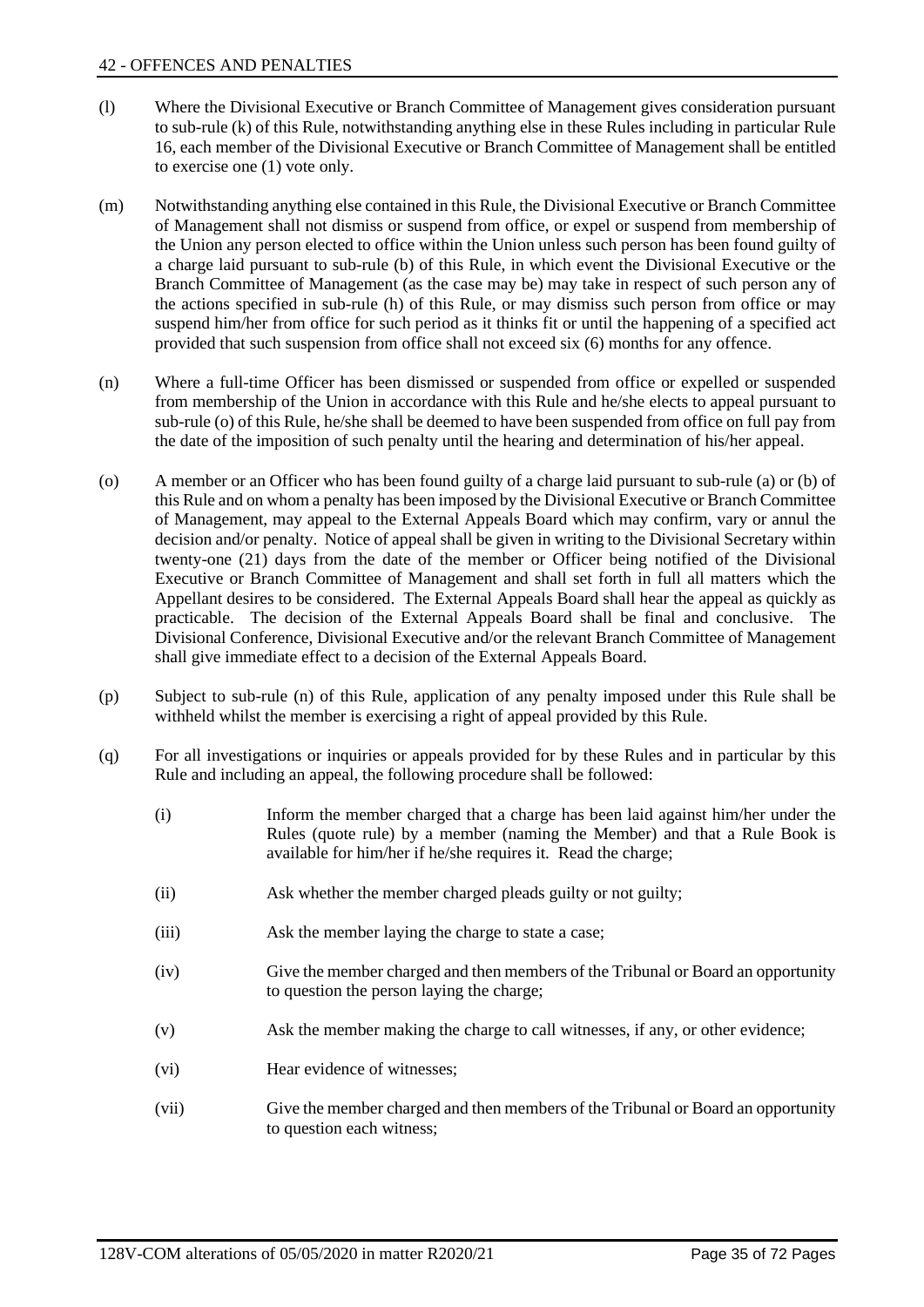(l) Where the Divisional Executive or Branch Committee of Management gives consideration pursuant to sub-rule (k) of this Rule, notwithstanding anything else in these Rules including in particular Rule 16, each member of the Divisional Executive or Branch Committee of Management shall be entitled to exercise one (1) vote only.

(m) Notwithstanding anything else contained in this Rule, the Divisional Executive or Branch Committee of Management shall not dismiss or suspend from office, or expel or suspend from membership of the Union any person elected to office within the Union unless such person has been found guilty of a charge laid pursuant to sub-rule (b) of this Rule, in which event the Divisional Executive or the Branch Committee of Management (as the case may be) may take in respect of such person any of the actions specified in sub-rule (h) of this Rule, or may dismiss such person from office or may suspend him/her from office for such period as it thinks fit or until the happening of a specified act provided that such suspension from office shall not exceed six (6) months for any offence.

(n) Where a full-time Officer has been dismissed or suspended from office or expelled or suspended from membership of the Union in accordance with this Rule and he/she elects to appeal pursuant to sub-rule (o) of this Rule, he/she shall be deemed to have been suspended from office on full pay from the date of the imposition of such penalty until the hearing and determination of his/her appeal.

(o) A member or an Officer who has been found guilty of a charge laid pursuant to sub-rule (a) or (b) of this Rule and on whom a penalty has been imposed by the Divisional Executive or Branch Committee of Management, may appeal to the External Appeals Board which may confirm, vary or annul the decision and/or penalty. Notice of appeal shall be given in writing to the Divisional Secretary within twenty-one (21) days from the date of the member or Officer being notified of the Divisional Executive or Branch Committee of Management and shall set forth in full all matters which the Appellant desires to be considered. The External Appeals Board shall hear the appeal as quickly as practicable. The decision of the External Appeals Board shall be final and conclusive. The Divisional Conference, Divisional Executive and/or the relevant Branch Committee of Management shall give immediate effect to a decision of the External Appeals Board.

(p) Subject to sub-rule (n) of this Rule, application of any penalty imposed under this Rule shall be withheld whilst the member is exercising a right of appeal provided by this Rule.

(q) For all investigations or inquiries or appeals provided for by these Rules and in particular by this Rule and including an appeal, the following procedure shall be followed:

   (i) Inform the member charged that a charge has been laid against him/her under the Rules (quote rule) by a member (naming the Member) and that a Rule Book is available for him/her if he/she requires it. Read the charge;

   (ii) Ask whether the member charged pleads guilty or not guilty;

   (iii) Ask the member laying the charge to state a case;

   (iv) Give the member charged and then members of the Tribunal or Board an opportunity to question the person laying the charge;

   (v) Ask the member making the charge to call witnesses, if any, or other evidence;

   (vi) Hear evidence of witnesses;

   (vii) Give the member charged and then members of the Tribunal or Board an opportunity to question each witness;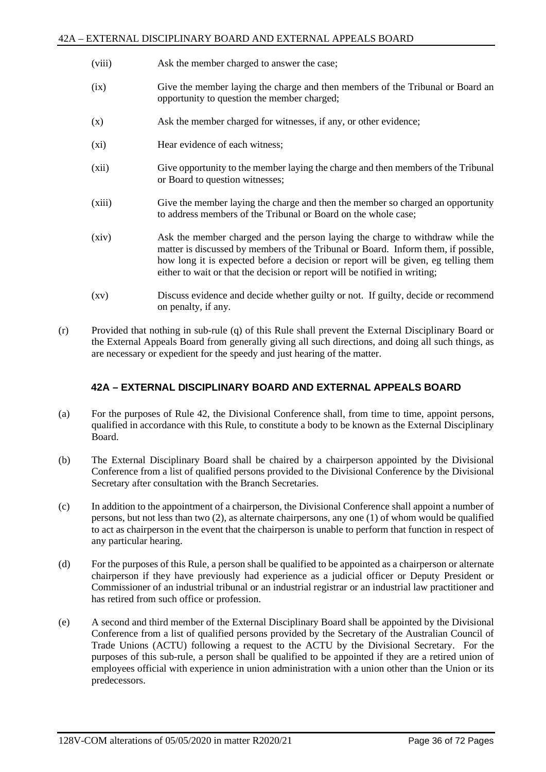(viii) Ask the member charged to answer the case;

(ix) Give the member laying the charge and then members of the Tribunal or Board an opportunity to question the member charged;

(x) Ask the member charged for witnesses, if any, or other evidence;

(xi) Hear evidence of each witness;

(xii) Give opportunity to the member laying the charge and then members of the Tribunal or Board to question witnesses;

(xiii) Give the member laying the charge and then the member so charged an opportunity to address members of the Tribunal or Board on the whole case;

(xiv) Ask the member charged and the person laying the charge to withdraw while the matter is discussed by members of the Tribunal or Board. Inform them, if possible, how long it is expected before a decision or report will be given, eg telling them either to wait or that the decision or report will be notified in writing;

(xv) Discuss evidence and decide whether guilty or not. If guilty, decide or recommend on penalty, if any.

(r) Provided that nothing in sub-rule (q) of this Rule shall prevent the External Disciplinary Board or the External Appeals Board from generally giving all such directions, and doing all such things, as are necessary or expedient for the speedy and just hearing of the matter.

### 42A – EXTERNAL DISCIPLINARY BOARD AND EXTERNAL APPEALS BOARD

(a) For the purposes of Rule 42, the Divisional Conference shall, from time to time, appoint persons, qualified in accordance with this Rule, to constitute a body to be known as the External Disciplinary Board.

(b) The External Disciplinary Board shall be chaired by a chairperson appointed by the Divisional Conference from a list of qualified persons provided to the Divisional Conference by the Divisional Secretary after consultation with the Branch Secretaries.

(c) In addition to the appointment of a chairperson, the Divisional Conference shall appoint a number of persons, but not less than two (2), as alternate chairpersons, any one (1) of whom would be qualified to act as chairperson in the event that the chairperson is unable to perform that function in respect of any particular hearing.

(d) For the purposes of this Rule, a person shall be qualified to be appointed as a chairperson or alternate chairperson if they have previously had experience as a judicial officer or Deputy President or Commissioner of an industrial tribunal or an industrial registrar or an industrial law practitioner and has retired from such office or profession.

(e) A second and third member of the External Disciplinary Board shall be appointed by the Divisional Conference from a list of qualified persons provided by the Secretary of the Australian Council of Trade Unions (ACTU) following a request to the ACTU by the Divisional Secretary. For the purposes of this sub-rule, a person shall be qualified to be appointed if they are a retired union of employees official with experience in union administration with a union other than the Union or its predecessors.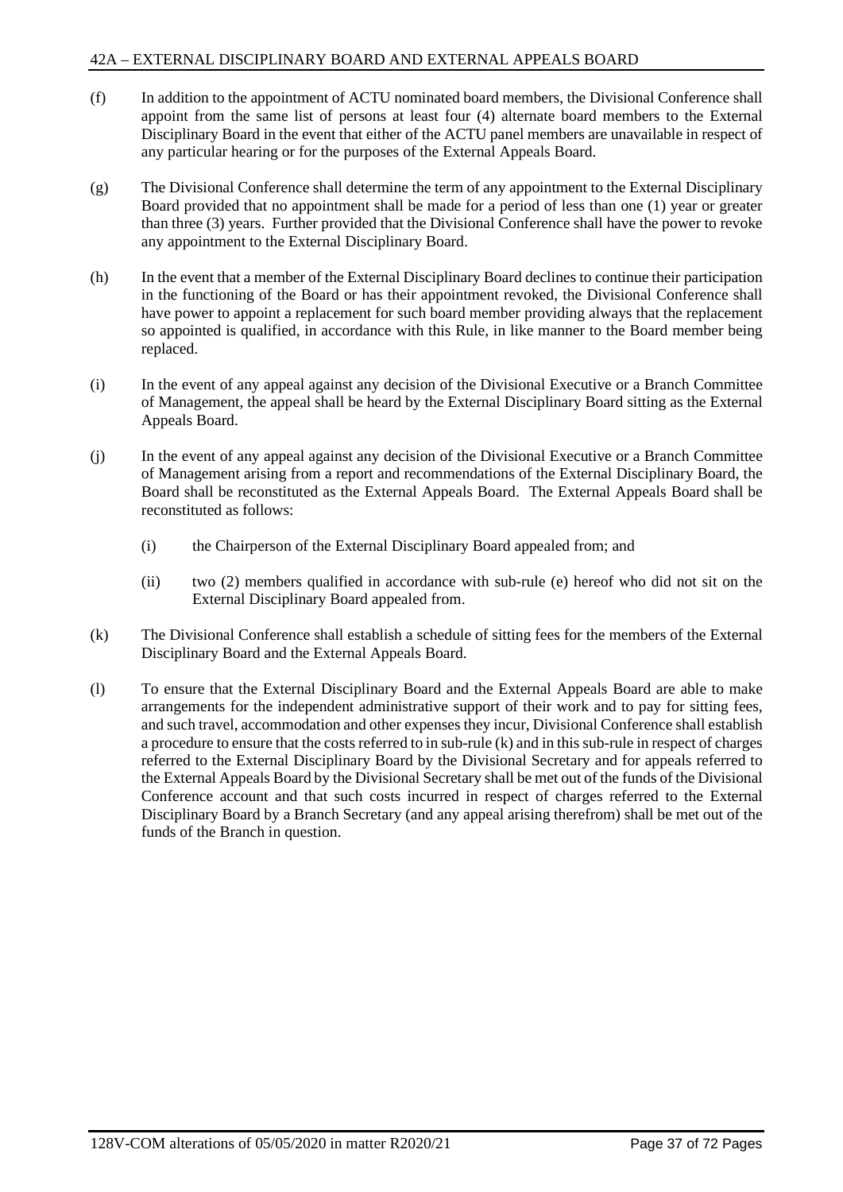(f) In addition to the appointment of ACTU nominated board members, the Divisional Conference shall appoint from the same list of persons at least four (4) alternate board members to the External Disciplinary Board in the event that either of the ACTU panel members are unavailable in respect of any particular hearing or for the purposes of the External Appeals Board.

(g) The Divisional Conference shall determine the term of any appointment to the External Disciplinary Board provided that no appointment shall be made for a period of less than one (1) year or greater than three (3) years. Further provided that the Divisional Conference shall have the power to revoke any appointment to the External Disciplinary Board.

(h) In the event that a member of the External Disciplinary Board declines to continue their participation in the functioning of the Board or has their appointment revoked, the Divisional Conference shall have power to appoint a replacement for such board member providing always that the replacement so appointed is qualified, in accordance with this Rule, in like manner to the Board member being replaced.

(i) In the event of any appeal against any decision of the Divisional Executive or a Branch Committee of Management, the appeal shall be heard by the External Disciplinary Board sitting as the External Appeals Board.

(j) In the event of any appeal against any decision of the Divisional Executive or a Branch Committee of Management arising from a report and recommendations of the External Disciplinary Board, the Board shall be reconstituted as the External Appeals Board. The External Appeals Board shall be reconstituted as follows:

   (i) the Chairperson of the External Disciplinary Board appealed from; and

   (ii) two (2) members qualified in accordance with sub-rule (e) hereof who did not sit on the External Disciplinary Board appealed from.

(k) The Divisional Conference shall establish a schedule of sitting fees for the members of the External Disciplinary Board and the External Appeals Board.

(l) To ensure that the External Disciplinary Board and the External Appeals Board are able to make arrangements for the independent administrative support of their work and to pay for sitting fees, and such travel, accommodation and other expenses they incur, Divisional Conference shall establish a procedure to ensure that the costs referred to in sub-rule (k) and in this sub-rule in respect of charges referred to the External Disciplinary Board by the Divisional Secretary and for appeals referred to the External Appeals Board by the Divisional Secretary shall be met out of the funds of the Divisional Conference account and that such costs incurred in respect of charges referred to the External Disciplinary Board by a Branch Secretary (and any appeal arising therefrom) shall be met out of the funds of the Branch in question.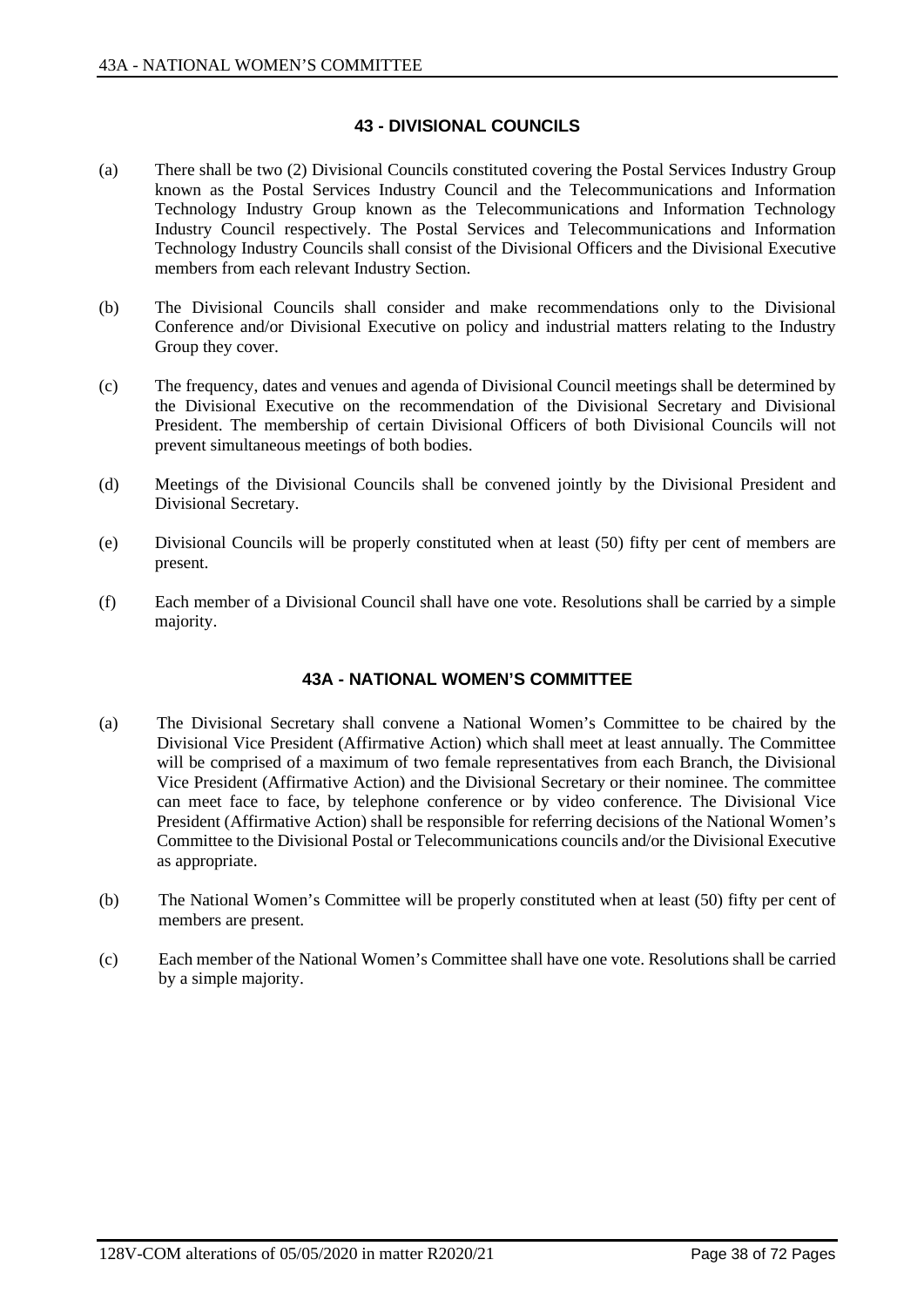## 43 - DIVISIONAL COUNCILS

(a) There shall be two (2) Divisional Councils constituted covering the Postal Services Industry Group known as the Postal Services Industry Council and the Telecommunications and Information Technology Industry Group known as the Telecommunications and Information Technology Industry Council respectively. The Postal Services and Telecommunications and Information Technology Industry Councils shall consist of the Divisional Officers and the Divisional Executive members from each relevant Industry Section.

(b) The Divisional Councils shall consider and make recommendations only to the Divisional Conference and/or Divisional Executive on policy and industrial matters relating to the Industry Group they cover.

(c) The frequency, dates and venues and agenda of Divisional Council meetings shall be determined by the Divisional Executive on the recommendation of the Divisional Secretary and Divisional President. The membership of certain Divisional Officers of both Divisional Councils will not prevent simultaneous meetings of both bodies.

(d) Meetings of the Divisional Councils shall be convened jointly by the Divisional President and Divisional Secretary.

(e) Divisional Councils will be properly constituted when at least (50) fifty per cent of members are present.

(f) Each member of a Divisional Council shall have one vote. Resolutions shall be carried by a simple majority.

## 43A - NATIONAL WOMEN'S COMMITTEE

(a) The Divisional Secretary shall convene a National Women's Committee to be chaired by the Divisional Vice President (Affirmative Action) which shall meet at least annually. The Committee will be comprised of a maximum of two female representatives from each Branch, the Divisional Vice President (Affirmative Action) and the Divisional Secretary or their nominee. The committee can meet face to face, by telephone conference or by video conference. The Divisional Vice President (Affirmative Action) shall be responsible for referring decisions of the National Women's Committee to the Divisional Postal or Telecommunications councils and/or the Divisional Executive as appropriate.

(b) The National Women's Committee will be properly constituted when at least (50) fifty per cent of members are present.

(c) Each member of the National Women's Committee shall have one vote. Resolutions shall be carried by a simple majority.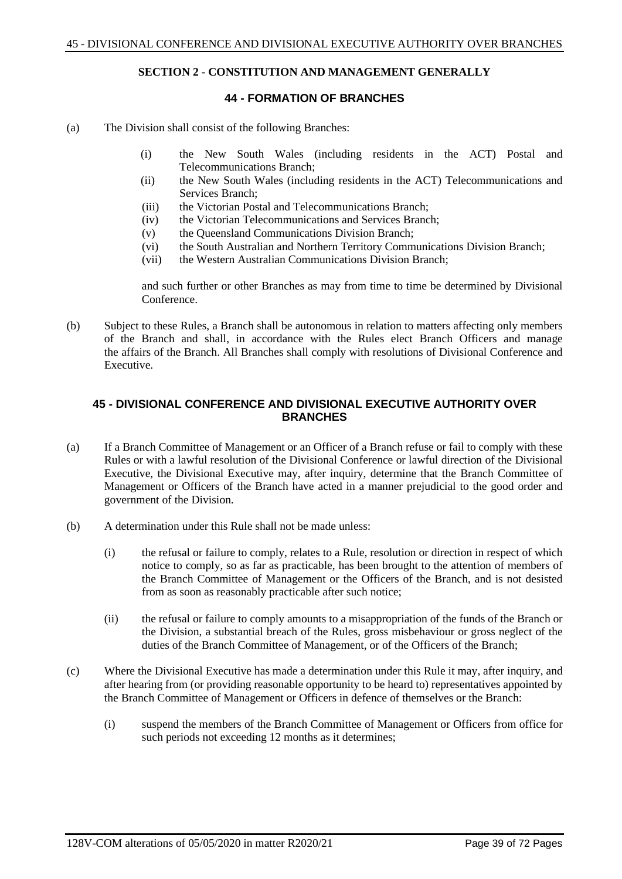## SECTION 2 - CONSTITUTION AND MANAGEMENT GENERALLY

### 44 - FORMATION OF BRANCHES

(a) The Division shall consist of the following Branches:

   (i) the New South Wales (including residents in the ACT) Postal and Telecommunications Branch;
   (ii) the New South Wales (including residents in the ACT) Telecommunications and Services Branch;
   (iii) the Victorian Postal and Telecommunications Branch;
   (iv) the Victorian Telecommunications and Services Branch;
   (v) the Queensland Communications Division Branch;
   (vi) the South Australian and Northern Territory Communications Division Branch;
   (vii) the Western Australian Communications Division Branch;

   and such further or other Branches as may from time to time be determined by Divisional Conference.

(b) Subject to these Rules, a Branch shall be autonomous in relation to matters affecting only members of the Branch and shall, in accordance with the Rules elect Branch Officers and manage the affairs of the Branch. All Branches shall comply with resolutions of Divisional Conference and Executive.

### 45 - DIVISIONAL CONFERENCE AND DIVISIONAL EXECUTIVE AUTHORITY OVER BRANCHES

(a) If a Branch Committee of Management or an Officer of a Branch refuse or fail to comply with these Rules or with a lawful resolution of the Divisional Conference or lawful direction of the Divisional Executive, the Divisional Executive may, after inquiry, determine that the Branch Committee of Management or Officers of the Branch have acted in a manner prejudicial to the good order and government of the Division.

(b) A determination under this Rule shall not be made unless:

   (i) the refusal or failure to comply, relates to a Rule, resolution or direction in respect of which notice to comply, so as far as practicable, has been brought to the attention of members of the Branch Committee of Management or the Officers of the Branch, and is not desisted from as soon as reasonably practicable after such notice;

   (ii) the refusal or failure to comply amounts to a misappropriation of the funds of the Branch or the Division, a substantial breach of the Rules, gross misbehaviour or gross neglect of the duties of the Branch Committee of Management, or of the Officers of the Branch;

(c) Where the Divisional Executive has made a determination under this Rule it may, after inquiry, and after hearing from (or providing reasonable opportunity to be heard to) representatives appointed by the Branch Committee of Management or Officers in defence of themselves or the Branch:

   (i) suspend the members of the Branch Committee of Management or Officers from office for such periods not exceeding 12 months as it determines;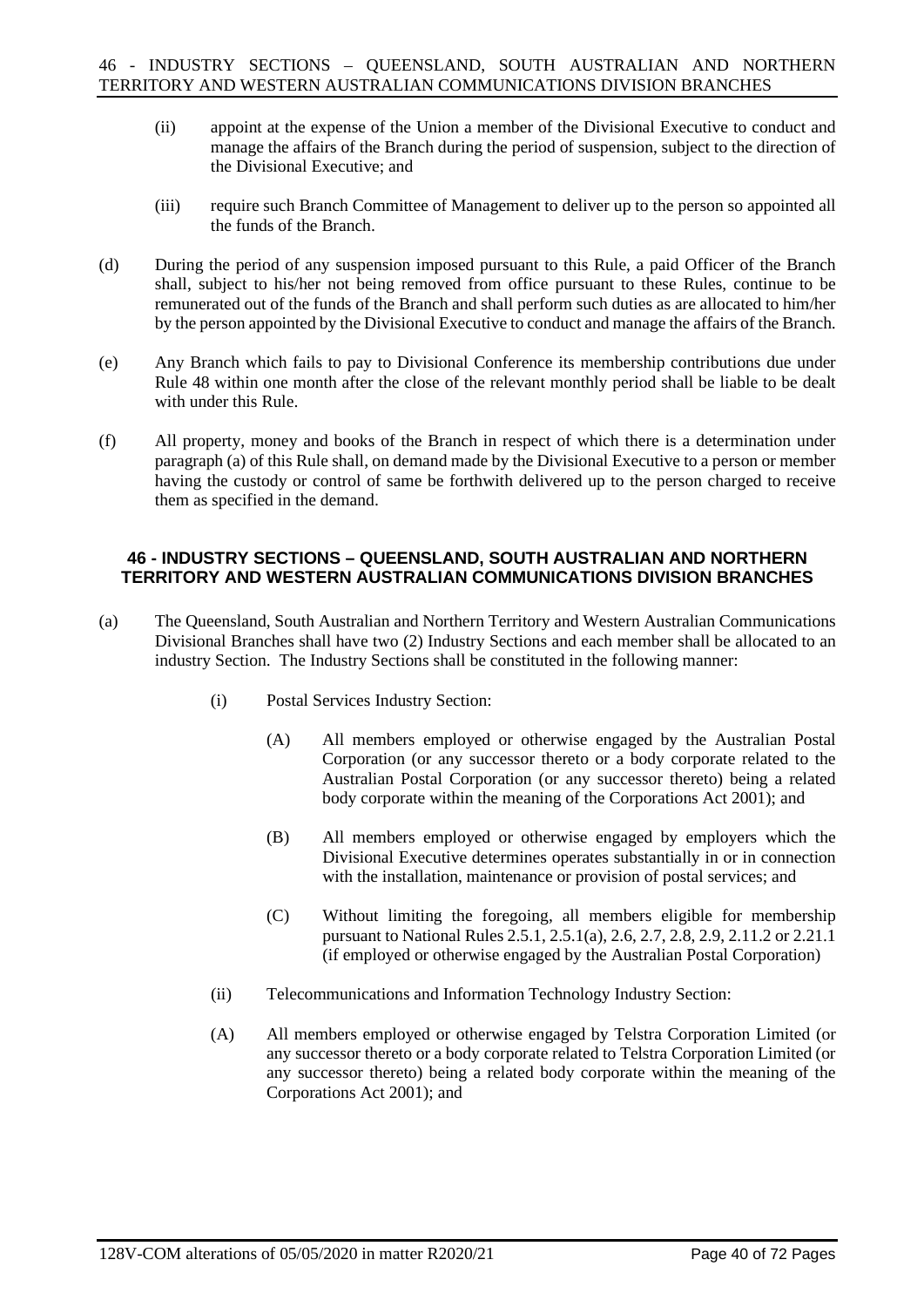(ii) appoint at the expense of the Union a member of the Divisional Executive to conduct and manage the affairs of the Branch during the period of suspension, subject to the direction of the Divisional Executive; and

(iii) require such Branch Committee of Management to deliver up to the person so appointed all the funds of the Branch.

(d) During the period of any suspension imposed pursuant to this Rule, a paid Officer of the Branch shall, subject to his/her not being removed from office pursuant to these Rules, continue to be remunerated out of the funds of the Branch and shall perform such duties as are allocated to him/her by the person appointed by the Divisional Executive to conduct and manage the affairs of the Branch.

(e) Any Branch which fails to pay to Divisional Conference its membership contributions due under Rule 48 within one month after the close of the relevant monthly period shall be liable to be dealt with under this Rule.

(f) All property, money and books of the Branch in respect of which there is a determination under paragraph (a) of this Rule shall, on demand made by the Divisional Executive to a person or member having the custody or control of same be forthwith delivered up to the person charged to receive them as specified in the demand.

## 46 - INDUSTRY SECTIONS – QUEENSLAND, SOUTH AUSTRALIAN AND NORTHERN TERRITORY AND WESTERN AUSTRALIAN COMMUNICATIONS DIVISION BRANCHES

(a) The Queensland, South Australian and Northern Territory and Western Australian Communications Divisional Branches shall have two (2) Industry Sections and each member shall be allocated to an industry Section. The Industry Sections shall be constituted in the following manner:

(i) Postal Services Industry Section:

(A) All members employed or otherwise engaged by the Australian Postal Corporation (or any successor thereto or a body corporate related to the Australian Postal Corporation (or any successor thereto) being a related body corporate within the meaning of the Corporations Act 2001); and

(B) All members employed or otherwise engaged by employers which the Divisional Executive determines operates substantially in or in connection with the installation, maintenance or provision of postal services; and

(C) Without limiting the foregoing, all members eligible for membership pursuant to National Rules 2.5.1, 2.5.1(a), 2.6, 2.7, 2.8, 2.9, 2.11.2 or 2.21.1 (if employed or otherwise engaged by the Australian Postal Corporation)

(ii) Telecommunications and Information Technology Industry Section:

(A) All members employed or otherwise engaged by Telstra Corporation Limited (or any successor thereto or a body corporate related to Telstra Corporation Limited (or any successor thereto) being a related body corporate within the meaning of the Corporations Act 2001); and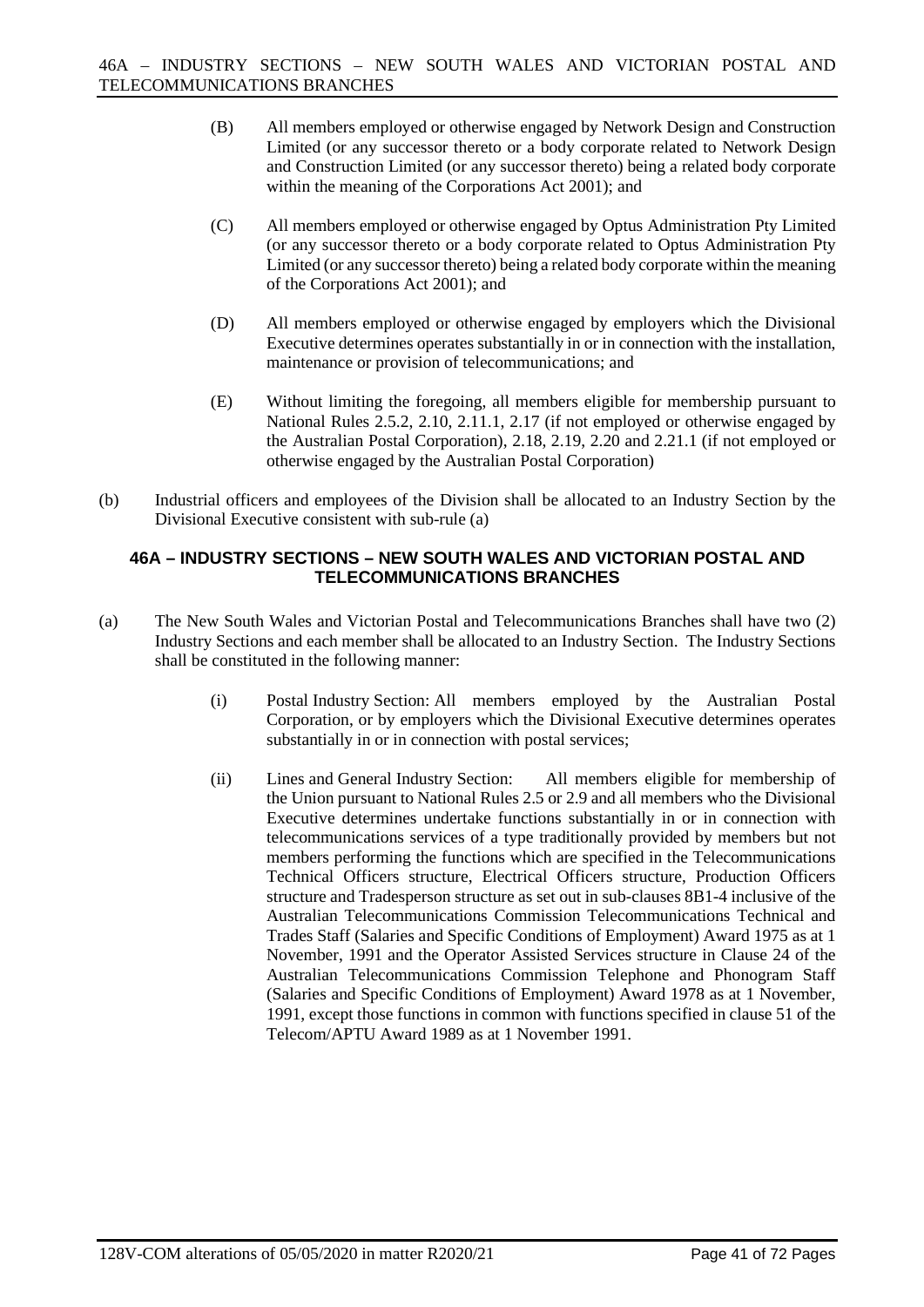(B) All members employed or otherwise engaged by Network Design and Construction Limited (or any successor thereto or a body corporate related to Network Design and Construction Limited (or any successor thereto) being a related body corporate within the meaning of the Corporations Act 2001); and

(C) All members employed or otherwise engaged by Optus Administration Pty Limited (or any successor thereto or a body corporate related to Optus Administration Pty Limited (or any successor thereto) being a related body corporate within the meaning of the Corporations Act 2001); and

(D) All members employed or otherwise engaged by employers which the Divisional Executive determines operates substantially in or in connection with the installation, maintenance or provision of telecommunications; and

(E) Without limiting the foregoing, all members eligible for membership pursuant to National Rules 2.5.2, 2.10, 2.11.1, 2.17 (if not employed or otherwise engaged by the Australian Postal Corporation), 2.18, 2.19, 2.20 and 2.21.1 (if not employed or otherwise engaged by the Australian Postal Corporation)

(b) Industrial officers and employees of the Division shall be allocated to an Industry Section by the Divisional Executive consistent with sub-rule (a)

## 46A – INDUSTRY SECTIONS – NEW SOUTH WALES AND VICTORIAN POSTAL AND TELECOMMUNICATIONS BRANCHES

(a) The New South Wales and Victorian Postal and Telecommunications Branches shall have two (2) Industry Sections and each member shall be allocated to an Industry Section. The Industry Sections shall be constituted in the following manner:

(i) Postal Industry Section: All members employed by the Australian Postal Corporation, or by employers which the Divisional Executive determines operates substantially in or in connection with postal services;

(ii) Lines and General Industry Section: All members eligible for membership of the Union pursuant to National Rules 2.5 or 2.9 and all members who the Divisional Executive determines undertake functions substantially in or in connection with telecommunications services of a type traditionally provided by members but not members performing the functions which are specified in the Telecommunications Technical Officers structure, Electrical Officers structure, Production Officers structure and Tradesperson structure as set out in sub-clauses 8B1-4 inclusive of the Australian Telecommunications Commission Telecommunications Technical and Trades Staff (Salaries and Specific Conditions of Employment) Award 1975 as at 1 November, 1991 and the Operator Assisted Services structure in Clause 24 of the Australian Telecommunications Commission Telephone and Phonogram Staff (Salaries and Specific Conditions of Employment) Award 1978 as at 1 November, 1991, except those functions in common with functions specified in clause 51 of the Telecom/APTU Award 1989 as at 1 November 1991.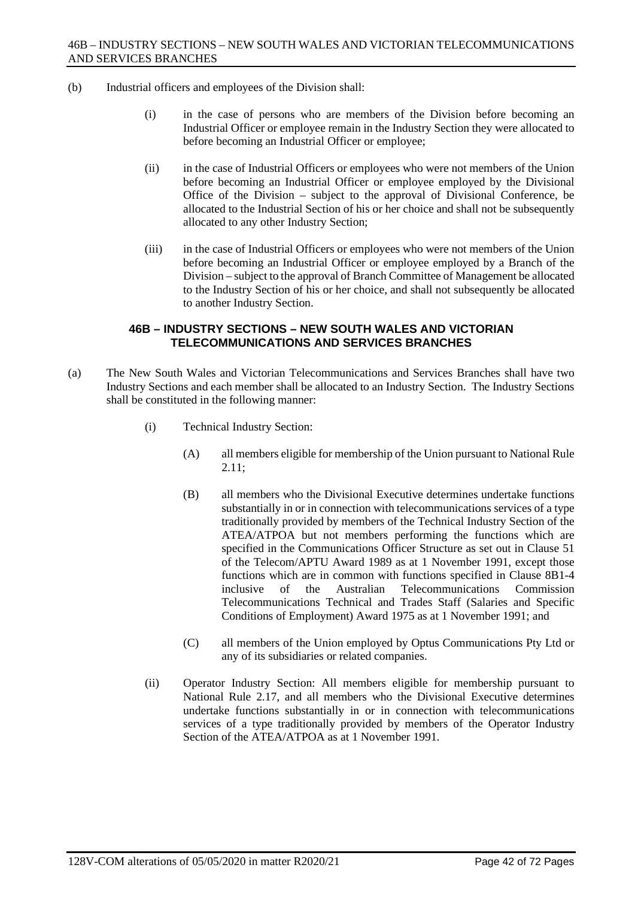(b) Industrial officers and employees of the Division shall:

  (i) in the case of persons who are members of the Division before becoming an Industrial Officer or employee remain in the Industry Section they were allocated to before becoming an Industrial Officer or employee;

  (ii) in the case of Industrial Officers or employees who were not members of the Union before becoming an Industrial Officer or employee employed by the Divisional Office of the Division – subject to the approval of Divisional Conference, be allocated to the Industrial Section of his or her choice and shall not be subsequently allocated to any other Industry Section;

  (iii) in the case of Industrial Officers or employees who were not members of the Union before becoming an Industrial Officer or employee employed by a Branch of the Division – subject to the approval of Branch Committee of Management be allocated to the Industry Section of his or her choice, and shall not subsequently be allocated to another Industry Section.

## 46B – INDUSTRY SECTIONS – NEW SOUTH WALES AND VICTORIAN TELECOMMUNICATIONS AND SERVICES BRANCHES

(a) The New South Wales and Victorian Telecommunications and Services Branches shall have two Industry Sections and each member shall be allocated to an Industry Section. The Industry Sections shall be constituted in the following manner:

  (i) Technical Industry Section:

    (A) all members eligible for membership of the Union pursuant to National Rule 2.11;

    (B) all members who the Divisional Executive determines undertake functions substantially in or in connection with telecommunications services of a type traditionally provided by members of the Technical Industry Section of the ATEA/ATPOA but not members performing the functions which are specified in the Communications Officer Structure as set out in Clause 51 of the Telecom/APTU Award 1989 as at 1 November 1991, except those functions which are in common with functions specified in Clause 8B1-4 inclusive of the Australian Telecommunications Commission Telecommunications Technical and Trades Staff (Salaries and Specific Conditions of Employment) Award 1975 as at 1 November 1991; and

    (C) all members of the Union employed by Optus Communications Pty Ltd or any of its subsidiaries or related companies.

  (ii) Operator Industry Section: All members eligible for membership pursuant to National Rule 2.17, and all members who the Divisional Executive determines undertake functions substantially in or in connection with telecommunications services of a type traditionally provided by members of the Operator Industry Section of the ATEA/ATPOA as at 1 November 1991.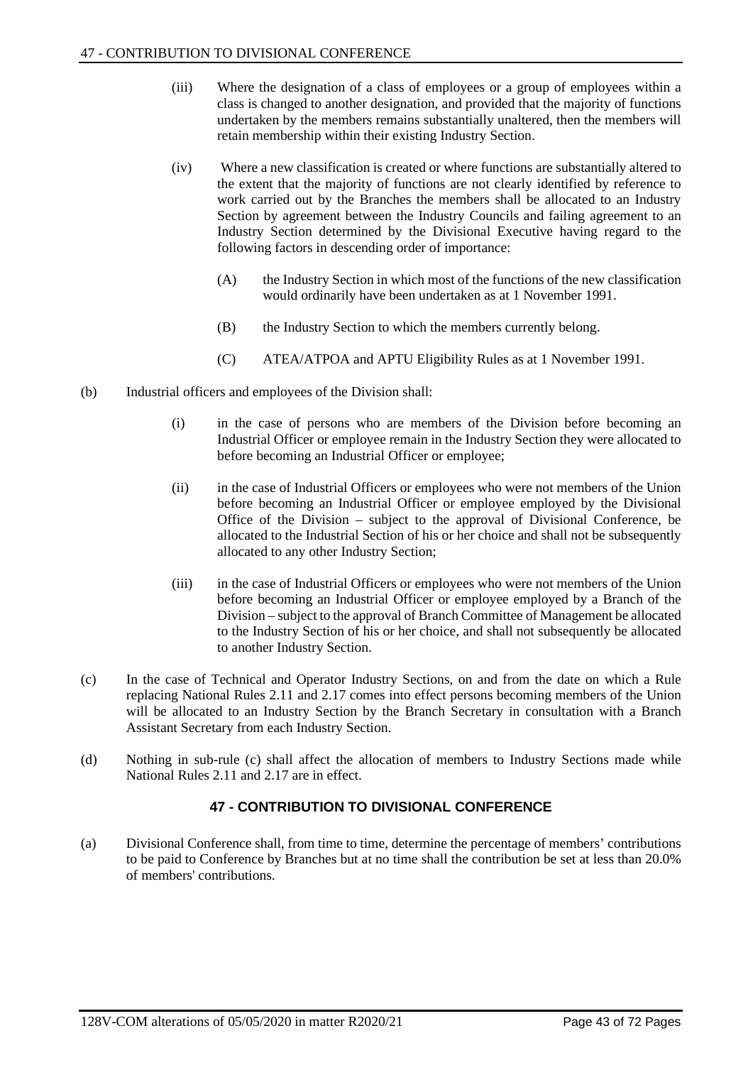(iii) Where the designation of a class of employees or a group of employees within a class is changed to another designation, and provided that the majority of functions undertaken by the members remains substantially unaltered, then the members will retain membership within their existing Industry Section.

(iv) Where a new classification is created or where functions are substantially altered to the extent that the majority of functions are not clearly identified by reference to work carried out by the Branches the members shall be allocated to an Industry Section by agreement between the Industry Councils and failing agreement to an Industry Section determined by the Divisional Executive having regard to the following factors in descending order of importance:

(A) the Industry Section in which most of the functions of the new classification would ordinarily have been undertaken as at 1 November 1991.

(B) the Industry Section to which the members currently belong.

(C) ATEA/ATPOA and APTU Eligibility Rules as at 1 November 1991.

(b) Industrial officers and employees of the Division shall:

(i) in the case of persons who are members of the Division before becoming an Industrial Officer or employee remain in the Industry Section they were allocated to before becoming an Industrial Officer or employee;

(ii) in the case of Industrial Officers or employees who were not members of the Union before becoming an Industrial Officer or employee employed by the Divisional Office of the Division – subject to the approval of Divisional Conference, be allocated to the Industrial Section of his or her choice and shall not be subsequently allocated to any other Industry Section;

(iii) in the case of Industrial Officers or employees who were not members of the Union before becoming an Industrial Officer or employee employed by a Branch of the Division – subject to the approval of Branch Committee of Management be allocated to the Industry Section of his or her choice, and shall not subsequently be allocated to another Industry Section.

(c) In the case of Technical and Operator Industry Sections, on and from the date on which a Rule replacing National Rules 2.11 and 2.17 comes into effect persons becoming members of the Union will be allocated to an Industry Section by the Branch Secretary in consultation with a Branch Assistant Secretary from each Industry Section.

(d) Nothing in sub-rule (c) shall affect the allocation of members to Industry Sections made while National Rules 2.11 and 2.17 are in effect.

## 47 - CONTRIBUTION TO DIVISIONAL CONFERENCE

(a) Divisional Conference shall, from time to time, determine the percentage of members' contributions to be paid to Conference by Branches but at no time shall the contribution be set at less than 20.0% of members' contributions.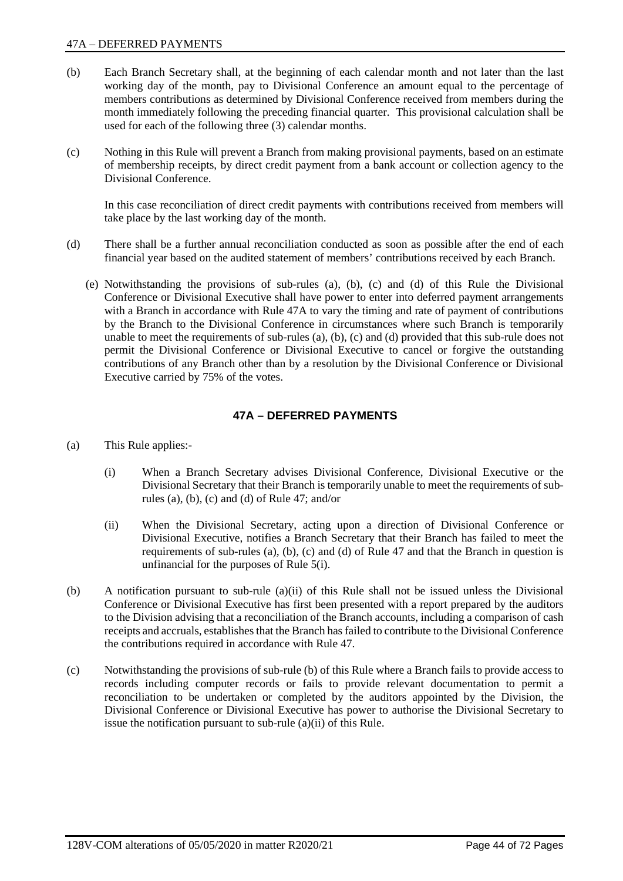(b) Each Branch Secretary shall, at the beginning of each calendar month and not later than the last working day of the month, pay to Divisional Conference an amount equal to the percentage of members contributions as determined by Divisional Conference received from members during the month immediately following the preceding financial quarter. This provisional calculation shall be used for each of the following three (3) calendar months.

(c) Nothing in this Rule will prevent a Branch from making provisional payments, based on an estimate of membership receipts, by direct credit payment from a bank account or collection agency to the Divisional Conference.

In this case reconciliation of direct credit payments with contributions received from members will take place by the last working day of the month.

(d) There shall be a further annual reconciliation conducted as soon as possible after the end of each financial year based on the audited statement of members' contributions received by each Branch.

(e) Notwithstanding the provisions of sub-rules (a), (b), (c) and (d) of this Rule the Divisional Conference or Divisional Executive shall have power to enter into deferred payment arrangements with a Branch in accordance with Rule 47A to vary the timing and rate of payment of contributions by the Branch to the Divisional Conference in circumstances where such Branch is temporarily unable to meet the requirements of sub-rules (a), (b), (c) and (d) provided that this sub-rule does not permit the Divisional Conference or Divisional Executive to cancel or forgive the outstanding contributions of any Branch other than by a resolution by the Divisional Conference or Divisional Executive carried by 75% of the votes.

## 47A – DEFERRED PAYMENTS

(a) This Rule applies:-

(i) When a Branch Secretary advises Divisional Conference, Divisional Executive or the Divisional Secretary that their Branch is temporarily unable to meet the requirements of sub-rules (a), (b), (c) and (d) of Rule 47; and/or

(ii) When the Divisional Secretary, acting upon a direction of Divisional Conference or Divisional Executive, notifies a Branch Secretary that their Branch has failed to meet the requirements of sub-rules (a), (b), (c) and (d) of Rule 47 and that the Branch in question is unfinancial for the purposes of Rule 5(i).

(b) A notification pursuant to sub-rule (a)(ii) of this Rule shall not be issued unless the Divisional Conference or Divisional Executive has first been presented with a report prepared by the auditors to the Division advising that a reconciliation of the Branch accounts, including a comparison of cash receipts and accruals, establishes that the Branch has failed to contribute to the Divisional Conference the contributions required in accordance with Rule 47.

(c) Notwithstanding the provisions of sub-rule (b) of this Rule where a Branch fails to provide access to records including computer records or fails to provide relevant documentation to permit a reconciliation to be undertaken or completed by the auditors appointed by the Division, the Divisional Conference or Divisional Executive has power to authorise the Divisional Secretary to issue the notification pursuant to sub-rule (a)(ii) of this Rule.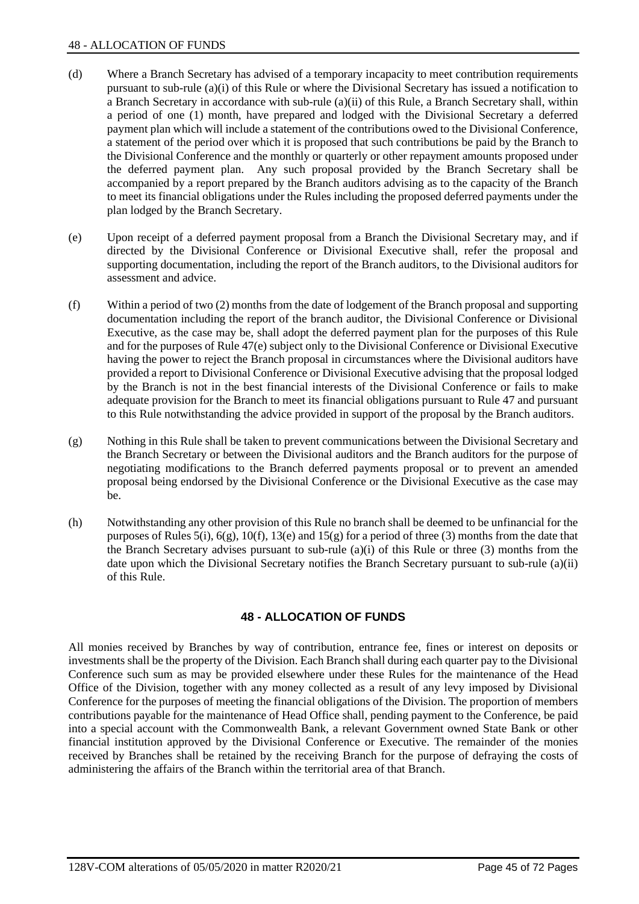(d) Where a Branch Secretary has advised of a temporary incapacity to meet contribution requirements pursuant to sub-rule (a)(i) of this Rule or where the Divisional Secretary has issued a notification to a Branch Secretary in accordance with sub-rule (a)(ii) of this Rule, a Branch Secretary shall, within a period of one (1) month, have prepared and lodged with the Divisional Secretary a deferred payment plan which will include a statement of the contributions owed to the Divisional Conference, a statement of the period over which it is proposed that such contributions be paid by the Branch to the Divisional Conference and the monthly or quarterly or other repayment amounts proposed under the deferred payment plan. Any such proposal provided by the Branch Secretary shall be accompanied by a report prepared by the Branch auditors advising as to the capacity of the Branch to meet its financial obligations under the Rules including the proposed deferred payments under the plan lodged by the Branch Secretary.

(e) Upon receipt of a deferred payment proposal from a Branch the Divisional Secretary may, and if directed by the Divisional Conference or Divisional Executive shall, refer the proposal and supporting documentation, including the report of the Branch auditors, to the Divisional auditors for assessment and advice.

(f) Within a period of two (2) months from the date of lodgement of the Branch proposal and supporting documentation including the report of the branch auditor, the Divisional Conference or Divisional Executive, as the case may be, shall adopt the deferred payment plan for the purposes of this Rule and for the purposes of Rule 47(e) subject only to the Divisional Conference or Divisional Executive having the power to reject the Branch proposal in circumstances where the Divisional auditors have provided a report to Divisional Conference or Divisional Executive advising that the proposal lodged by the Branch is not in the best financial interests of the Divisional Conference or fails to make adequate provision for the Branch to meet its financial obligations pursuant to Rule 47 and pursuant to this Rule notwithstanding the advice provided in support of the proposal by the Branch auditors.

(g) Nothing in this Rule shall be taken to prevent communications between the Divisional Secretary and the Branch Secretary or between the Divisional auditors and the Branch auditors for the purpose of negotiating modifications to the Branch deferred payments proposal or to prevent an amended proposal being endorsed by the Divisional Conference or the Divisional Executive as the case may be.

(h) Notwithstanding any other provision of this Rule no branch shall be deemed to be unfinancial for the purposes of Rules 5(i), 6(g), 10(f), 13(e) and 15(g) for a period of three (3) months from the date that the Branch Secretary advises pursuant to sub-rule (a)(i) of this Rule or three (3) months from the date upon which the Divisional Secretary notifies the Branch Secretary pursuant to sub-rule (a)(ii) of this Rule.

## 48 - ALLOCATION OF FUNDS

All monies received by Branches by way of contribution, entrance fee, fines or interest on deposits or investments shall be the property of the Division. Each Branch shall during each quarter pay to the Divisional Conference such sum as may be provided elsewhere under these Rules for the maintenance of the Head Office of the Division, together with any money collected as a result of any levy imposed by Divisional Conference for the purposes of meeting the financial obligations of the Division. The proportion of members contributions payable for the maintenance of Head Office shall, pending payment to the Conference, be paid into a special account with the Commonwealth Bank, a relevant Government owned State Bank or other financial institution approved by the Divisional Conference or Executive. The remainder of the monies received by Branches shall be retained by the receiving Branch for the purpose of defraying the costs of administering the affairs of the Branch within the territorial area of that Branch.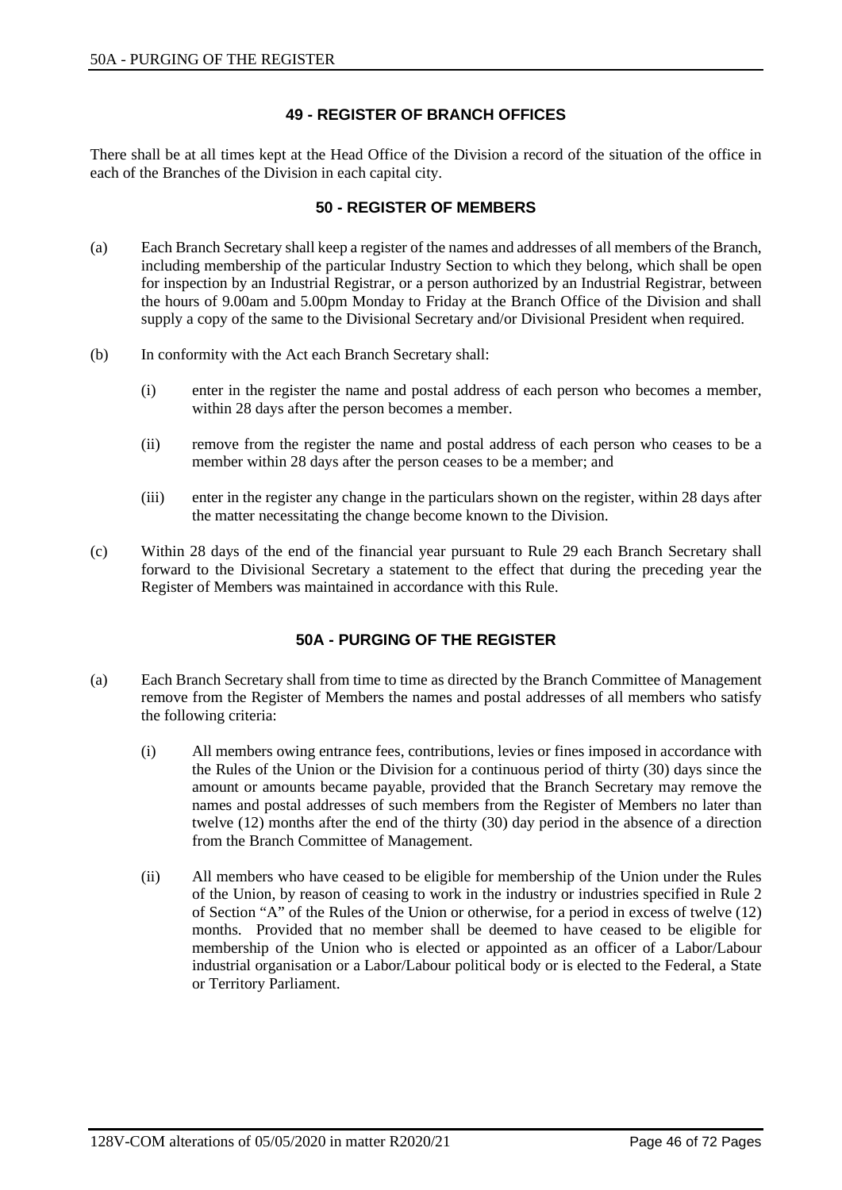## 49 - REGISTER OF BRANCH OFFICES

There shall be at all times kept at the Head Office of the Division a record of the situation of the office in each of the Branches of the Division in each capital city.

## 50 - REGISTER OF MEMBERS

(a) Each Branch Secretary shall keep a register of the names and addresses of all members of the Branch, including membership of the particular Industry Section to which they belong, which shall be open for inspection by an Industrial Registrar, or a person authorized by an Industrial Registrar, between the hours of 9.00am and 5.00pm Monday to Friday at the Branch Office of the Division and shall supply a copy of the same to the Divisional Secretary and/or Divisional President when required.

(b) In conformity with the Act each Branch Secretary shall:

  (i) enter in the register the name and postal address of each person who becomes a member, within 28 days after the person becomes a member.

  (ii) remove from the register the name and postal address of each person who ceases to be a member within 28 days after the person ceases to be a member; and

  (iii) enter in the register any change in the particulars shown on the register, within 28 days after the matter necessitating the change become known to the Division.

(c) Within 28 days of the end of the financial year pursuant to Rule 29 each Branch Secretary shall forward to the Divisional Secretary a statement to the effect that during the preceding year the Register of Members was maintained in accordance with this Rule.

## 50A - PURGING OF THE REGISTER

(a) Each Branch Secretary shall from time to time as directed by the Branch Committee of Management remove from the Register of Members the names and postal addresses of all members who satisfy the following criteria:

  (i) All members owing entrance fees, contributions, levies or fines imposed in accordance with the Rules of the Union or the Division for a continuous period of thirty (30) days since the amount or amounts became payable, provided that the Branch Secretary may remove the names and postal addresses of such members from the Register of Members no later than twelve (12) months after the end of the thirty (30) day period in the absence of a direction from the Branch Committee of Management.

  (ii) All members who have ceased to be eligible for membership of the Union under the Rules of the Union, by reason of ceasing to work in the industry or industries specified in Rule 2 of Section "A" of the Rules of the Union or otherwise, for a period in excess of twelve (12) months. Provided that no member shall be deemed to have ceased to be eligible for membership of the Union who is elected or appointed as an officer of a Labor/Labour industrial organisation or a Labor/Labour political body or is elected to the Federal, a State or Territory Parliament.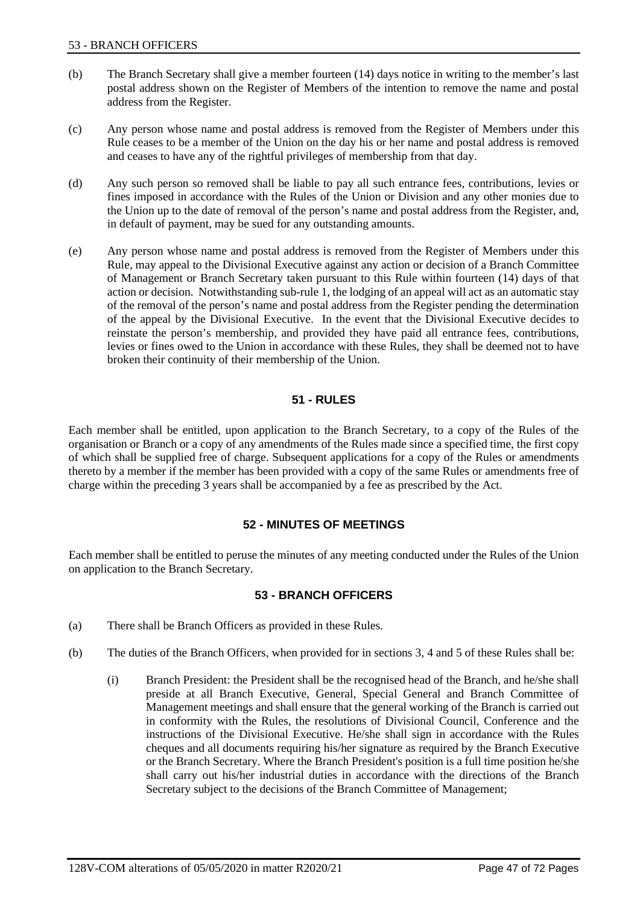(b) The Branch Secretary shall give a member fourteen (14) days notice in writing to the member's last postal address shown on the Register of Members of the intention to remove the name and postal address from the Register.

(c) Any person whose name and postal address is removed from the Register of Members under this Rule ceases to be a member of the Union on the day his or her name and postal address is removed and ceases to have any of the rightful privileges of membership from that day.

(d) Any such person so removed shall be liable to pay all such entrance fees, contributions, levies or fines imposed in accordance with the Rules of the Union or Division and any other monies due to the Union up to the date of removal of the person's name and postal address from the Register, and, in default of payment, may be sued for any outstanding amounts.

(e) Any person whose name and postal address is removed from the Register of Members under this Rule, may appeal to the Divisional Executive against any action or decision of a Branch Committee of Management or Branch Secretary taken pursuant to this Rule within fourteen (14) days of that action or decision. Notwithstanding sub-rule 1, the lodging of an appeal will act as an automatic stay of the removal of the person's name and postal address from the Register pending the determination of the appeal by the Divisional Executive. In the event that the Divisional Executive decides to reinstate the person's membership, and provided they have paid all entrance fees, contributions, levies or fines owed to the Union in accordance with these Rules, they shall be deemed not to have broken their continuity of their membership of the Union.

## 51 - RULES

Each member shall be entitled, upon application to the Branch Secretary, to a copy of the Rules of the organisation or Branch or a copy of any amendments of the Rules made since a specified time, the first copy of which shall be supplied free of charge. Subsequent applications for a copy of the Rules or amendments thereto by a member if the member has been provided with a copy of the same Rules or amendments free of charge within the preceding 3 years shall be accompanied by a fee as prescribed by the Act.

## 52 - MINUTES OF MEETINGS

Each member shall be entitled to peruse the minutes of any meeting conducted under the Rules of the Union on application to the Branch Secretary.

## 53 - BRANCH OFFICERS

(a) There shall be Branch Officers as provided in these Rules.

(b) The duties of the Branch Officers, when provided for in sections 3, 4 and 5 of these Rules shall be:

  (i) Branch President: the President shall be the recognised head of the Branch, and he/she shall preside at all Branch Executive, General, Special General and Branch Committee of Management meetings and shall ensure that the general working of the Branch is carried out in conformity with the Rules, the resolutions of Divisional Council, Conference and the instructions of the Divisional Executive. He/she shall sign in accordance with the Rules cheques and all documents requiring his/her signature as required by the Branch Executive or the Branch Secretary. Where the Branch President's position is a full time position he/she shall carry out his/her industrial duties in accordance with the directions of the Branch Secretary subject to the decisions of the Branch Committee of Management;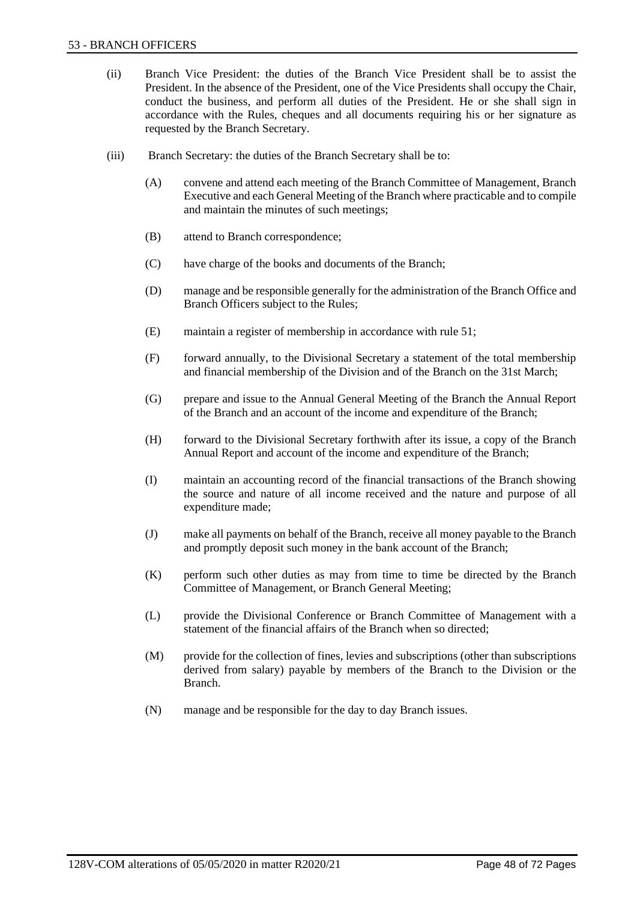(ii) Branch Vice President: the duties of the Branch Vice President shall be to assist the President. In the absence of the President, one of the Vice Presidents shall occupy the Chair, conduct the business, and perform all duties of the President. He or she shall sign in accordance with the Rules, cheques and all documents requiring his or her signature as requested by the Branch Secretary.

(iii) Branch Secretary: the duties of the Branch Secretary shall be to:

(A) convene and attend each meeting of the Branch Committee of Management, Branch Executive and each General Meeting of the Branch where practicable and to compile and maintain the minutes of such meetings;

(B) attend to Branch correspondence;

(C) have charge of the books and documents of the Branch;

(D) manage and be responsible generally for the administration of the Branch Office and Branch Officers subject to the Rules;

(E) maintain a register of membership in accordance with rule 51;

(F) forward annually, to the Divisional Secretary a statement of the total membership and financial membership of the Division and of the Branch on the 31st March;

(G) prepare and issue to the Annual General Meeting of the Branch the Annual Report of the Branch and an account of the income and expenditure of the Branch;

(H) forward to the Divisional Secretary forthwith after its issue, a copy of the Branch Annual Report and account of the income and expenditure of the Branch;

(I) maintain an accounting record of the financial transactions of the Branch showing the source and nature of all income received and the nature and purpose of all expenditure made;

(J) make all payments on behalf of the Branch, receive all money payable to the Branch and promptly deposit such money in the bank account of the Branch;

(K) perform such other duties as may from time to time be directed by the Branch Committee of Management, or Branch General Meeting;

(L) provide the Divisional Conference or Branch Committee of Management with a statement of the financial affairs of the Branch when so directed;

(M) provide for the collection of fines, levies and subscriptions (other than subscriptions derived from salary) payable by members of the Branch to the Division or the Branch.

(N) manage and be responsible for the day to day Branch issues.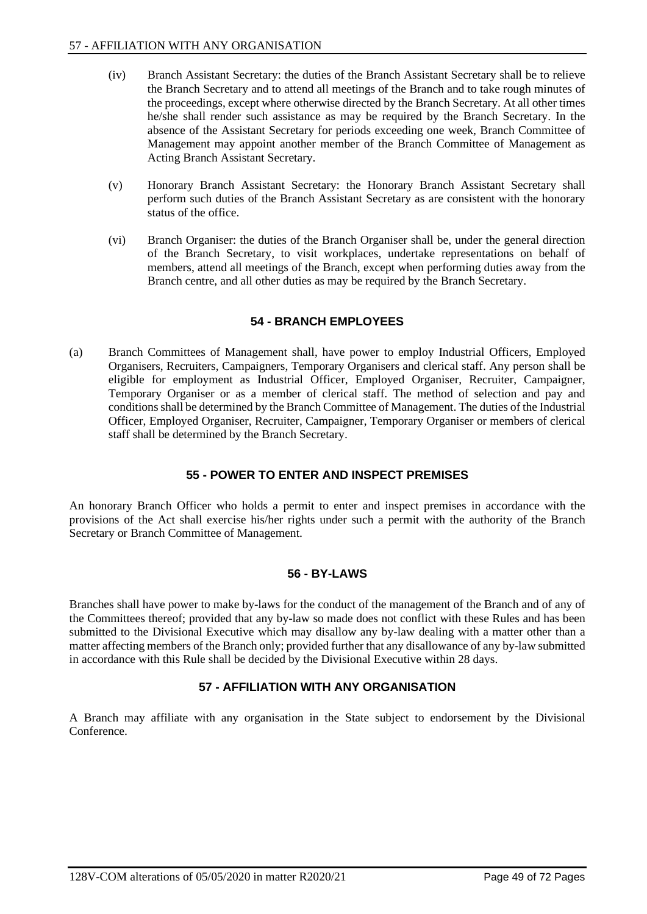(iv) Branch Assistant Secretary: the duties of the Branch Assistant Secretary shall be to relieve the Branch Secretary and to attend all meetings of the Branch and to take rough minutes of the proceedings, except where otherwise directed by the Branch Secretary. At all other times he/she shall render such assistance as may be required by the Branch Secretary. In the absence of the Assistant Secretary for periods exceeding one week, Branch Committee of Management may appoint another member of the Branch Committee of Management as Acting Branch Assistant Secretary.

(v) Honorary Branch Assistant Secretary: the Honorary Branch Assistant Secretary shall perform such duties of the Branch Assistant Secretary as are consistent with the honorary status of the office.

(vi) Branch Organiser: the duties of the Branch Organiser shall be, under the general direction of the Branch Secretary, to visit workplaces, undertake representations on behalf of members, attend all meetings of the Branch, except when performing duties away from the Branch centre, and all other duties as may be required by the Branch Secretary.

## 54 - BRANCH EMPLOYEES

(a) Branch Committees of Management shall, have power to employ Industrial Officers, Employed Organisers, Recruiters, Campaigners, Temporary Organisers and clerical staff. Any person shall be eligible for employment as Industrial Officer, Employed Organiser, Recruiter, Campaigner, Temporary Organiser or as a member of clerical staff. The method of selection and pay and conditions shall be determined by the Branch Committee of Management. The duties of the Industrial Officer, Employed Organiser, Recruiter, Campaigner, Temporary Organiser or members of clerical staff shall be determined by the Branch Secretary.

## 55 - POWER TO ENTER AND INSPECT PREMISES

An honorary Branch Officer who holds a permit to enter and inspect premises in accordance with the provisions of the Act shall exercise his/her rights under such a permit with the authority of the Branch Secretary or Branch Committee of Management.

## 56 - BY-LAWS

Branches shall have power to make by-laws for the conduct of the management of the Branch and of any of the Committees thereof; provided that any by-law so made does not conflict with these Rules and has been submitted to the Divisional Executive which may disallow any by-law dealing with a matter other than a matter affecting members of the Branch only; provided further that any disallowance of any by-law submitted in accordance with this Rule shall be decided by the Divisional Executive within 28 days.

## 57 - AFFILIATION WITH ANY ORGANISATION

A Branch may affiliate with any organisation in the State subject to endorsement by the Divisional Conference.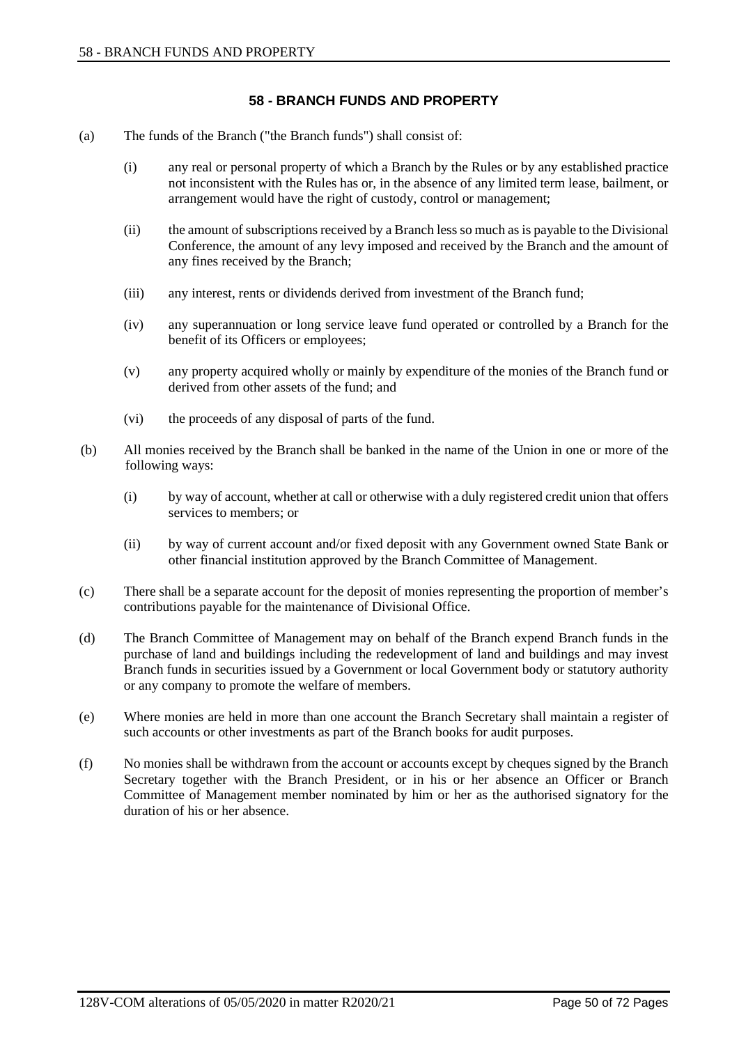## 58 - BRANCH FUNDS AND PROPERTY

(a) The funds of the Branch ("the Branch funds") shall consist of:

  (i) any real or personal property of which a Branch by the Rules or by any established practice not inconsistent with the Rules has or, in the absence of any limited term lease, bailment, or arrangement would have the right of custody, control or management;

  (ii) the amount of subscriptions received by a Branch less so much as is payable to the Divisional Conference, the amount of any levy imposed and received by the Branch and the amount of any fines received by the Branch;

  (iii) any interest, rents or dividends derived from investment of the Branch fund;

  (iv) any superannuation or long service leave fund operated or controlled by a Branch for the benefit of its Officers or employees;

  (v) any property acquired wholly or mainly by expenditure of the monies of the Branch fund or derived from other assets of the fund; and

  (vi) the proceeds of any disposal of parts of the fund.

(b) All monies received by the Branch shall be banked in the name of the Union in one or more of the following ways:

  (i) by way of account, whether at call or otherwise with a duly registered credit union that offers services to members; or

  (ii) by way of current account and/or fixed deposit with any Government owned State Bank or other financial institution approved by the Branch Committee of Management.

(c) There shall be a separate account for the deposit of monies representing the proportion of member's contributions payable for the maintenance of Divisional Office.

(d) The Branch Committee of Management may on behalf of the Branch expend Branch funds in the purchase of land and buildings including the redevelopment of land and buildings and may invest Branch funds in securities issued by a Government or local Government body or statutory authority or any company to promote the welfare of members.

(e) Where monies are held in more than one account the Branch Secretary shall maintain a register of such accounts or other investments as part of the Branch books for audit purposes.

(f) No monies shall be withdrawn from the account or accounts except by cheques signed by the Branch Secretary together with the Branch President, or in his or her absence an Officer or Branch Committee of Management member nominated by him or her as the authorised signatory for the duration of his or her absence.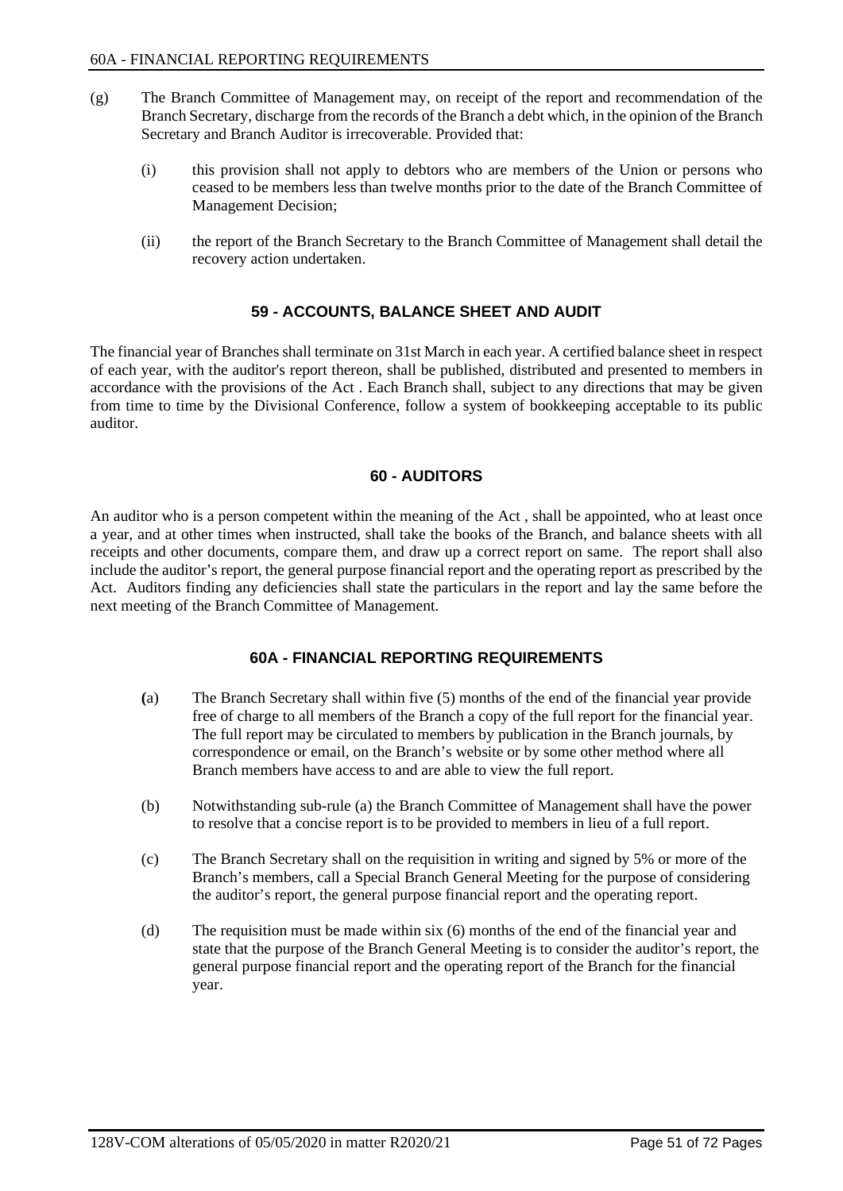(g) The Branch Committee of Management may, on receipt of the report and recommendation of the Branch Secretary, discharge from the records of the Branch a debt which, in the opinion of the Branch Secretary and Branch Auditor is irrecoverable. Provided that:

   (i) this provision shall not apply to debtors who are members of the Union or persons who ceased to be members less than twelve months prior to the date of the Branch Committee of Management Decision;

   (ii) the report of the Branch Secretary to the Branch Committee of Management shall detail the recovery action undertaken.

### 59 - ACCOUNTS, BALANCE SHEET AND AUDIT

The financial year of Branches shall terminate on 31st March in each year. A certified balance sheet in respect of each year, with the auditor's report thereon, shall be published, distributed and presented to members in accordance with the provisions of the Act . Each Branch shall, subject to any directions that may be given from time to time by the Divisional Conference, follow a system of bookkeeping acceptable to its public auditor.

### 60 - AUDITORS

An auditor who is a person competent within the meaning of the Act , shall be appointed, who at least once a year, and at other times when instructed, shall take the books of the Branch, and balance sheets with all receipts and other documents, compare them, and draw up a correct report on same. The report shall also include the auditor's report, the general purpose financial report and the operating report as prescribed by the Act. Auditors finding any deficiencies shall state the particulars in the report and lay the same before the next meeting of the Branch Committee of Management.

### 60A - FINANCIAL REPORTING REQUIREMENTS

(a) The Branch Secretary shall within five (5) months of the end of the financial year provide free of charge to all members of the Branch a copy of the full report for the financial year. The full report may be circulated to members by publication in the Branch journals, by correspondence or email, on the Branch's website or by some other method where all Branch members have access to and are able to view the full report.

(b) Notwithstanding sub-rule (a) the Branch Committee of Management shall have the power to resolve that a concise report is to be provided to members in lieu of a full report.

(c) The Branch Secretary shall on the requisition in writing and signed by 5% or more of the Branch's members, call a Special Branch General Meeting for the purpose of considering the auditor's report, the general purpose financial report and the operating report.

(d) The requisition must be made within six (6) months of the end of the financial year and state that the purpose of the Branch General Meeting is to consider the auditor's report, the general purpose financial report and the operating report of the Branch for the financial year.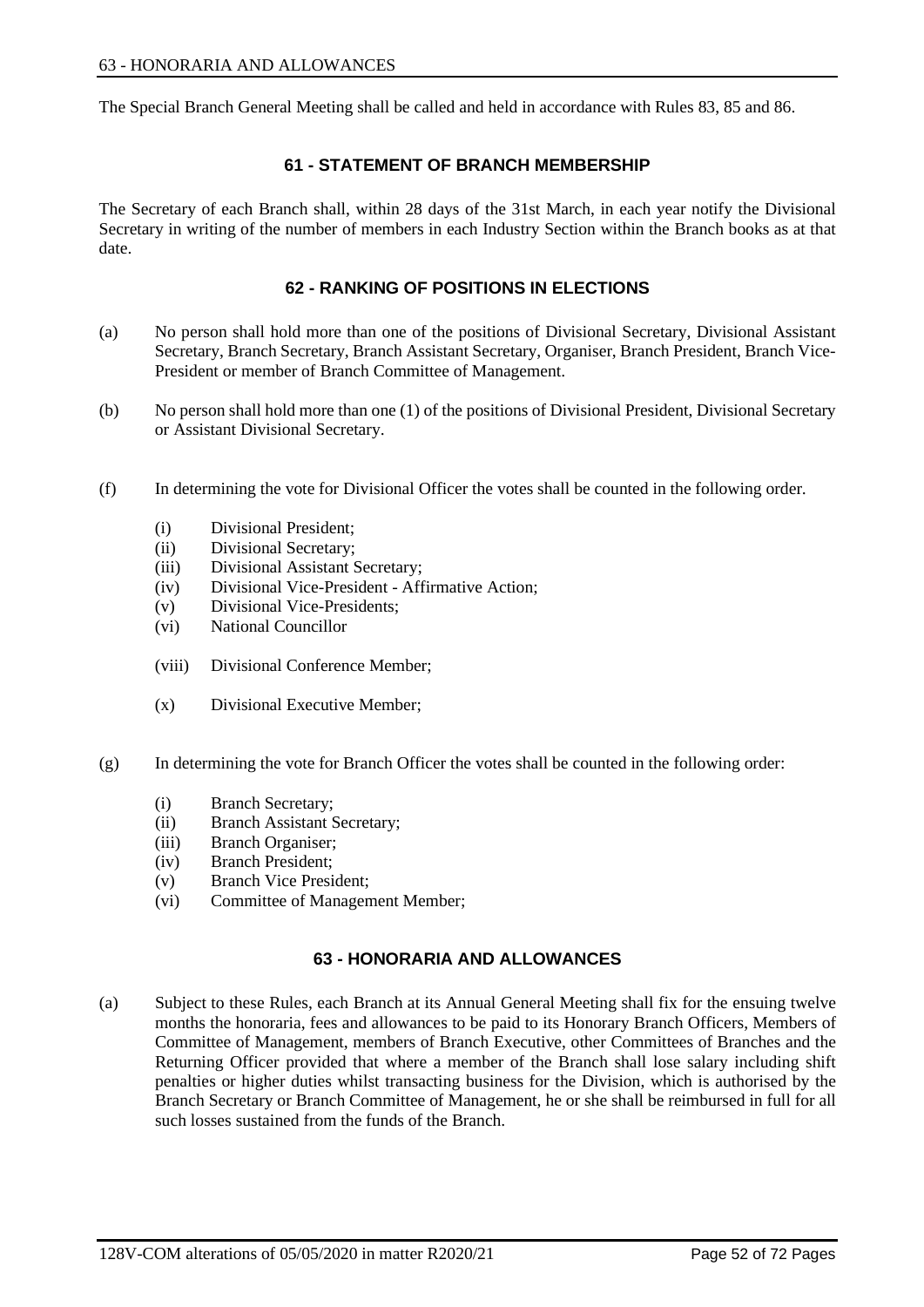The Special Branch General Meeting shall be called and held in accordance with Rules 83, 85 and 86.

## 61 - STATEMENT OF BRANCH MEMBERSHIP

The Secretary of each Branch shall, within 28 days of the 31st March, in each year notify the Divisional Secretary in writing of the number of members in each Industry Section within the Branch books as at that date.

## 62 - RANKING OF POSITIONS IN ELECTIONS

(a) No person shall hold more than one of the positions of Divisional Secretary, Divisional Assistant Secretary, Branch Secretary, Branch Assistant Secretary, Organiser, Branch President, Branch Vice-President or member of Branch Committee of Management.

(b) No person shall hold more than one (1) of the positions of Divisional President, Divisional Secretary or Assistant Divisional Secretary.

(f) In determining the vote for Divisional Officer the votes shall be counted in the following order.

- (i) Divisional President;
- (ii) Divisional Secretary;
- (iii) Divisional Assistant Secretary;
- (iv) Divisional Vice-President - Affirmative Action;
- (v) Divisional Vice-Presidents;
- (vi) National Councillor
- (viii) Divisional Conference Member;
- (x) Divisional Executive Member;

(g) In determining the vote for Branch Officer the votes shall be counted in the following order:

- (i) Branch Secretary;
- (ii) Branch Assistant Secretary;
- (iii) Branch Organiser;
- (iv) Branch President;
- (v) Branch Vice President;
- (vi) Committee of Management Member;

## 63 - HONORARIA AND ALLOWANCES

(a) Subject to these Rules, each Branch at its Annual General Meeting shall fix for the ensuing twelve months the honoraria, fees and allowances to be paid to its Honorary Branch Officers, Members of Committee of Management, members of Branch Executive, other Committees of Branches and the Returning Officer provided that where a member of the Branch shall lose salary including shift penalties or higher duties whilst transacting business for the Division, which is authorised by the Branch Secretary or Branch Committee of Management, he or she shall be reimbursed in full for all such losses sustained from the funds of the Branch.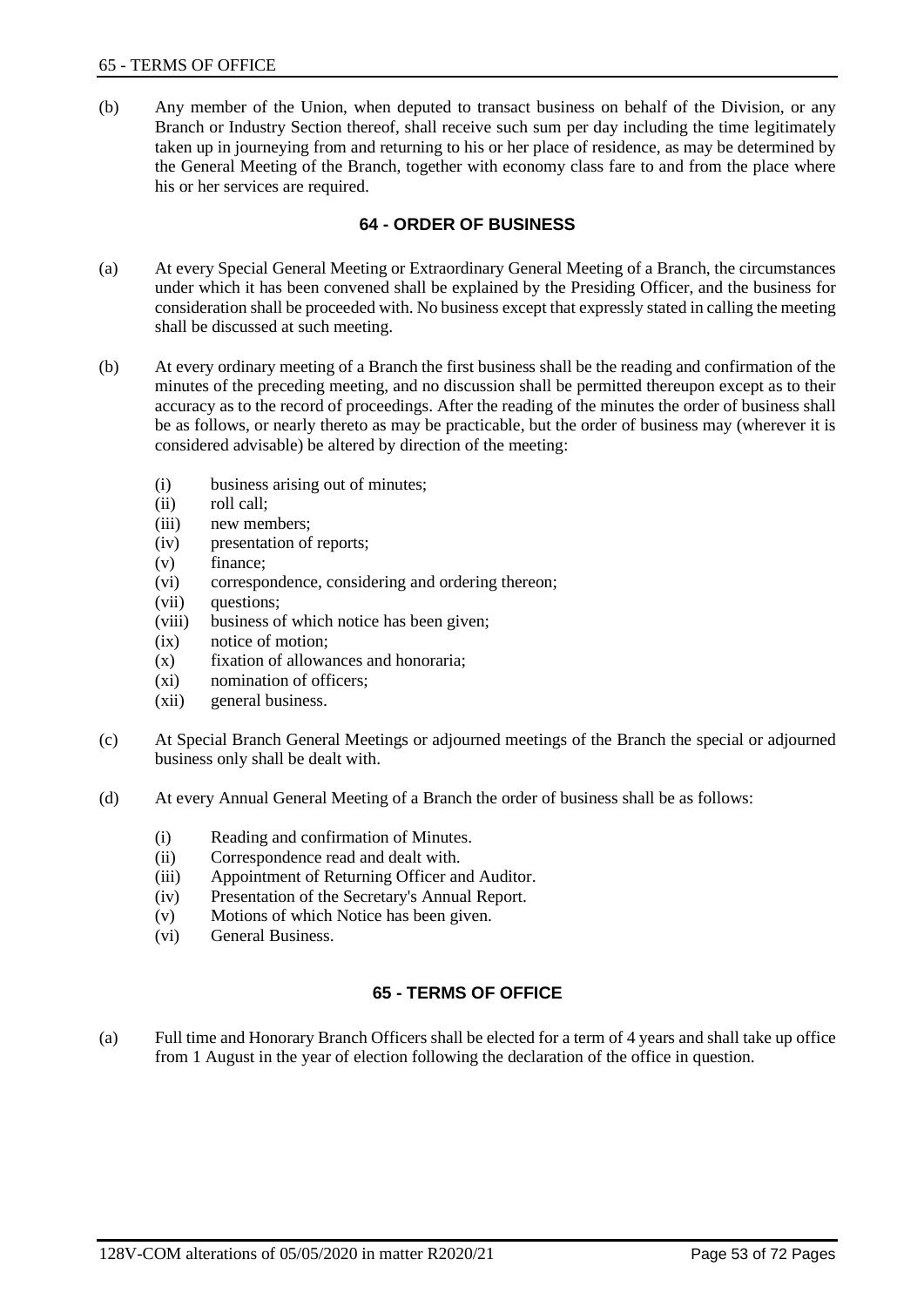(b) Any member of the Union, when deputed to transact business on behalf of the Division, or any Branch or Industry Section thereof, shall receive such sum per day including the time legitimately taken up in journeying from and returning to his or her place of residence, as may be determined by the General Meeting of the Branch, together with economy class fare to and from the place where his or her services are required.

## 64 - ORDER OF BUSINESS

(a) At every Special General Meeting or Extraordinary General Meeting of a Branch, the circumstances under which it has been convened shall be explained by the Presiding Officer, and the business for consideration shall be proceeded with. No business except that expressly stated in calling the meeting shall be discussed at such meeting.

(b) At every ordinary meeting of a Branch the first business shall be the reading and confirmation of the minutes of the preceding meeting, and no discussion shall be permitted thereupon except as to their accuracy as to the record of proceedings. After the reading of the minutes the order of business shall be as follows, or nearly thereto as may be practicable, but the order of business may (wherever it is considered advisable) be altered by direction of the meeting:

- (i) business arising out of minutes;
- (ii) roll call;
- (iii) new members;
- (iv) presentation of reports;
- (v) finance;
- (vi) correspondence, considering and ordering thereon;
- (vii) questions;
- (viii) business of which notice has been given;
- (ix) notice of motion;
- (x) fixation of allowances and honoraria;
- (xi) nomination of officers;
- (xii) general business.

(c) At Special Branch General Meetings or adjourned meetings of the Branch the special or adjourned business only shall be dealt with.

(d) At every Annual General Meeting of a Branch the order of business shall be as follows:

- (i) Reading and confirmation of Minutes.
- (ii) Correspondence read and dealt with.
- (iii) Appointment of Returning Officer and Auditor.
- (iv) Presentation of the Secretary's Annual Report.
- (v) Motions of which Notice has been given.
- (vi) General Business.

## 65 - TERMS OF OFFICE

(a) Full time and Honorary Branch Officers shall be elected for a term of 4 years and shall take up office from 1 August in the year of election following the declaration of the office in question.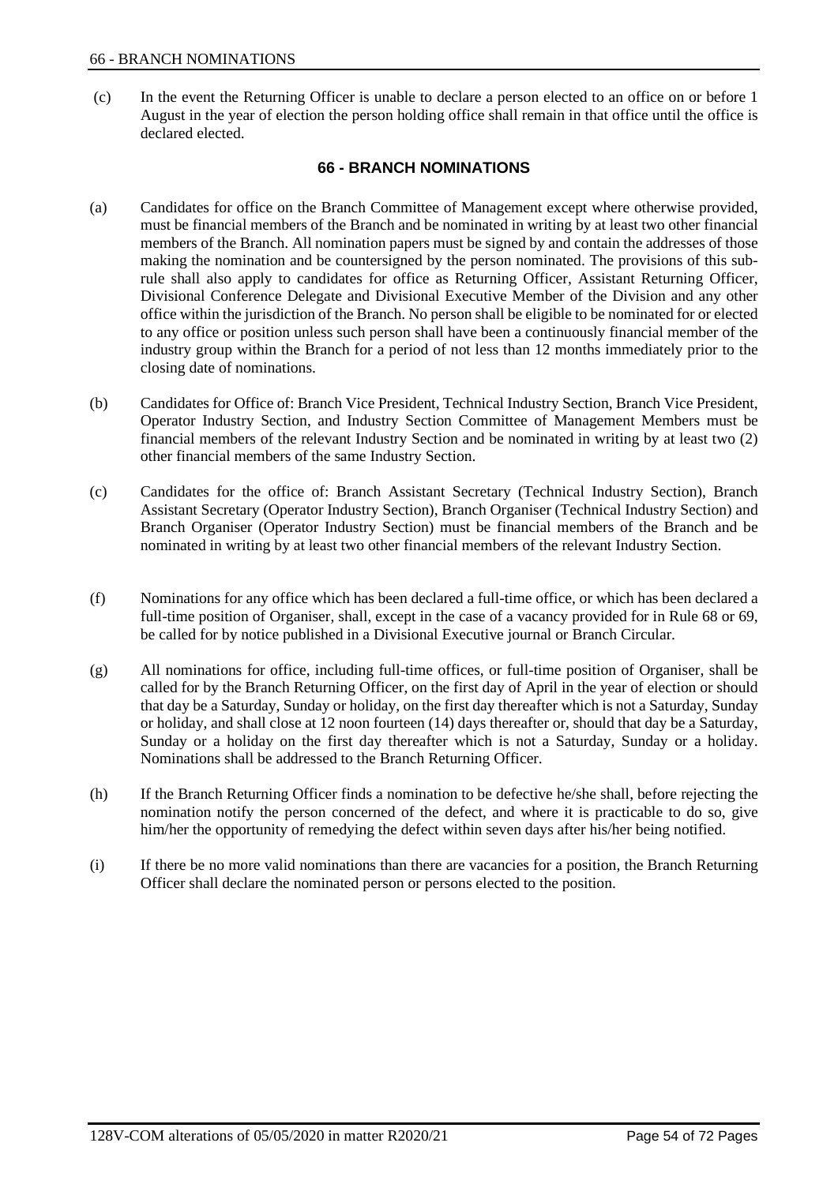(c) In the event the Returning Officer is unable to declare a person elected to an office on or before 1 August in the year of election the person holding office shall remain in that office until the office is declared elected.

## 66 - BRANCH NOMINATIONS

(a) Candidates for office on the Branch Committee of Management except where otherwise provided, must be financial members of the Branch and be nominated in writing by at least two other financial members of the Branch. All nomination papers must be signed by and contain the addresses of those making the nomination and be countersigned by the person nominated. The provisions of this sub-rule shall also apply to candidates for office as Returning Officer, Assistant Returning Officer, Divisional Conference Delegate and Divisional Executive Member of the Division and any other office within the jurisdiction of the Branch. No person shall be eligible to be nominated for or elected to any office or position unless such person shall have been a continuously financial member of the industry group within the Branch for a period of not less than 12 months immediately prior to the closing date of nominations.

(b) Candidates for Office of: Branch Vice President, Technical Industry Section, Branch Vice President, Operator Industry Section, and Industry Section Committee of Management Members must be financial members of the relevant Industry Section and be nominated in writing by at least two (2) other financial members of the same Industry Section.

(c) Candidates for the office of: Branch Assistant Secretary (Technical Industry Section), Branch Assistant Secretary (Operator Industry Section), Branch Organiser (Technical Industry Section) and Branch Organiser (Operator Industry Section) must be financial members of the Branch and be nominated in writing by at least two other financial members of the relevant Industry Section.

(f) Nominations for any office which has been declared a full-time office, or which has been declared a full-time position of Organiser, shall, except in the case of a vacancy provided for in Rule 68 or 69, be called for by notice published in a Divisional Executive journal or Branch Circular.

(g) All nominations for office, including full-time offices, or full-time position of Organiser, shall be called for by the Branch Returning Officer, on the first day of April in the year of election or should that day be a Saturday, Sunday or holiday, on the first day thereafter which is not a Saturday, Sunday or holiday, and shall close at 12 noon fourteen (14) days thereafter or, should that day be a Saturday, Sunday or a holiday on the first day thereafter which is not a Saturday, Sunday or a holiday. Nominations shall be addressed to the Branch Returning Officer.

(h) If the Branch Returning Officer finds a nomination to be defective he/she shall, before rejecting the nomination notify the person concerned of the defect, and where it is practicable to do so, give him/her the opportunity of remedying the defect within seven days after his/her being notified.

(i) If there be no more valid nominations than there are vacancies for a position, the Branch Returning Officer shall declare the nominated person or persons elected to the position.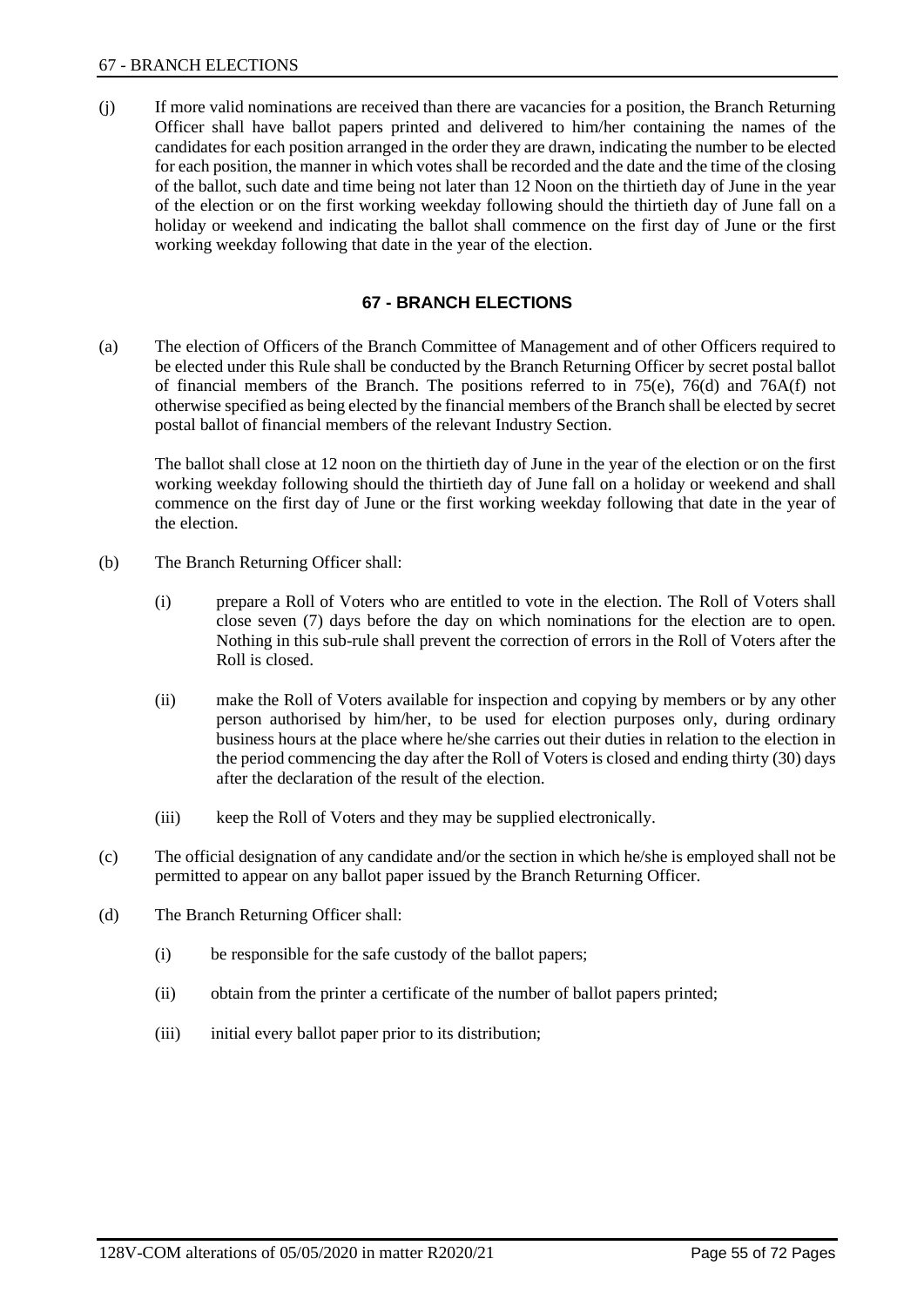(j) If more valid nominations are received than there are vacancies for a position, the Branch Returning Officer shall have ballot papers printed and delivered to him/her containing the names of the candidates for each position arranged in the order they are drawn, indicating the number to be elected for each position, the manner in which votes shall be recorded and the date and the time of the closing of the ballot, such date and time being not later than 12 Noon on the thirtieth day of June in the year of the election or on the first working weekday following should the thirtieth day of June fall on a holiday or weekend and indicating the ballot shall commence on the first day of June or the first working weekday following that date in the year of the election.

## 67 - BRANCH ELECTIONS

(a) The election of Officers of the Branch Committee of Management and of other Officers required to be elected under this Rule shall be conducted by the Branch Returning Officer by secret postal ballot of financial members of the Branch. The positions referred to in 75(e), 76(d) and 76A(f) not otherwise specified as being elected by the financial members of the Branch shall be elected by secret postal ballot of financial members of the relevant Industry Section.

The ballot shall close at 12 noon on the thirtieth day of June in the year of the election or on the first working weekday following should the thirtieth day of June fall on a holiday or weekend and shall commence on the first day of June or the first working weekday following that date in the year of the election.

(b) The Branch Returning Officer shall:

   (i) prepare a Roll of Voters who are entitled to vote in the election. The Roll of Voters shall close seven (7) days before the day on which nominations for the election are to open. Nothing in this sub-rule shall prevent the correction of errors in the Roll of Voters after the Roll is closed.

   (ii) make the Roll of Voters available for inspection and copying by members or by any other person authorised by him/her, to be used for election purposes only, during ordinary business hours at the place where he/she carries out their duties in relation to the election in the period commencing the day after the Roll of Voters is closed and ending thirty (30) days after the declaration of the result of the election.

   (iii) keep the Roll of Voters and they may be supplied electronically.

(c) The official designation of any candidate and/or the section in which he/she is employed shall not be permitted to appear on any ballot paper issued by the Branch Returning Officer.

(d) The Branch Returning Officer shall:

   (i) be responsible for the safe custody of the ballot papers;

   (ii) obtain from the printer a certificate of the number of ballot papers printed;

   (iii) initial every ballot paper prior to its distribution;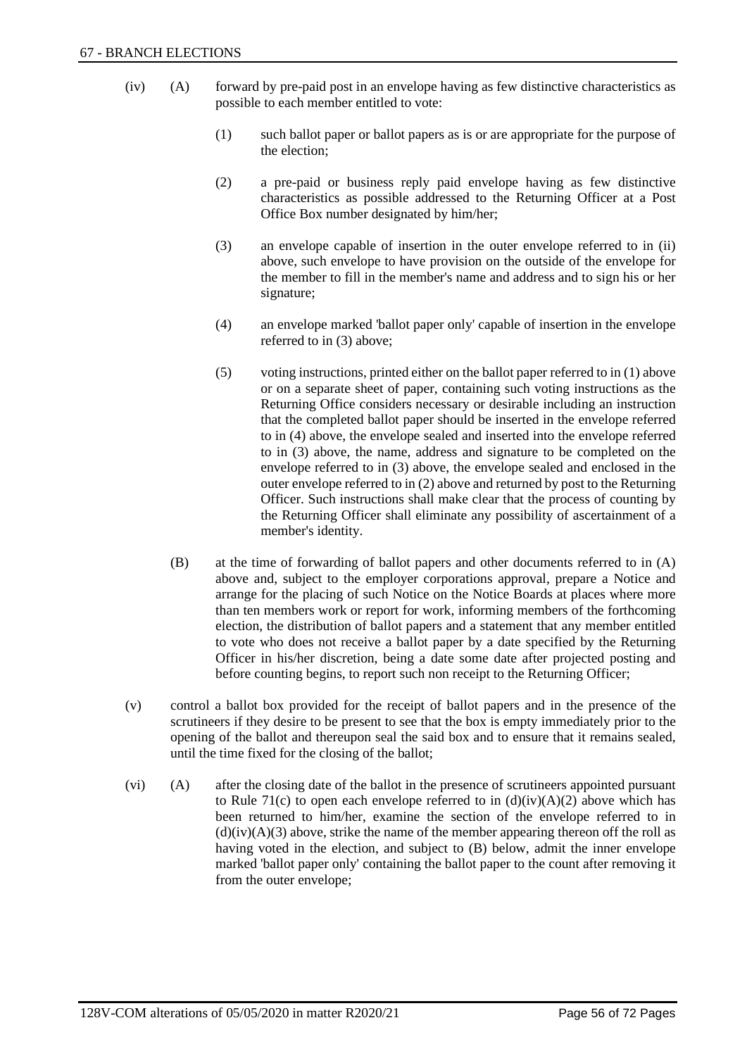(iv) (A) forward by pre-paid post in an envelope having as few distinctive characteristics as possible to each member entitled to vote:

(1) such ballot paper or ballot papers as is or are appropriate for the purpose of the election;

(2) a pre-paid or business reply paid envelope having as few distinctive characteristics as possible addressed to the Returning Officer at a Post Office Box number designated by him/her;

(3) an envelope capable of insertion in the outer envelope referred to in (ii) above, such envelope to have provision on the outside of the envelope for the member to fill in the member's name and address and to sign his or her signature;

(4) an envelope marked 'ballot paper only' capable of insertion in the envelope referred to in (3) above;

(5) voting instructions, printed either on the ballot paper referred to in (1) above or on a separate sheet of paper, containing such voting instructions as the Returning Office considers necessary or desirable including an instruction that the completed ballot paper should be inserted in the envelope referred to in (4) above, the envelope sealed and inserted into the envelope referred to in (3) above, the name, address and signature to be completed on the envelope referred to in (3) above, the envelope sealed and enclosed in the outer envelope referred to in (2) above and returned by post to the Returning Officer. Such instructions shall make clear that the process of counting by the Returning Officer shall eliminate any possibility of ascertainment of a member's identity.

(B) at the time of forwarding of ballot papers and other documents referred to in (A) above and, subject to the employer corporations approval, prepare a Notice and arrange for the placing of such Notice on the Notice Boards at places where more than ten members work or report for work, informing members of the forthcoming election, the distribution of ballot papers and a statement that any member entitled to vote who does not receive a ballot paper by a date specified by the Returning Officer in his/her discretion, being a date some date after projected posting and before counting begins, to report such non receipt to the Returning Officer;

(v) control a ballot box provided for the receipt of ballot papers and in the presence of the scrutineers if they desire to be present to see that the box is empty immediately prior to the opening of the ballot and thereupon seal the said box and to ensure that it remains sealed, until the time fixed for the closing of the ballot;

(vi) (A) after the closing date of the ballot in the presence of scrutineers appointed pursuant to Rule 71(c) to open each envelope referred to in (d)(iv)(A)(2) above which has been returned to him/her, examine the section of the envelope referred to in (d)(iv)(A)(3) above, strike the name of the member appearing thereon off the roll as having voted in the election, and subject to (B) below, admit the inner envelope marked 'ballot paper only' containing the ballot paper to the count after removing it from the outer envelope;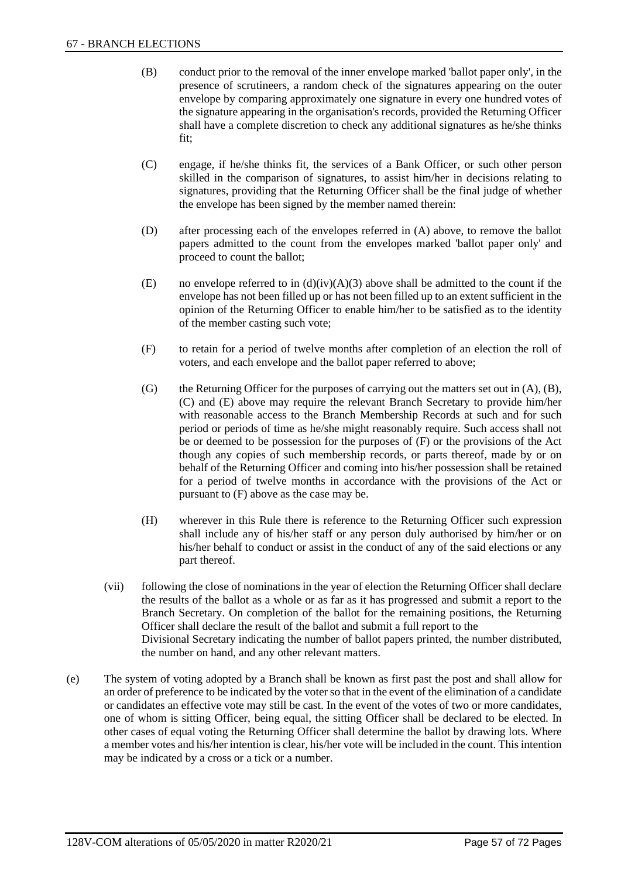(B) conduct prior to the removal of the inner envelope marked 'ballot paper only', in the presence of scrutineers, a random check of the signatures appearing on the outer envelope by comparing approximately one signature in every one hundred votes of the signature appearing in the organisation's records, provided the Returning Officer shall have a complete discretion to check any additional signatures as he/she thinks fit;

(C) engage, if he/she thinks fit, the services of a Bank Officer, or such other person skilled in the comparison of signatures, to assist him/her in decisions relating to signatures, providing that the Returning Officer shall be the final judge of whether the envelope has been signed by the member named therein:

(D) after processing each of the envelopes referred in (A) above, to remove the ballot papers admitted to the count from the envelopes marked 'ballot paper only' and proceed to count the ballot;

(E) no envelope referred to in (d)(iv)(A)(3) above shall be admitted to the count if the envelope has not been filled up or has not been filled up to an extent sufficient in the opinion of the Returning Officer to enable him/her to be satisfied as to the identity of the member casting such vote;

(F) to retain for a period of twelve months after completion of an election the roll of voters, and each envelope and the ballot paper referred to above;

(G) the Returning Officer for the purposes of carrying out the matters set out in (A), (B), (C) and (E) above may require the relevant Branch Secretary to provide him/her with reasonable access to the Branch Membership Records at such and for such period or periods of time as he/she might reasonably require. Such access shall not be or deemed to be possession for the purposes of (F) or the provisions of the Act though any copies of such membership records, or parts thereof, made by or on behalf of the Returning Officer and coming into his/her possession shall be retained for a period of twelve months in accordance with the provisions of the Act or pursuant to (F) above as the case may be.

(H) wherever in this Rule there is reference to the Returning Officer such expression shall include any of his/her staff or any person duly authorised by him/her or on his/her behalf to conduct or assist in the conduct of any of the said elections or any part thereof.

(vii) following the close of nominations in the year of election the Returning Officer shall declare the results of the ballot as a whole or as far as it has progressed and submit a report to the Branch Secretary. On completion of the ballot for the remaining positions, the Returning Officer shall declare the result of the ballot and submit a full report to the Divisional Secretary indicating the number of ballot papers printed, the number distributed, the number on hand, and any other relevant matters.

(e) The system of voting adopted by a Branch shall be known as first past the post and shall allow for an order of preference to be indicated by the voter so that in the event of the elimination of a candidate or candidates an effective vote may still be cast. In the event of the votes of two or more candidates, one of whom is sitting Officer, being equal, the sitting Officer shall be declared to be elected. In other cases of equal voting the Returning Officer shall determine the ballot by drawing lots. Where a member votes and his/her intention is clear, his/her vote will be included in the count. This intention may be indicated by a cross or a tick or a number.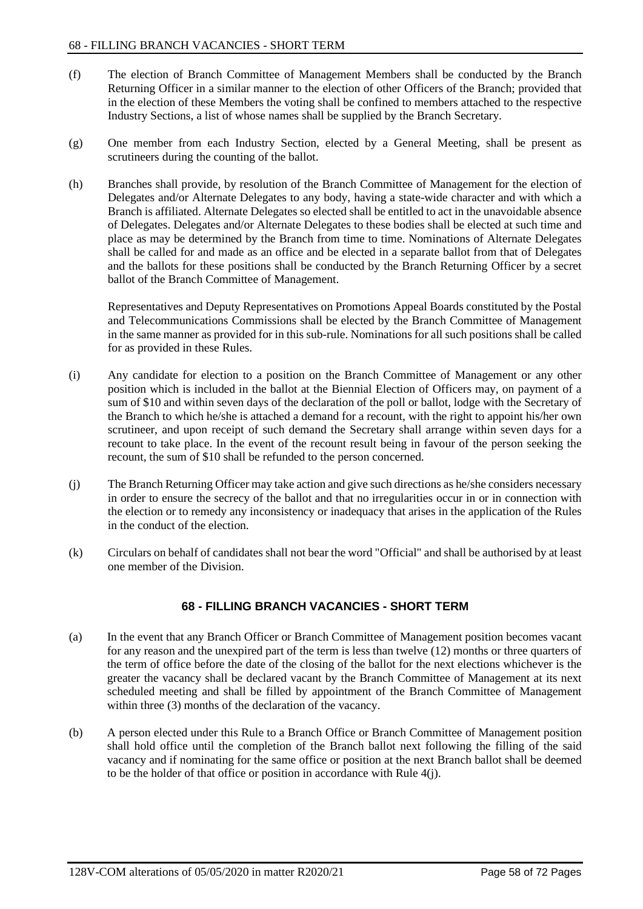(f) The election of Branch Committee of Management Members shall be conducted by the Branch Returning Officer in a similar manner to the election of other Officers of the Branch; provided that in the election of these Members the voting shall be confined to members attached to the respective Industry Sections, a list of whose names shall be supplied by the Branch Secretary.

(g) One member from each Industry Section, elected by a General Meeting, shall be present as scrutineers during the counting of the ballot.

(h) Branches shall provide, by resolution of the Branch Committee of Management for the election of Delegates and/or Alternate Delegates to any body, having a state-wide character and with which a Branch is affiliated. Alternate Delegates so elected shall be entitled to act in the unavoidable absence of Delegates. Delegates and/or Alternate Delegates to these bodies shall be elected at such time and place as may be determined by the Branch from time to time. Nominations of Alternate Delegates shall be called for and made as an office and be elected in a separate ballot from that of Delegates and the ballots for these positions shall be conducted by the Branch Returning Officer by a secret ballot of the Branch Committee of Management.

Representatives and Deputy Representatives on Promotions Appeal Boards constituted by the Postal and Telecommunications Commissions shall be elected by the Branch Committee of Management in the same manner as provided for in this sub-rule. Nominations for all such positions shall be called for as provided in these Rules.

(i) Any candidate for election to a position on the Branch Committee of Management or any other position which is included in the ballot at the Biennial Election of Officers may, on payment of a sum of $10 and within seven days of the declaration of the poll or ballot, lodge with the Secretary of the Branch to which he/she is attached a demand for a recount, with the right to appoint his/her own scrutineer, and upon receipt of such demand the Secretary shall arrange within seven days for a recount to take place. In the event of the recount result being in favour of the person seeking the recount, the sum of $10 shall be refunded to the person concerned.

(j) The Branch Returning Officer may take action and give such directions as he/she considers necessary in order to ensure the secrecy of the ballot and that no irregularities occur in or in connection with the election or to remedy any inconsistency or inadequacy that arises in the application of the Rules in the conduct of the election.

(k) Circulars on behalf of candidates shall not bear the word "Official" and shall be authorised by at least one member of the Division.

## 68 - FILLING BRANCH VACANCIES - SHORT TERM

(a) In the event that any Branch Officer or Branch Committee of Management position becomes vacant for any reason and the unexpired part of the term is less than twelve (12) months or three quarters of the term of office before the date of the closing of the ballot for the next elections whichever is the greater the vacancy shall be declared vacant by the Branch Committee of Management at its next scheduled meeting and shall be filled by appointment of the Branch Committee of Management within three (3) months of the declaration of the vacancy.

(b) A person elected under this Rule to a Branch Office or Branch Committee of Management position shall hold office until the completion of the Branch ballot next following the filling of the said vacancy and if nominating for the same office or position at the next Branch ballot shall be deemed to be the holder of that office or position in accordance with Rule 4(j).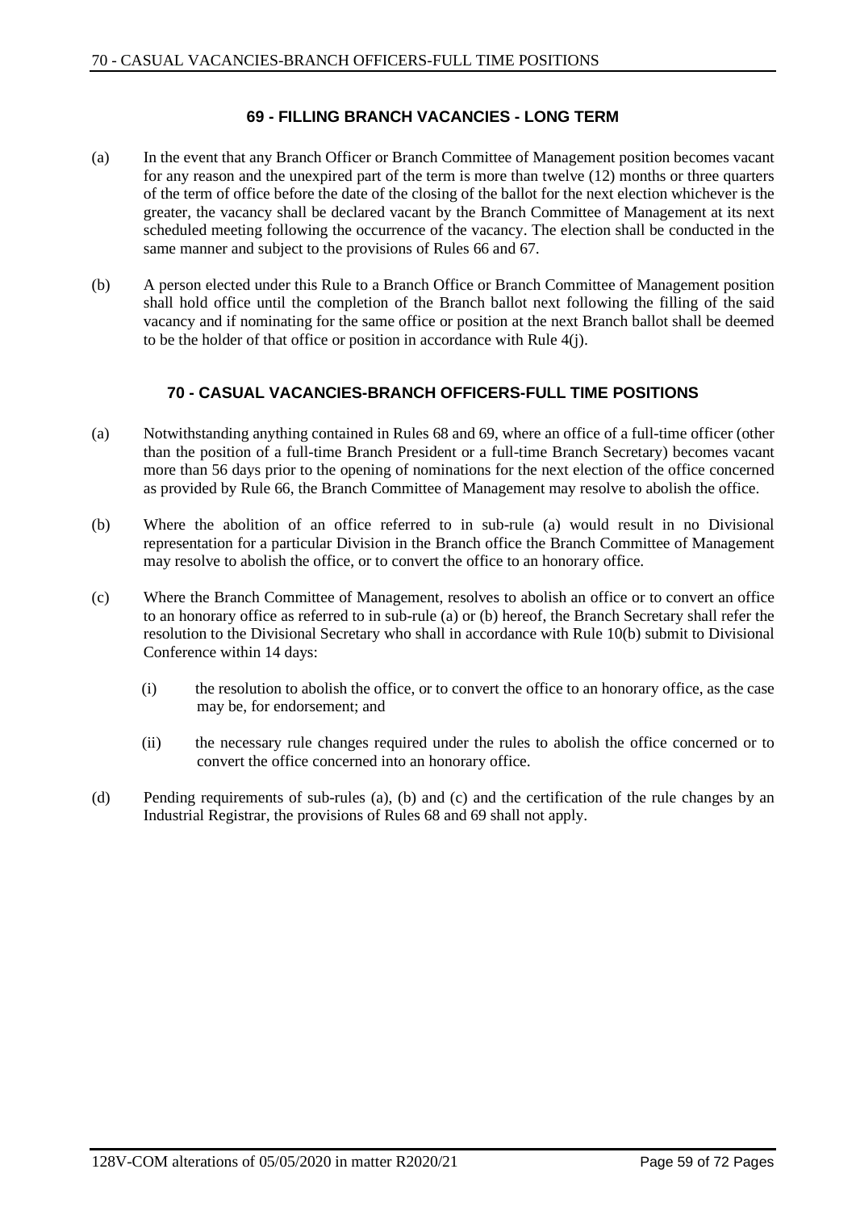## 69 - FILLING BRANCH VACANCIES - LONG TERM

(a) In the event that any Branch Officer or Branch Committee of Management position becomes vacant for any reason and the unexpired part of the term is more than twelve (12) months or three quarters of the term of office before the date of the closing of the ballot for the next election whichever is the greater, the vacancy shall be declared vacant by the Branch Committee of Management at its next scheduled meeting following the occurrence of the vacancy. The election shall be conducted in the same manner and subject to the provisions of Rules 66 and 67.

(b) A person elected under this Rule to a Branch Office or Branch Committee of Management position shall hold office until the completion of the Branch ballot next following the filling of the said vacancy and if nominating for the same office or position at the next Branch ballot shall be deemed to be the holder of that office or position in accordance with Rule 4(j).

## 70 - CASUAL VACANCIES-BRANCH OFFICERS-FULL TIME POSITIONS

(a) Notwithstanding anything contained in Rules 68 and 69, where an office of a full-time officer (other than the position of a full-time Branch President or a full-time Branch Secretary) becomes vacant more than 56 days prior to the opening of nominations for the next election of the office concerned as provided by Rule 66, the Branch Committee of Management may resolve to abolish the office.

(b) Where the abolition of an office referred to in sub-rule (a) would result in no Divisional representation for a particular Division in the Branch office the Branch Committee of Management may resolve to abolish the office, or to convert the office to an honorary office.

(c) Where the Branch Committee of Management, resolves to abolish an office or to convert an office to an honorary office as referred to in sub-rule (a) or (b) hereof, the Branch Secretary shall refer the resolution to the Divisional Secretary who shall in accordance with Rule 10(b) submit to Divisional Conference within 14 days:

   (i) the resolution to abolish the office, or to convert the office to an honorary office, as the case may be, for endorsement; and

   (ii) the necessary rule changes required under the rules to abolish the office concerned or to convert the office concerned into an honorary office.

(d) Pending requirements of sub-rules (a), (b) and (c) and the certification of the rule changes by an Industrial Registrar, the provisions of Rules 68 and 69 shall not apply.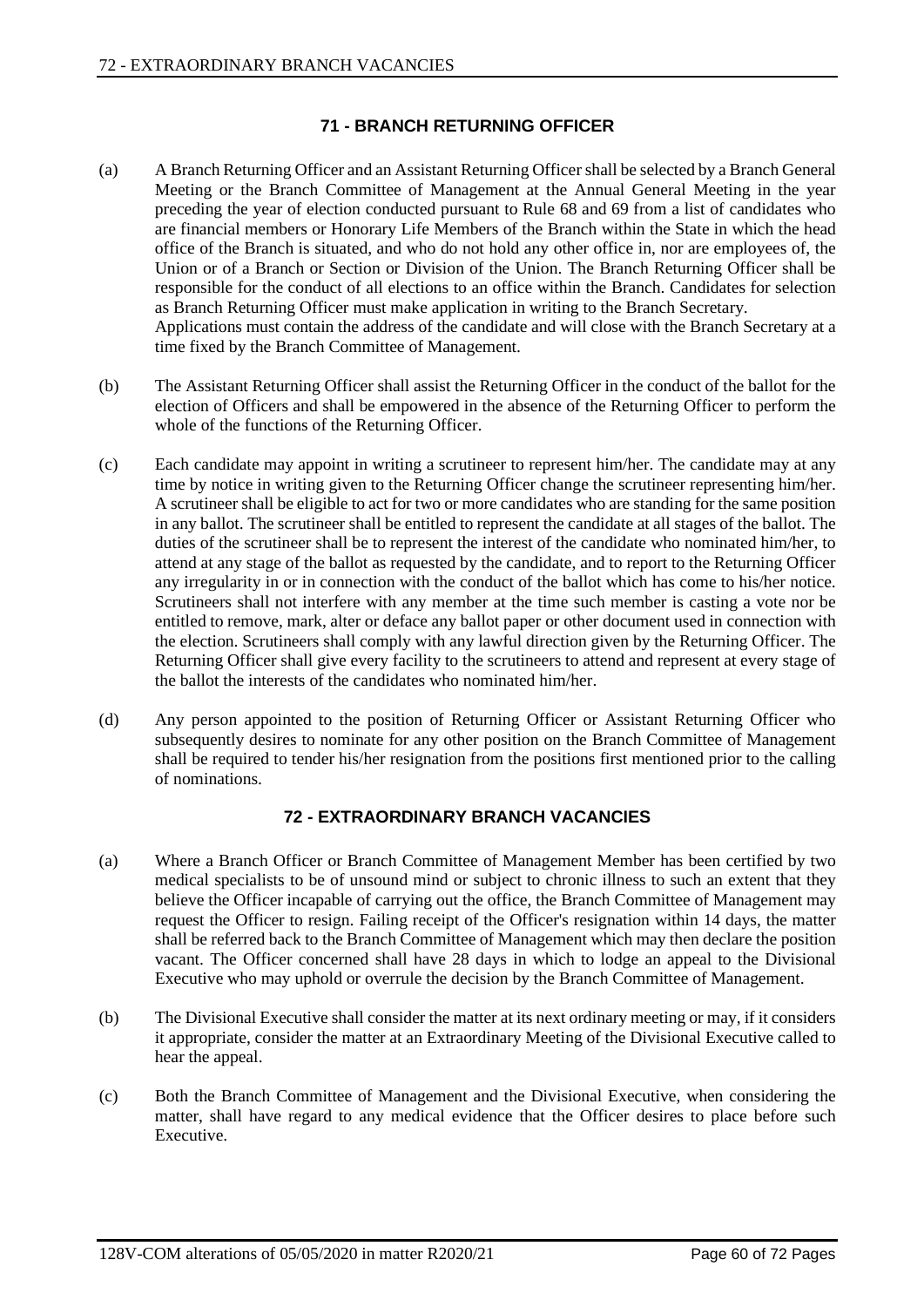## 71 - BRANCH RETURNING OFFICER

(a) A Branch Returning Officer and an Assistant Returning Officer shall be selected by a Branch General Meeting or the Branch Committee of Management at the Annual General Meeting in the year preceding the year of election conducted pursuant to Rule 68 and 69 from a list of candidates who are financial members or Honorary Life Members of the Branch within the State in which the head office of the Branch is situated, and who do not hold any other office in, nor are employees of, the Union or of a Branch or Section or Division of the Union. The Branch Returning Officer shall be responsible for the conduct of all elections to an office within the Branch. Candidates for selection as Branch Returning Officer must make application in writing to the Branch Secretary.
Applications must contain the address of the candidate and will close with the Branch Secretary at a time fixed by the Branch Committee of Management.

(b) The Assistant Returning Officer shall assist the Returning Officer in the conduct of the ballot for the election of Officers and shall be empowered in the absence of the Returning Officer to perform the whole of the functions of the Returning Officer.

(c) Each candidate may appoint in writing a scrutineer to represent him/her. The candidate may at any time by notice in writing given to the Returning Officer change the scrutineer representing him/her. A scrutineer shall be eligible to act for two or more candidates who are standing for the same position in any ballot. The scrutineer shall be entitled to represent the candidate at all stages of the ballot. The duties of the scrutineer shall be to represent the interest of the candidate who nominated him/her, to attend at any stage of the ballot as requested by the candidate, and to report to the Returning Officer any irregularity in or in connection with the conduct of the ballot which has come to his/her notice. Scrutineers shall not interfere with any member at the time such member is casting a vote nor be entitled to remove, mark, alter or deface any ballot paper or other document used in connection with the election. Scrutineers shall comply with any lawful direction given by the Returning Officer. The Returning Officer shall give every facility to the scrutineers to attend and represent at every stage of the ballot the interests of the candidates who nominated him/her.

(d) Any person appointed to the position of Returning Officer or Assistant Returning Officer who subsequently desires to nominate for any other position on the Branch Committee of Management shall be required to tender his/her resignation from the positions first mentioned prior to the calling of nominations.

## 72 - EXTRAORDINARY BRANCH VACANCIES

(a) Where a Branch Officer or Branch Committee of Management Member has been certified by two medical specialists to be of unsound mind or subject to chronic illness to such an extent that they believe the Officer incapable of carrying out the office, the Branch Committee of Management may request the Officer to resign. Failing receipt of the Officer's resignation within 14 days, the matter shall be referred back to the Branch Committee of Management which may then declare the position vacant. The Officer concerned shall have 28 days in which to lodge an appeal to the Divisional Executive who may uphold or overrule the decision by the Branch Committee of Management.

(b) The Divisional Executive shall consider the matter at its next ordinary meeting or may, if it considers it appropriate, consider the matter at an Extraordinary Meeting of the Divisional Executive called to hear the appeal.

(c) Both the Branch Committee of Management and the Divisional Executive, when considering the matter, shall have regard to any medical evidence that the Officer desires to place before such Executive.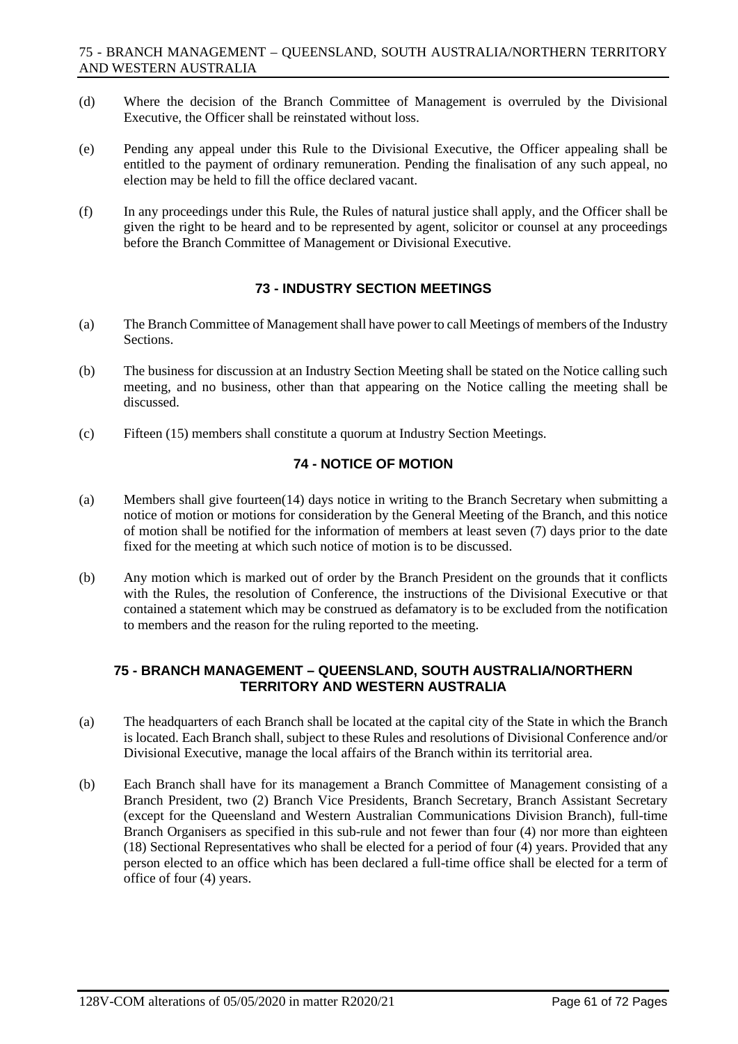(d) Where the decision of the Branch Committee of Management is overruled by the Divisional Executive, the Officer shall be reinstated without loss.

(e) Pending any appeal under this Rule to the Divisional Executive, the Officer appealing shall be entitled to the payment of ordinary remuneration. Pending the finalisation of any such appeal, no election may be held to fill the office declared vacant.

(f) In any proceedings under this Rule, the Rules of natural justice shall apply, and the Officer shall be given the right to be heard and to be represented by agent, solicitor or counsel at any proceedings before the Branch Committee of Management or Divisional Executive.

## 73 - INDUSTRY SECTION MEETINGS

(a) The Branch Committee of Management shall have power to call Meetings of members of the Industry Sections.

(b) The business for discussion at an Industry Section Meeting shall be stated on the Notice calling such meeting, and no business, other than that appearing on the Notice calling the meeting shall be discussed.

(c) Fifteen (15) members shall constitute a quorum at Industry Section Meetings.

## 74 - NOTICE OF MOTION

(a) Members shall give fourteen(14) days notice in writing to the Branch Secretary when submitting a notice of motion or motions for consideration by the General Meeting of the Branch, and this notice of motion shall be notified for the information of members at least seven (7) days prior to the date fixed for the meeting at which such notice of motion is to be discussed.

(b) Any motion which is marked out of order by the Branch President on the grounds that it conflicts with the Rules, the resolution of Conference, the instructions of the Divisional Executive or that contained a statement which may be construed as defamatory is to be excluded from the notification to members and the reason for the ruling reported to the meeting.

## 75 - BRANCH MANAGEMENT – QUEENSLAND, SOUTH AUSTRALIA/NORTHERN TERRITORY AND WESTERN AUSTRALIA

(a) The headquarters of each Branch shall be located at the capital city of the State in which the Branch is located. Each Branch shall, subject to these Rules and resolutions of Divisional Conference and/or Divisional Executive, manage the local affairs of the Branch within its territorial area.

(b) Each Branch shall have for its management a Branch Committee of Management consisting of a Branch President, two (2) Branch Vice Presidents, Branch Secretary, Branch Assistant Secretary (except for the Queensland and Western Australian Communications Division Branch), full-time Branch Organisers as specified in this sub-rule and not fewer than four (4) nor more than eighteen (18) Sectional Representatives who shall be elected for a period of four (4) years. Provided that any person elected to an office which has been declared a full-time office shall be elected for a term of office of four (4) years.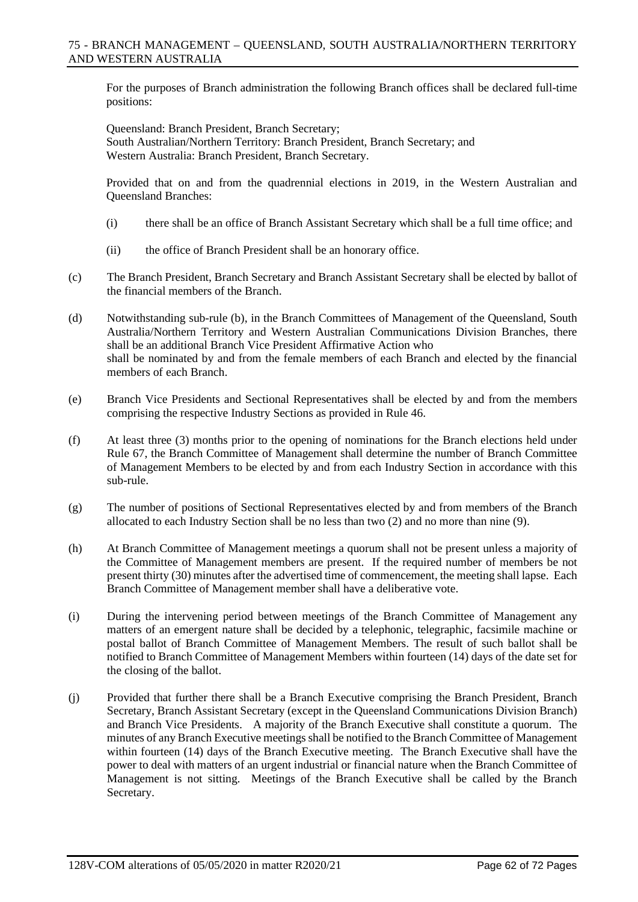## 75 - BRANCH MANAGEMENT – QUEENSLAND, SOUTH AUSTRALIA/NORTHERN TERRITORY AND WESTERN AUSTRALIA

For the purposes of Branch administration the following Branch offices shall be declared full-time positions:

Queensland: Branch President, Branch Secretary;
South Australian/Northern Territory: Branch President, Branch Secretary; and
Western Australia: Branch President, Branch Secretary.

Provided that on and from the quadrennial elections in 2019, in the Western Australian and Queensland Branches:

(i) there shall be an office of Branch Assistant Secretary which shall be a full time office; and

(ii) the office of Branch President shall be an honorary office.

(c) The Branch President, Branch Secretary and Branch Assistant Secretary shall be elected by ballot of the financial members of the Branch.

(d) Notwithstanding sub-rule (b), in the Branch Committees of Management of the Queensland, South Australia/Northern Territory and Western Australian Communications Division Branches, there shall be an additional Branch Vice President Affirmative Action who shall be nominated by and from the female members of each Branch and elected by the financial members of each Branch.

(e) Branch Vice Presidents and Sectional Representatives shall be elected by and from the members comprising the respective Industry Sections as provided in Rule 46.

(f) At least three (3) months prior to the opening of nominations for the Branch elections held under Rule 67, the Branch Committee of Management shall determine the number of Branch Committee of Management Members to be elected by and from each Industry Section in accordance with this sub-rule.

(g) The number of positions of Sectional Representatives elected by and from members of the Branch allocated to each Industry Section shall be no less than two (2) and no more than nine (9).

(h) At Branch Committee of Management meetings a quorum shall not be present unless a majority of the Committee of Management members are present. If the required number of members be not present thirty (30) minutes after the advertised time of commencement, the meeting shall lapse. Each Branch Committee of Management member shall have a deliberative vote.

(i) During the intervening period between meetings of the Branch Committee of Management any matters of an emergent nature shall be decided by a telephonic, telegraphic, facsimile machine or postal ballot of Branch Committee of Management Members. The result of such ballot shall be notified to Branch Committee of Management Members within fourteen (14) days of the date set for the closing of the ballot.

(j) Provided that further there shall be a Branch Executive comprising the Branch President, Branch Secretary, Branch Assistant Secretary (except in the Queensland Communications Division Branch) and Branch Vice Presidents. A majority of the Branch Executive shall constitute a quorum. The minutes of any Branch Executive meetings shall be notified to the Branch Committee of Management within fourteen (14) days of the Branch Executive meeting. The Branch Executive shall have the power to deal with matters of an urgent industrial or financial nature when the Branch Committee of Management is not sitting. Meetings of the Branch Executive shall be called by the Branch Secretary.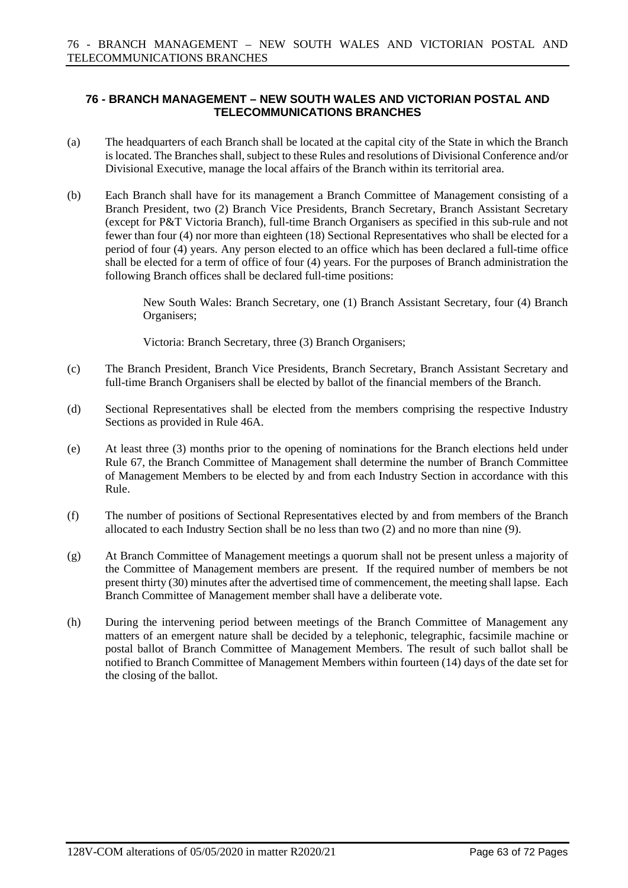## 76 - BRANCH MANAGEMENT – NEW SOUTH WALES AND VICTORIAN POSTAL AND TELECOMMUNICATIONS BRANCHES

(a) The headquarters of each Branch shall be located at the capital city of the State in which the Branch is located. The Branches shall, subject to these Rules and resolutions of Divisional Conference and/or Divisional Executive, manage the local affairs of the Branch within its territorial area.

(b) Each Branch shall have for its management a Branch Committee of Management consisting of a Branch President, two (2) Branch Vice Presidents, Branch Secretary, Branch Assistant Secretary (except for P&T Victoria Branch), full-time Branch Organisers as specified in this sub-rule and not fewer than four (4) nor more than eighteen (18) Sectional Representatives who shall be elected for a period of four (4) years. Any person elected to an office which has been declared a full-time office shall be elected for a term of office of four (4) years. For the purposes of Branch administration the following Branch offices shall be declared full-time positions:

New South Wales: Branch Secretary, one (1) Branch Assistant Secretary, four (4) Branch Organisers;

Victoria: Branch Secretary, three (3) Branch Organisers;

(c) The Branch President, Branch Vice Presidents, Branch Secretary, Branch Assistant Secretary and full-time Branch Organisers shall be elected by ballot of the financial members of the Branch.

(d) Sectional Representatives shall be elected from the members comprising the respective Industry Sections as provided in Rule 46A.

(e) At least three (3) months prior to the opening of nominations for the Branch elections held under Rule 67, the Branch Committee of Management shall determine the number of Branch Committee of Management Members to be elected by and from each Industry Section in accordance with this Rule.

(f) The number of positions of Sectional Representatives elected by and from members of the Branch allocated to each Industry Section shall be no less than two (2) and no more than nine (9).

(g) At Branch Committee of Management meetings a quorum shall not be present unless a majority of the Committee of Management members are present. If the required number of members be not present thirty (30) minutes after the advertised time of commencement, the meeting shall lapse. Each Branch Committee of Management member shall have a deliberate vote.

(h) During the intervening period between meetings of the Branch Committee of Management any matters of an emergent nature shall be decided by a telephonic, telegraphic, facsimile machine or postal ballot of Branch Committee of Management Members. The result of such ballot shall be notified to Branch Committee of Management Members within fourteen (14) days of the date set for the closing of the ballot.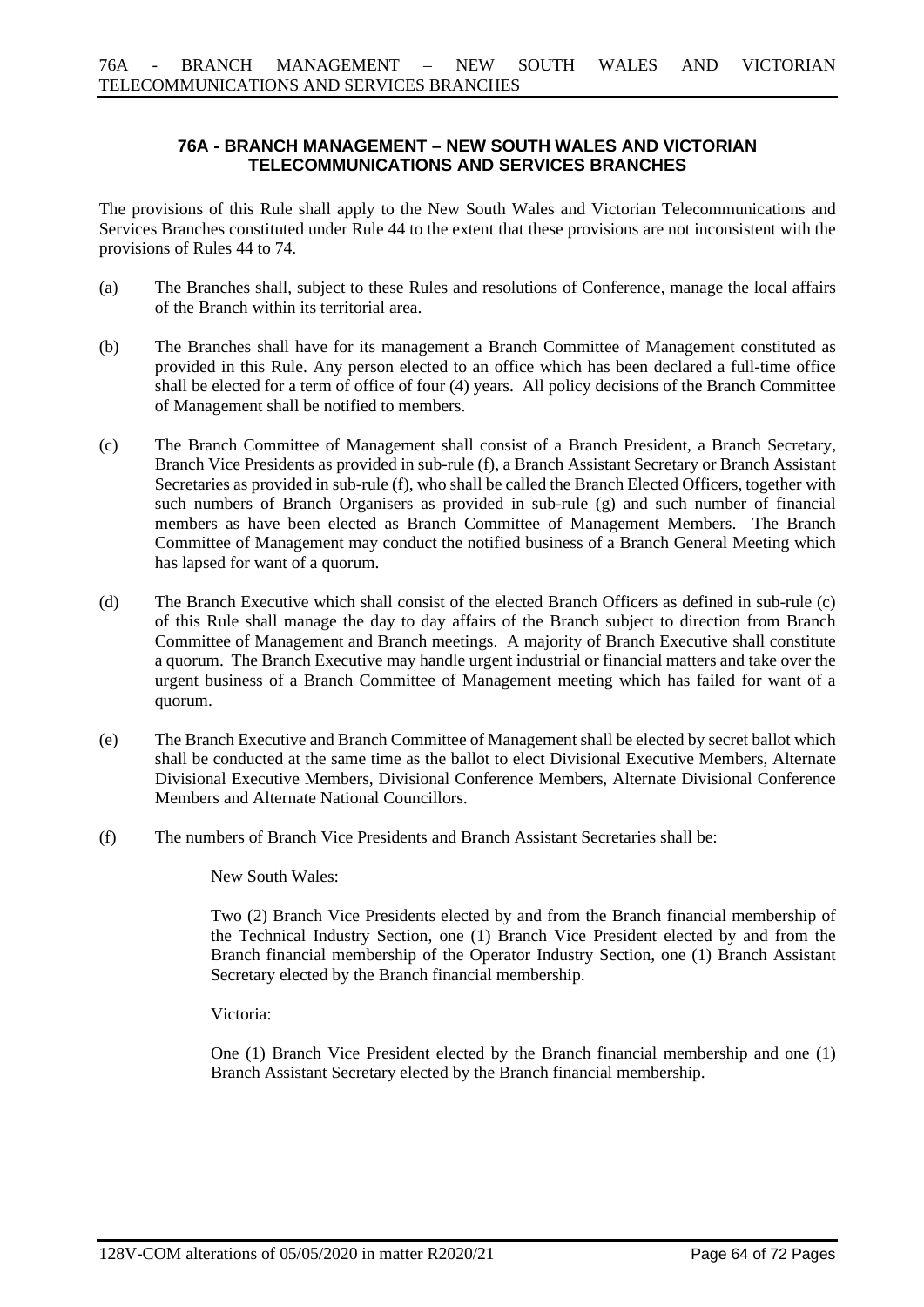## 76A - BRANCH MANAGEMENT – NEW SOUTH WALES AND VICTORIAN TELECOMMUNICATIONS AND SERVICES BRANCHES

The provisions of this Rule shall apply to the New South Wales and Victorian Telecommunications and Services Branches constituted under Rule 44 to the extent that these provisions are not inconsistent with the provisions of Rules 44 to 74.

(a) The Branches shall, subject to these Rules and resolutions of Conference, manage the local affairs of the Branch within its territorial area.

(b) The Branches shall have for its management a Branch Committee of Management constituted as provided in this Rule. Any person elected to an office which has been declared a full-time office shall be elected for a term of office of four (4) years. All policy decisions of the Branch Committee of Management shall be notified to members.

(c) The Branch Committee of Management shall consist of a Branch President, a Branch Secretary, Branch Vice Presidents as provided in sub-rule (f), a Branch Assistant Secretary or Branch Assistant Secretaries as provided in sub-rule (f), who shall be called the Branch Elected Officers, together with such numbers of Branch Organisers as provided in sub-rule (g) and such number of financial members as have been elected as Branch Committee of Management Members. The Branch Committee of Management may conduct the notified business of a Branch General Meeting which has lapsed for want of a quorum.

(d) The Branch Executive which shall consist of the elected Branch Officers as defined in sub-rule (c) of this Rule shall manage the day to day affairs of the Branch subject to direction from Branch Committee of Management and Branch meetings. A majority of Branch Executive shall constitute a quorum. The Branch Executive may handle urgent industrial or financial matters and take over the urgent business of a Branch Committee of Management meeting which has failed for want of a quorum.

(e) The Branch Executive and Branch Committee of Management shall be elected by secret ballot which shall be conducted at the same time as the ballot to elect Divisional Executive Members, Alternate Divisional Executive Members, Divisional Conference Members, Alternate Divisional Conference Members and Alternate National Councillors.

(f) The numbers of Branch Vice Presidents and Branch Assistant Secretaries shall be:

New South Wales:

Two (2) Branch Vice Presidents elected by and from the Branch financial membership of the Technical Industry Section, one (1) Branch Vice President elected by and from the Branch financial membership of the Operator Industry Section, one (1) Branch Assistant Secretary elected by the Branch financial membership.

Victoria:

One (1) Branch Vice President elected by the Branch financial membership and one (1) Branch Assistant Secretary elected by the Branch financial membership.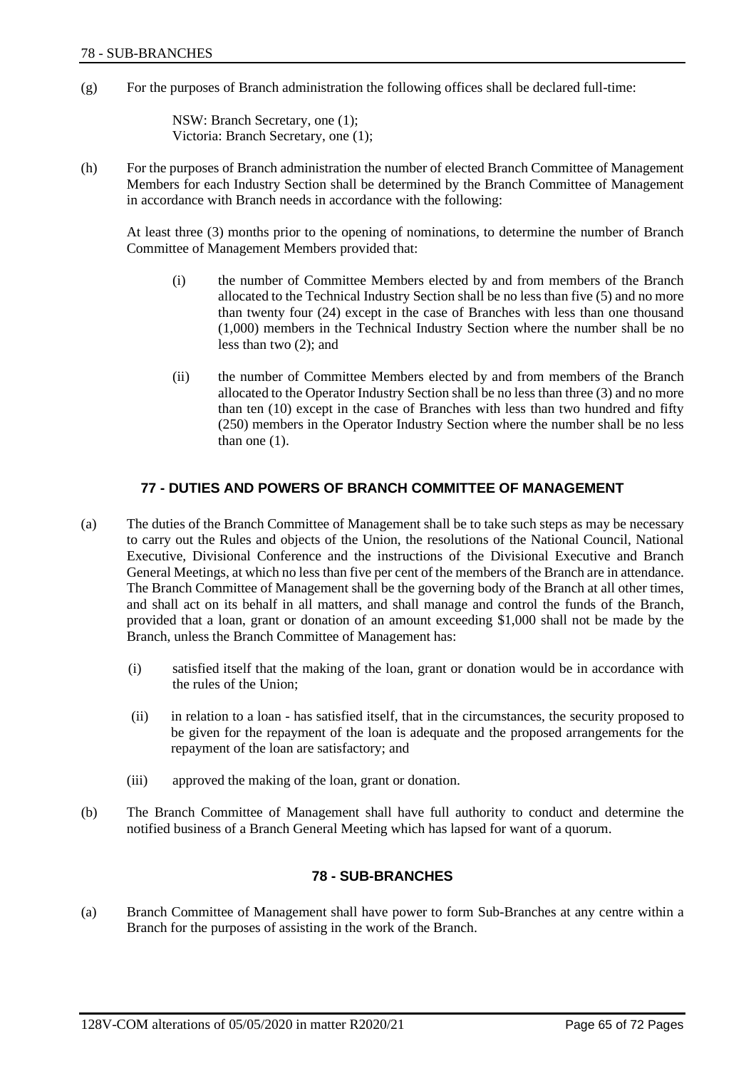(g) For the purposes of Branch administration the following offices shall be declared full-time:

NSW: Branch Secretary, one (1);
Victoria: Branch Secretary, one (1);

(h) For the purposes of Branch administration the number of elected Branch Committee of Management Members for each Industry Section shall be determined by the Branch Committee of Management in accordance with Branch needs in accordance with the following:

At least three (3) months prior to the opening of nominations, to determine the number of Branch Committee of Management Members provided that:

(i) the number of Committee Members elected by and from members of the Branch allocated to the Technical Industry Section shall be no less than five (5) and no more than twenty four (24) except in the case of Branches with less than one thousand (1,000) members in the Technical Industry Section where the number shall be no less than two (2); and

(ii) the number of Committee Members elected by and from members of the Branch allocated to the Operator Industry Section shall be no less than three (3) and no more than ten (10) except in the case of Branches with less than two hundred and fifty (250) members in the Operator Industry Section where the number shall be no less than one (1).

## 77 - DUTIES AND POWERS OF BRANCH COMMITTEE OF MANAGEMENT

(a) The duties of the Branch Committee of Management shall be to take such steps as may be necessary to carry out the Rules and objects of the Union, the resolutions of the National Council, National Executive, Divisional Conference and the instructions of the Divisional Executive and Branch General Meetings, at which no less than five per cent of the members of the Branch are in attendance. The Branch Committee of Management shall be the governing body of the Branch at all other times, and shall act on its behalf in all matters, and shall manage and control the funds of the Branch, provided that a loan, grant or donation of an amount exceeding $1,000 shall not be made by the Branch, unless the Branch Committee of Management has:

(i) satisfied itself that the making of the loan, grant or donation would be in accordance with the rules of the Union;

(ii) in relation to a loan - has satisfied itself, that in the circumstances, the security proposed to be given for the repayment of the loan is adequate and the proposed arrangements for the repayment of the loan are satisfactory; and

(iii) approved the making of the loan, grant or donation.

(b) The Branch Committee of Management shall have full authority to conduct and determine the notified business of a Branch General Meeting which has lapsed for want of a quorum.

## 78 - SUB-BRANCHES

(a) Branch Committee of Management shall have power to form Sub-Branches at any centre within a Branch for the purposes of assisting in the work of the Branch.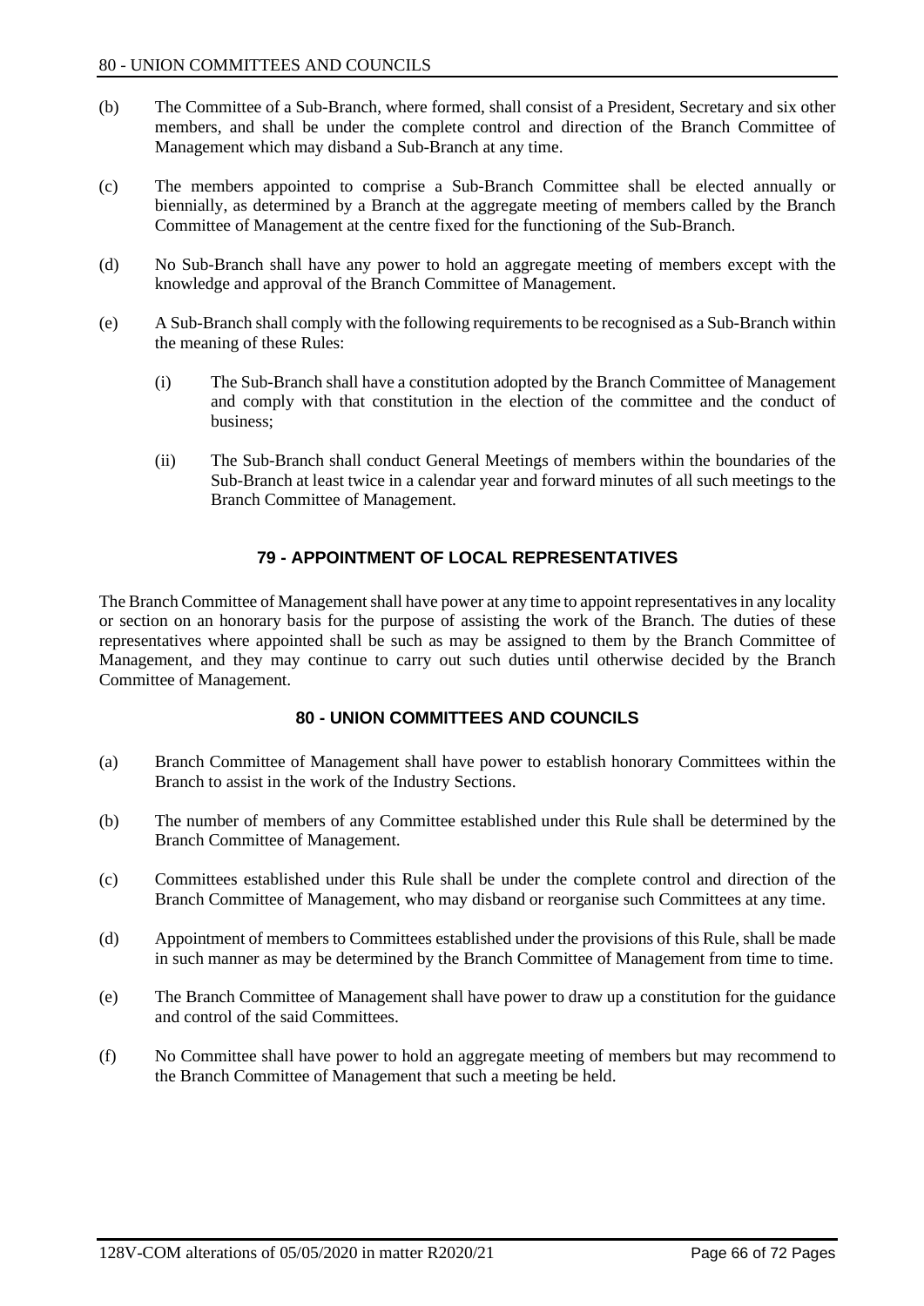(b) The Committee of a Sub-Branch, where formed, shall consist of a President, Secretary and six other members, and shall be under the complete control and direction of the Branch Committee of Management which may disband a Sub-Branch at any time.

(c) The members appointed to comprise a Sub-Branch Committee shall be elected annually or biennially, as determined by a Branch at the aggregate meeting of members called by the Branch Committee of Management at the centre fixed for the functioning of the Sub-Branch.

(d) No Sub-Branch shall have any power to hold an aggregate meeting of members except with the knowledge and approval of the Branch Committee of Management.

(e) A Sub-Branch shall comply with the following requirements to be recognised as a Sub-Branch within the meaning of these Rules:

  (i) The Sub-Branch shall have a constitution adopted by the Branch Committee of Management and comply with that constitution in the election of the committee and the conduct of business;

  (ii) The Sub-Branch shall conduct General Meetings of members within the boundaries of the Sub-Branch at least twice in a calendar year and forward minutes of all such meetings to the Branch Committee of Management.

## 79 - APPOINTMENT OF LOCAL REPRESENTATIVES

The Branch Committee of Management shall have power at any time to appoint representatives in any locality or section on an honorary basis for the purpose of assisting the work of the Branch. The duties of these representatives where appointed shall be such as may be assigned to them by the Branch Committee of Management, and they may continue to carry out such duties until otherwise decided by the Branch Committee of Management.

## 80 - UNION COMMITTEES AND COUNCILS

(a) Branch Committee of Management shall have power to establish honorary Committees within the Branch to assist in the work of the Industry Sections.

(b) The number of members of any Committee established under this Rule shall be determined by the Branch Committee of Management.

(c) Committees established under this Rule shall be under the complete control and direction of the Branch Committee of Management, who may disband or reorganise such Committees at any time.

(d) Appointment of members to Committees established under the provisions of this Rule, shall be made in such manner as may be determined by the Branch Committee of Management from time to time.

(e) The Branch Committee of Management shall have power to draw up a constitution for the guidance and control of the said Committees.

(f) No Committee shall have power to hold an aggregate meeting of members but may recommend to the Branch Committee of Management that such a meeting be held.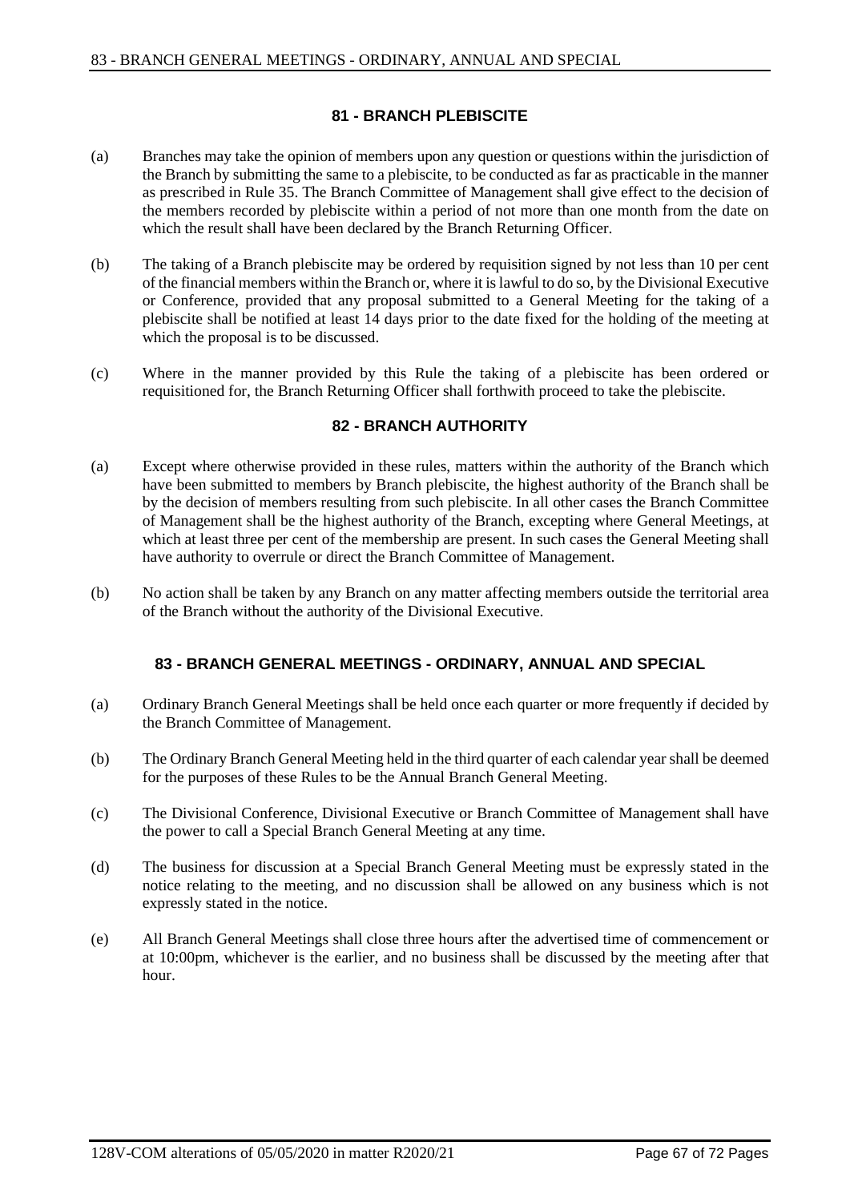## 81 - BRANCH PLEBISCITE

(a) Branches may take the opinion of members upon any question or questions within the jurisdiction of the Branch by submitting the same to a plebiscite, to be conducted as far as practicable in the manner as prescribed in Rule 35. The Branch Committee of Management shall give effect to the decision of the members recorded by plebiscite within a period of not more than one month from the date on which the result shall have been declared by the Branch Returning Officer.

(b) The taking of a Branch plebiscite may be ordered by requisition signed by not less than 10 per cent of the financial members within the Branch or, where it is lawful to do so, by the Divisional Executive or Conference, provided that any proposal submitted to a General Meeting for the taking of a plebiscite shall be notified at least 14 days prior to the date fixed for the holding of the meeting at which the proposal is to be discussed.

(c) Where in the manner provided by this Rule the taking of a plebiscite has been ordered or requisitioned for, the Branch Returning Officer shall forthwith proceed to take the plebiscite.

## 82 - BRANCH AUTHORITY

(a) Except where otherwise provided in these rules, matters within the authority of the Branch which have been submitted to members by Branch plebiscite, the highest authority of the Branch shall be by the decision of members resulting from such plebiscite. In all other cases the Branch Committee of Management shall be the highest authority of the Branch, excepting where General Meetings, at which at least three per cent of the membership are present. In such cases the General Meeting shall have authority to overrule or direct the Branch Committee of Management.

(b) No action shall be taken by any Branch on any matter affecting members outside the territorial area of the Branch without the authority of the Divisional Executive.

## 83 - BRANCH GENERAL MEETINGS - ORDINARY, ANNUAL AND SPECIAL

(a) Ordinary Branch General Meetings shall be held once each quarter or more frequently if decided by the Branch Committee of Management.

(b) The Ordinary Branch General Meeting held in the third quarter of each calendar year shall be deemed for the purposes of these Rules to be the Annual Branch General Meeting.

(c) The Divisional Conference, Divisional Executive or Branch Committee of Management shall have the power to call a Special Branch General Meeting at any time.

(d) The business for discussion at a Special Branch General Meeting must be expressly stated in the notice relating to the meeting, and no discussion shall be allowed on any business which is not expressly stated in the notice.

(e) All Branch General Meetings shall close three hours after the advertised time of commencement or at 10:00pm, whichever is the earlier, and no business shall be discussed by the meeting after that hour.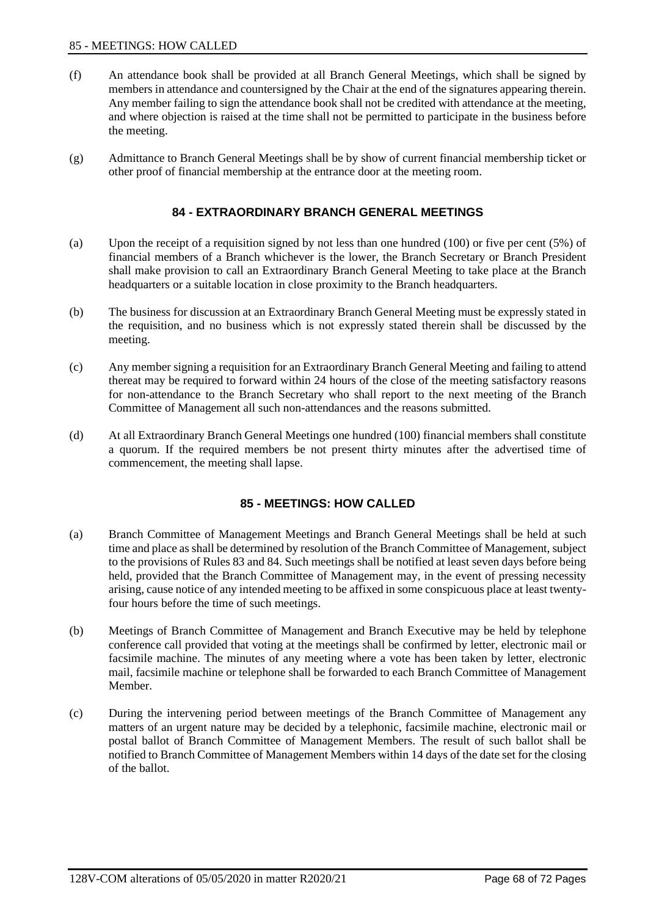(f) An attendance book shall be provided at all Branch General Meetings, which shall be signed by members in attendance and countersigned by the Chair at the end of the signatures appearing therein. Any member failing to sign the attendance book shall not be credited with attendance at the meeting, and where objection is raised at the time shall not be permitted to participate in the business before the meeting.

(g) Admittance to Branch General Meetings shall be by show of current financial membership ticket or other proof of financial membership at the entrance door at the meeting room.

## 84 - EXTRAORDINARY BRANCH GENERAL MEETINGS

(a) Upon the receipt of a requisition signed by not less than one hundred (100) or five per cent (5%) of financial members of a Branch whichever is the lower, the Branch Secretary or Branch President shall make provision to call an Extraordinary Branch General Meeting to take place at the Branch headquarters or a suitable location in close proximity to the Branch headquarters.

(b) The business for discussion at an Extraordinary Branch General Meeting must be expressly stated in the requisition, and no business which is not expressly stated therein shall be discussed by the meeting.

(c) Any member signing a requisition for an Extraordinary Branch General Meeting and failing to attend thereat may be required to forward within 24 hours of the close of the meeting satisfactory reasons for non-attendance to the Branch Secretary who shall report to the next meeting of the Branch Committee of Management all such non-attendances and the reasons submitted.

(d) At all Extraordinary Branch General Meetings one hundred (100) financial members shall constitute a quorum. If the required members be not present thirty minutes after the advertised time of commencement, the meeting shall lapse.

## 85 - MEETINGS: HOW CALLED

(a) Branch Committee of Management Meetings and Branch General Meetings shall be held at such time and place as shall be determined by resolution of the Branch Committee of Management, subject to the provisions of Rules 83 and 84. Such meetings shall be notified at least seven days before being held, provided that the Branch Committee of Management may, in the event of pressing necessity arising, cause notice of any intended meeting to be affixed in some conspicuous place at least twenty-four hours before the time of such meetings.

(b) Meetings of Branch Committee of Management and Branch Executive may be held by telephone conference call provided that voting at the meetings shall be confirmed by letter, electronic mail or facsimile machine. The minutes of any meeting where a vote has been taken by letter, electronic mail, facsimile machine or telephone shall be forwarded to each Branch Committee of Management Member.

(c) During the intervening period between meetings of the Branch Committee of Management any matters of an urgent nature may be decided by a telephonic, facsimile machine, electronic mail or postal ballot of Branch Committee of Management Members. The result of such ballot shall be notified to Branch Committee of Management Members within 14 days of the date set for the closing of the ballot.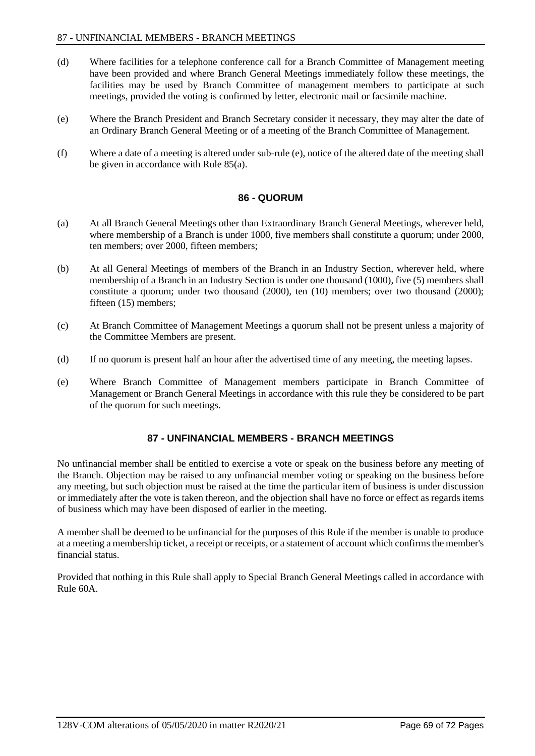(d) Where facilities for a telephone conference call for a Branch Committee of Management meeting have been provided and where Branch General Meetings immediately follow these meetings, the facilities may be used by Branch Committee of management members to participate at such meetings, provided the voting is confirmed by letter, electronic mail or facsimile machine.

(e) Where the Branch President and Branch Secretary consider it necessary, they may alter the date of an Ordinary Branch General Meeting or of a meeting of the Branch Committee of Management.

(f) Where a date of a meeting is altered under sub-rule (e), notice of the altered date of the meeting shall be given in accordance with Rule 85(a).

## 86 - QUORUM

(a) At all Branch General Meetings other than Extraordinary Branch General Meetings, wherever held, where membership of a Branch is under 1000, five members shall constitute a quorum; under 2000, ten members; over 2000, fifteen members;

(b) At all General Meetings of members of the Branch in an Industry Section, wherever held, where membership of a Branch in an Industry Section is under one thousand (1000), five (5) members shall constitute a quorum; under two thousand (2000), ten (10) members; over two thousand (2000); fifteen (15) members;

(c) At Branch Committee of Management Meetings a quorum shall not be present unless a majority of the Committee Members are present.

(d) If no quorum is present half an hour after the advertised time of any meeting, the meeting lapses.

(e) Where Branch Committee of Management members participate in Branch Committee of Management or Branch General Meetings in accordance with this rule they be considered to be part of the quorum for such meetings.

## 87 - UNFINANCIAL MEMBERS - BRANCH MEETINGS

No unfinancial member shall be entitled to exercise a vote or speak on the business before any meeting of the Branch. Objection may be raised to any unfinancial member voting or speaking on the business before any meeting, but such objection must be raised at the time the particular item of business is under discussion or immediately after the vote is taken thereon, and the objection shall have no force or effect as regards items of business which may have been disposed of earlier in the meeting.

A member shall be deemed to be unfinancial for the purposes of this Rule if the member is unable to produce at a meeting a membership ticket, a receipt or receipts, or a statement of account which confirms the member's financial status.

Provided that nothing in this Rule shall apply to Special Branch General Meetings called in accordance with Rule 60A.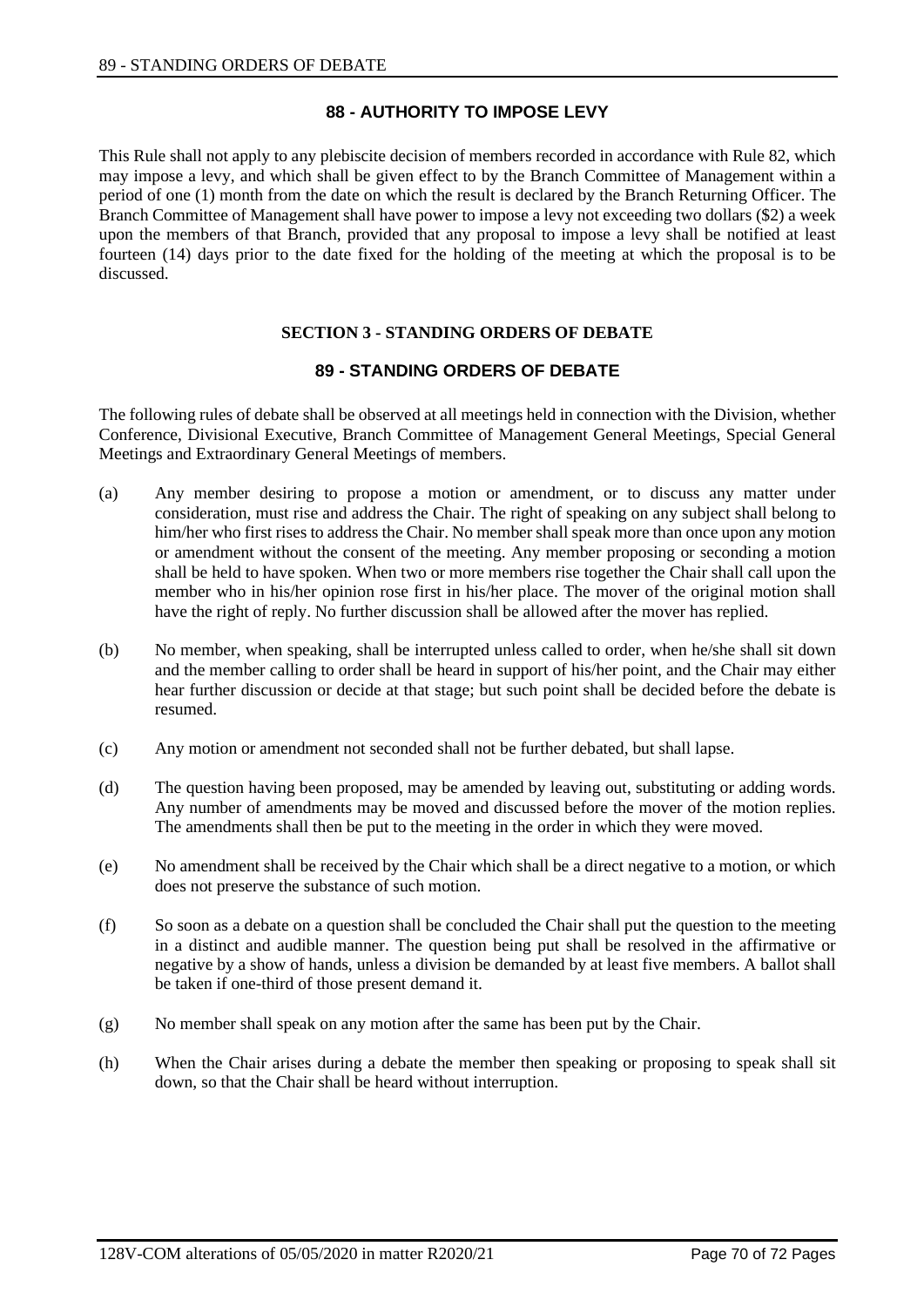## 88 - AUTHORITY TO IMPOSE LEVY

This Rule shall not apply to any plebiscite decision of members recorded in accordance with Rule 82, which may impose a levy, and which shall be given effect to by the Branch Committee of Management within a period of one (1) month from the date on which the result is declared by the Branch Returning Officer. The Branch Committee of Management shall have power to impose a levy not exceeding two dollars ($2) a week upon the members of that Branch, provided that any proposal to impose a levy shall be notified at least fourteen (14) days prior to the date fixed for the holding of the meeting at which the proposal is to be discussed.

# SECTION 3 - STANDING ORDERS OF DEBATE

## 89 - STANDING ORDERS OF DEBATE

The following rules of debate shall be observed at all meetings held in connection with the Division, whether Conference, Divisional Executive, Branch Committee of Management General Meetings, Special General Meetings and Extraordinary General Meetings of members.

(a) Any member desiring to propose a motion or amendment, or to discuss any matter under consideration, must rise and address the Chair. The right of speaking on any subject shall belong to him/her who first rises to address the Chair. No member shall speak more than once upon any motion or amendment without the consent of the meeting. Any member proposing or seconding a motion shall be held to have spoken. When two or more members rise together the Chair shall call upon the member who in his/her opinion rose first in his/her place. The mover of the original motion shall have the right of reply. No further discussion shall be allowed after the mover has replied.

(b) No member, when speaking, shall be interrupted unless called to order, when he/she shall sit down and the member calling to order shall be heard in support of his/her point, and the Chair may either hear further discussion or decide at that stage; but such point shall be decided before the debate is resumed.

(c) Any motion or amendment not seconded shall not be further debated, but shall lapse.

(d) The question having been proposed, may be amended by leaving out, substituting or adding words. Any number of amendments may be moved and discussed before the mover of the motion replies. The amendments shall then be put to the meeting in the order in which they were moved.

(e) No amendment shall be received by the Chair which shall be a direct negative to a motion, or which does not preserve the substance of such motion.

(f) So soon as a debate on a question shall be concluded the Chair shall put the question to the meeting in a distinct and audible manner. The question being put shall be resolved in the affirmative or negative by a show of hands, unless a division be demanded by at least five members. A ballot shall be taken if one-third of those present demand it.

(g) No member shall speak on any motion after the same has been put by the Chair.

(h) When the Chair arises during a debate the member then speaking or proposing to speak shall sit down, so that the Chair shall be heard without interruption.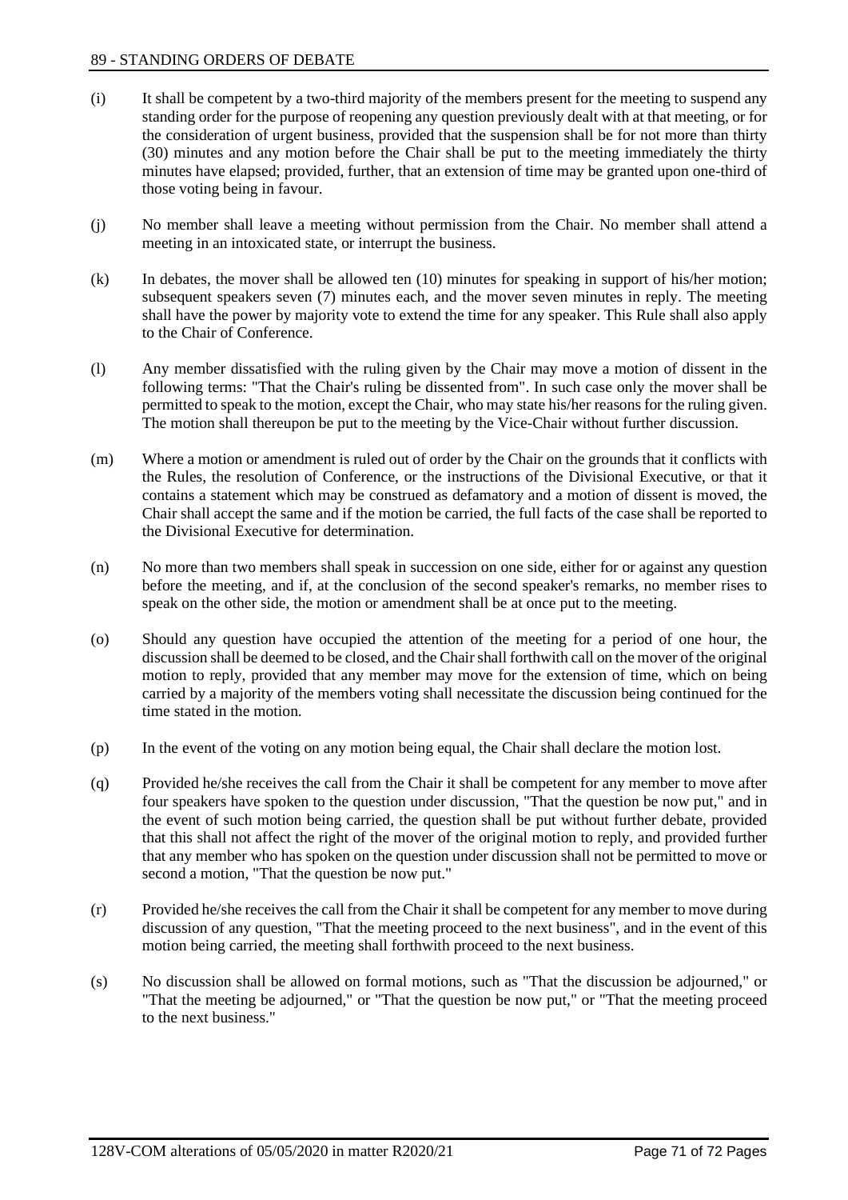(i) It shall be competent by a two-third majority of the members present for the meeting to suspend any standing order for the purpose of reopening any question previously dealt with at that meeting, or for the consideration of urgent business, provided that the suspension shall be for not more than thirty (30) minutes and any motion before the Chair shall be put to the meeting immediately the thirty minutes have elapsed; provided, further, that an extension of time may be granted upon one-third of those voting being in favour.

(j) No member shall leave a meeting without permission from the Chair. No member shall attend a meeting in an intoxicated state, or interrupt the business.

(k) In debates, the mover shall be allowed ten (10) minutes for speaking in support of his/her motion; subsequent speakers seven (7) minutes each, and the mover seven minutes in reply. The meeting shall have the power by majority vote to extend the time for any speaker. This Rule shall also apply to the Chair of Conference.

(l) Any member dissatisfied with the ruling given by the Chair may move a motion of dissent in the following terms: "That the Chair's ruling be dissented from". In such case only the mover shall be permitted to speak to the motion, except the Chair, who may state his/her reasons for the ruling given. The motion shall thereupon be put to the meeting by the Vice-Chair without further discussion.

(m) Where a motion or amendment is ruled out of order by the Chair on the grounds that it conflicts with the Rules, the resolution of Conference, or the instructions of the Divisional Executive, or that it contains a statement which may be construed as defamatory and a motion of dissent is moved, the Chair shall accept the same and if the motion be carried, the full facts of the case shall be reported to the Divisional Executive for determination.

(n) No more than two members shall speak in succession on one side, either for or against any question before the meeting, and if, at the conclusion of the second speaker's remarks, no member rises to speak on the other side, the motion or amendment shall be at once put to the meeting.

(o) Should any question have occupied the attention of the meeting for a period of one hour, the discussion shall be deemed to be closed, and the Chair shall forthwith call on the mover of the original motion to reply, provided that any member may move for the extension of time, which on being carried by a majority of the members voting shall necessitate the discussion being continued for the time stated in the motion.

(p) In the event of the voting on any motion being equal, the Chair shall declare the motion lost.

(q) Provided he/she receives the call from the Chair it shall be competent for any member to move after four speakers have spoken to the question under discussion, "That the question be now put," and in the event of such motion being carried, the question shall be put without further debate, provided that this shall not affect the right of the mover of the original motion to reply, and provided further that any member who has spoken on the question under discussion shall not be permitted to move or second a motion, "That the question be now put."

(r) Provided he/she receives the call from the Chair it shall be competent for any member to move during discussion of any question, "That the meeting proceed to the next business", and in the event of this motion being carried, the meeting shall forthwith proceed to the next business.

(s) No discussion shall be allowed on formal motions, such as "That the discussion be adjourned," or "That the meeting be adjourned," or "That the question be now put," or "That the meeting proceed to the next business."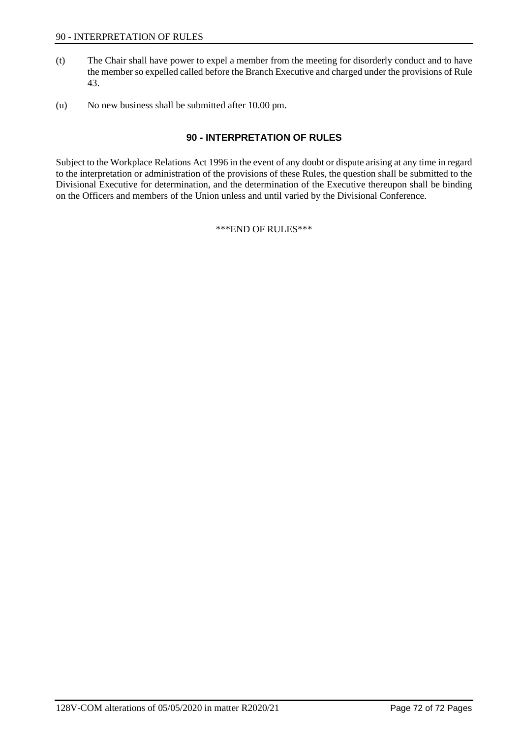(t) The Chair shall have power to expel a member from the meeting for disorderly conduct and to have the member so expelled called before the Branch Executive and charged under the provisions of Rule 43.

(u) No new business shall be submitted after 10.00 pm.

## 90 - INTERPRETATION OF RULES

Subject to the Workplace Relations Act 1996 in the event of any doubt or dispute arising at any time in regard to the interpretation or administration of the provisions of these Rules, the question shall be submitted to the Divisional Executive for determination, and the determination of the Executive thereupon shall be binding on the Officers and members of the Union unless and until varied by the Divisional Conference.

***END OF RULES***